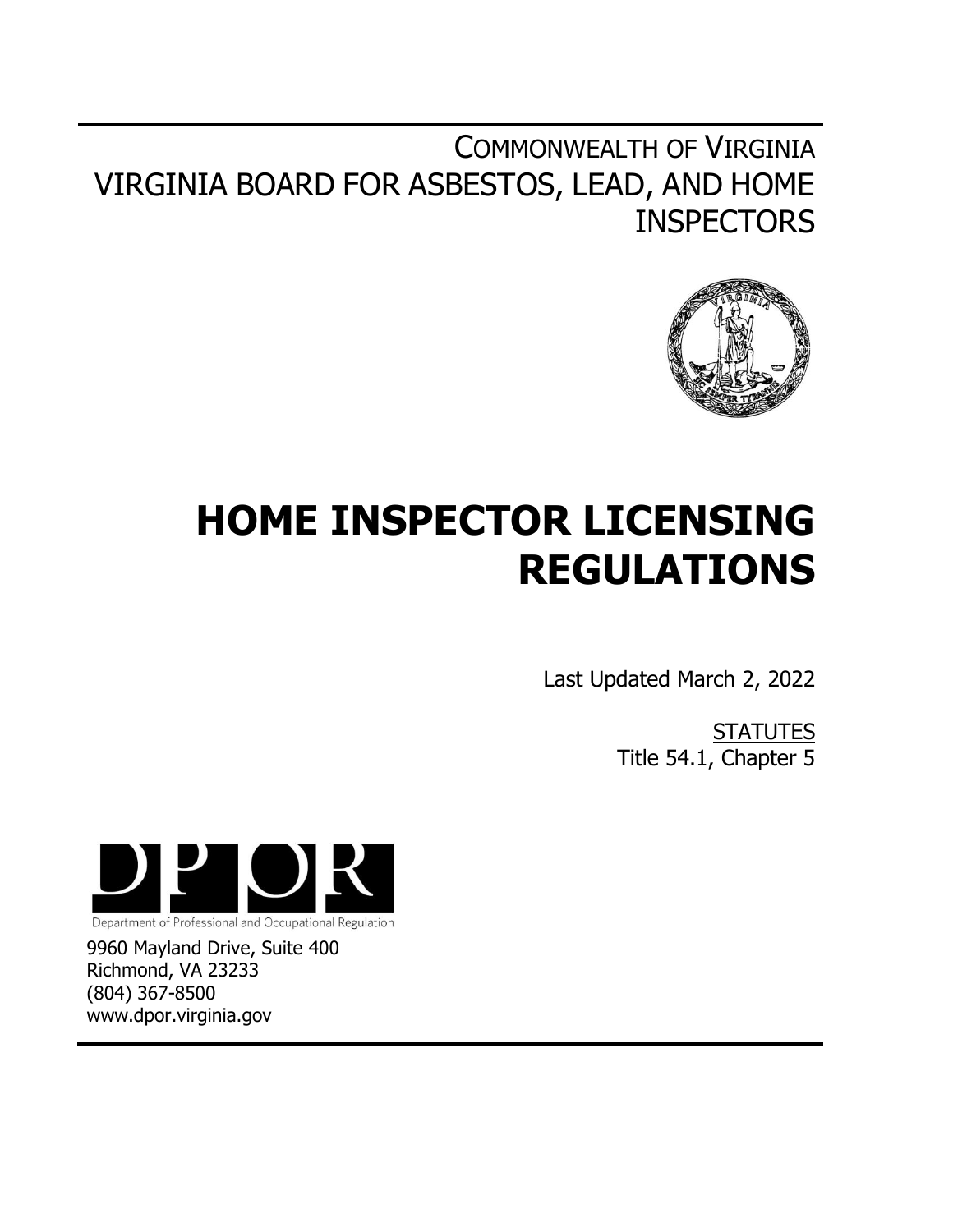COMMONWEALTH OF VIRGINIA
VIRGINIA BOARD FOR ASBESTOS, LEAD, AND HOME INSPECTORS

# HOME INSPECTOR LICENSING REGULATIONS

Last Updated March 2, 2022

STATUTES
Title 54.1, Chapter 5

DPOR
Department of Professional and Occupational Regulation

9960 Mayland Drive, Suite 400
Richmond, VA 23233
(804) 367-8500
www.dpor.virginia.gov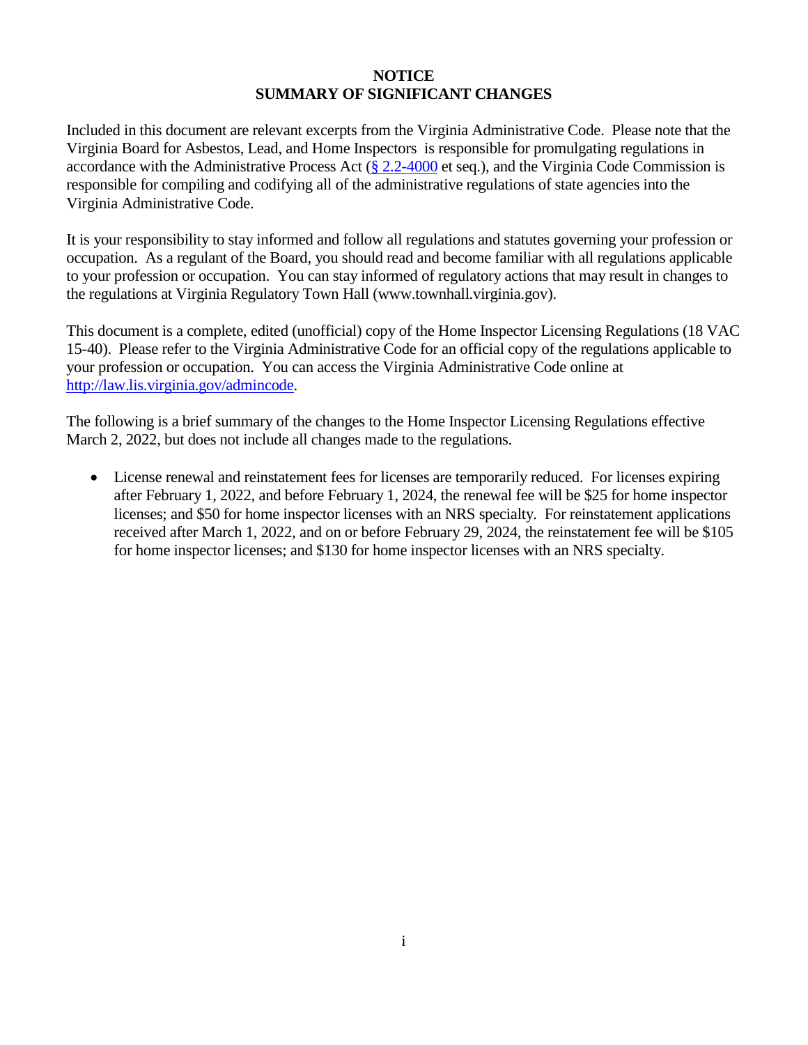# NOTICE
# SUMMARY OF SIGNIFICANT CHANGES

Included in this document are relevant excerpts from the Virginia Administrative Code. Please note that the Virginia Board for Asbestos, Lead, and Home Inspectors is responsible for promulgating regulations in accordance with the Administrative Process Act (§ 2.2-4000 et seq.), and the Virginia Code Commission is responsible for compiling and codifying all of the administrative regulations of state agencies into the Virginia Administrative Code.

It is your responsibility to stay informed and follow all regulations and statutes governing your profession or occupation. As a regulant of the Board, you should read and become familiar with all regulations applicable to your profession or occupation. You can stay informed of regulatory actions that may result in changes to the regulations at Virginia Regulatory Town Hall (www.townhall.virginia.gov).

This document is a complete, edited (unofficial) copy of the Home Inspector Licensing Regulations (18 VAC 15-40). Please refer to the Virginia Administrative Code for an official copy of the regulations applicable to your profession or occupation. You can access the Virginia Administrative Code online at http://law.lis.virginia.gov/admincode.

The following is a brief summary of the changes to the Home Inspector Licensing Regulations effective March 2, 2022, but does not include all changes made to the regulations.

- License renewal and reinstatement fees for licenses are temporarily reduced. For licenses expiring after February 1, 2022, and before February 1, 2024, the renewal fee will be $25 for home inspector licenses; and $50 for home inspector licenses with an NRS specialty. For reinstatement applications received after March 1, 2022, and on or before February 29, 2024, the reinstatement fee will be $105 for home inspector licenses; and $130 for home inspector licenses with an NRS specialty.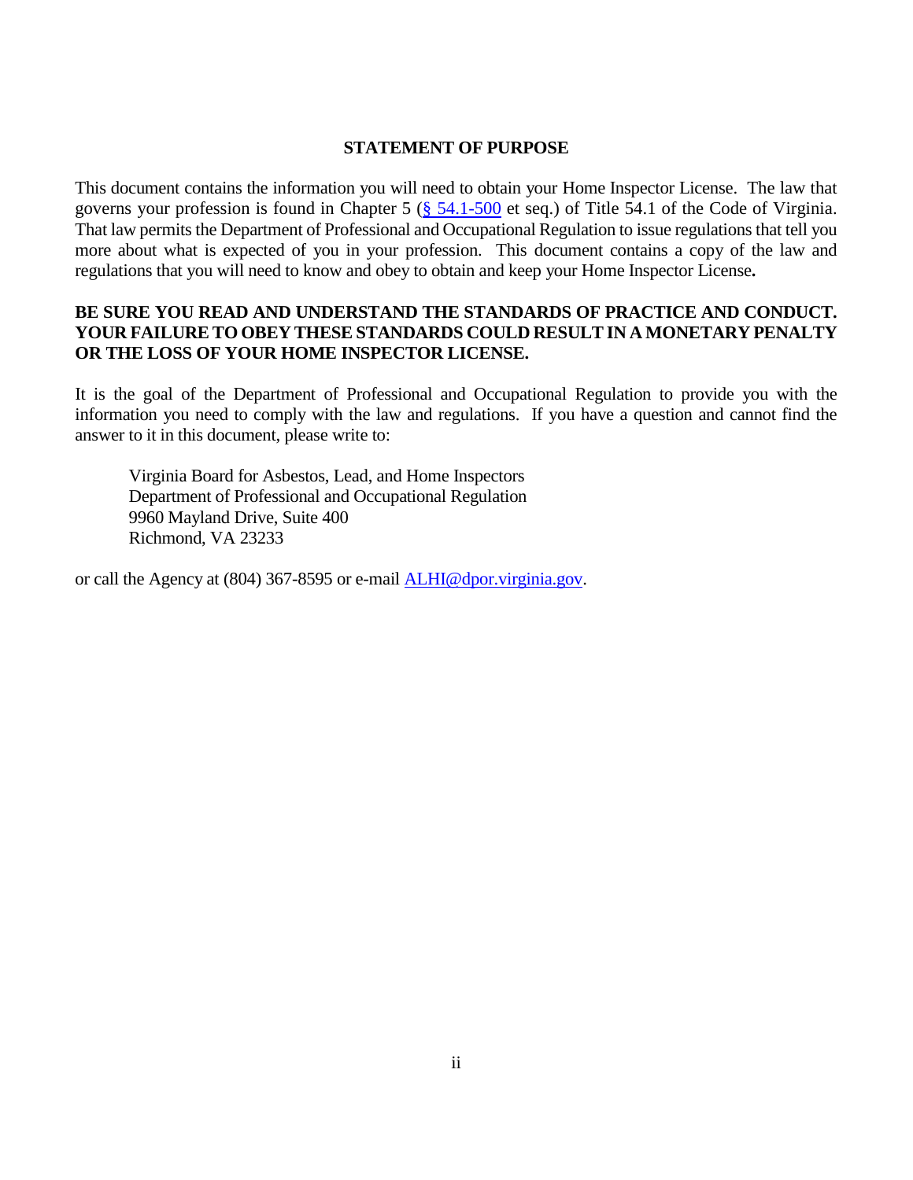## STATEMENT OF PURPOSE

This document contains the information you will need to obtain your Home Inspector License. The law that governs your profession is found in Chapter 5 (§ 54.1-500 et seq.) of Title 54.1 of the Code of Virginia. That law permits the Department of Professional and Occupational Regulation to issue regulations that tell you more about what is expected of you in your profession. This document contains a copy of the law and regulations that you will need to know and obey to obtain and keep your Home Inspector License**.**

**BE SURE YOU READ AND UNDERSTAND THE STANDARDS OF PRACTICE AND CONDUCT. YOUR FAILURE TO OBEY THESE STANDARDS COULD RESULT IN A MONETARY PENALTY OR THE LOSS OF YOUR HOME INSPECTOR LICENSE.**

It is the goal of the Department of Professional and Occupational Regulation to provide you with the information you need to comply with the law and regulations. If you have a question and cannot find the answer to it in this document, please write to:

Virginia Board for Asbestos, Lead, and Home Inspectors
Department of Professional and Occupational Regulation
9960 Mayland Drive, Suite 400
Richmond, VA 23233

or call the Agency at (804) 367-8595 or e-mail ALHI@dpor.virginia.gov.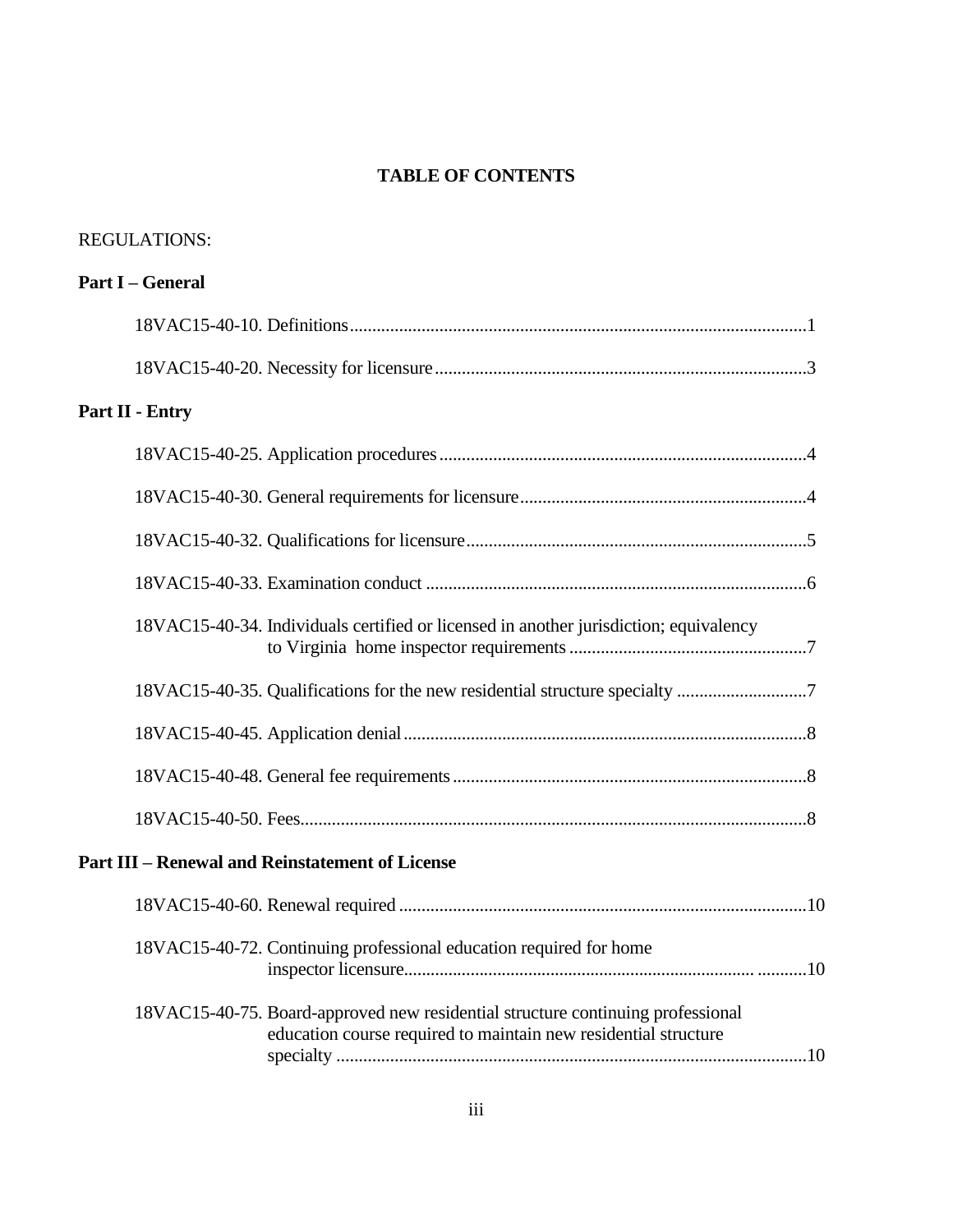# TABLE OF CONTENTS

REGULATIONS:

**Part I – General**

18VAC15-40-10. Definitions ........ 1

18VAC15-40-20. Necessity for licensure ........ 3

**Part II - Entry**

18VAC15-40-25. Application procedures ........ 4

18VAC15-40-30. General requirements for licensure ........ 4

18VAC15-40-32. Qualifications for licensure ........ 5

18VAC15-40-33. Examination conduct ........ 6

18VAC15-40-34. Individuals certified or licensed in another jurisdiction; equivalency to Virginia home inspector requirements ........ 7

18VAC15-40-35. Qualifications for the new residential structure specialty ........ 7

18VAC15-40-45. Application denial ........ 8

18VAC15-40-48. General fee requirements ........ 8

18VAC15-40-50. Fees ........ 8

**Part III – Renewal and Reinstatement of License**

18VAC15-40-60. Renewal required ........ 10

18VAC15-40-72. Continuing professional education required for home inspector licensure ........ 10

18VAC15-40-75. Board-approved new residential structure continuing professional education course required to maintain new residential structure specialty ........ 10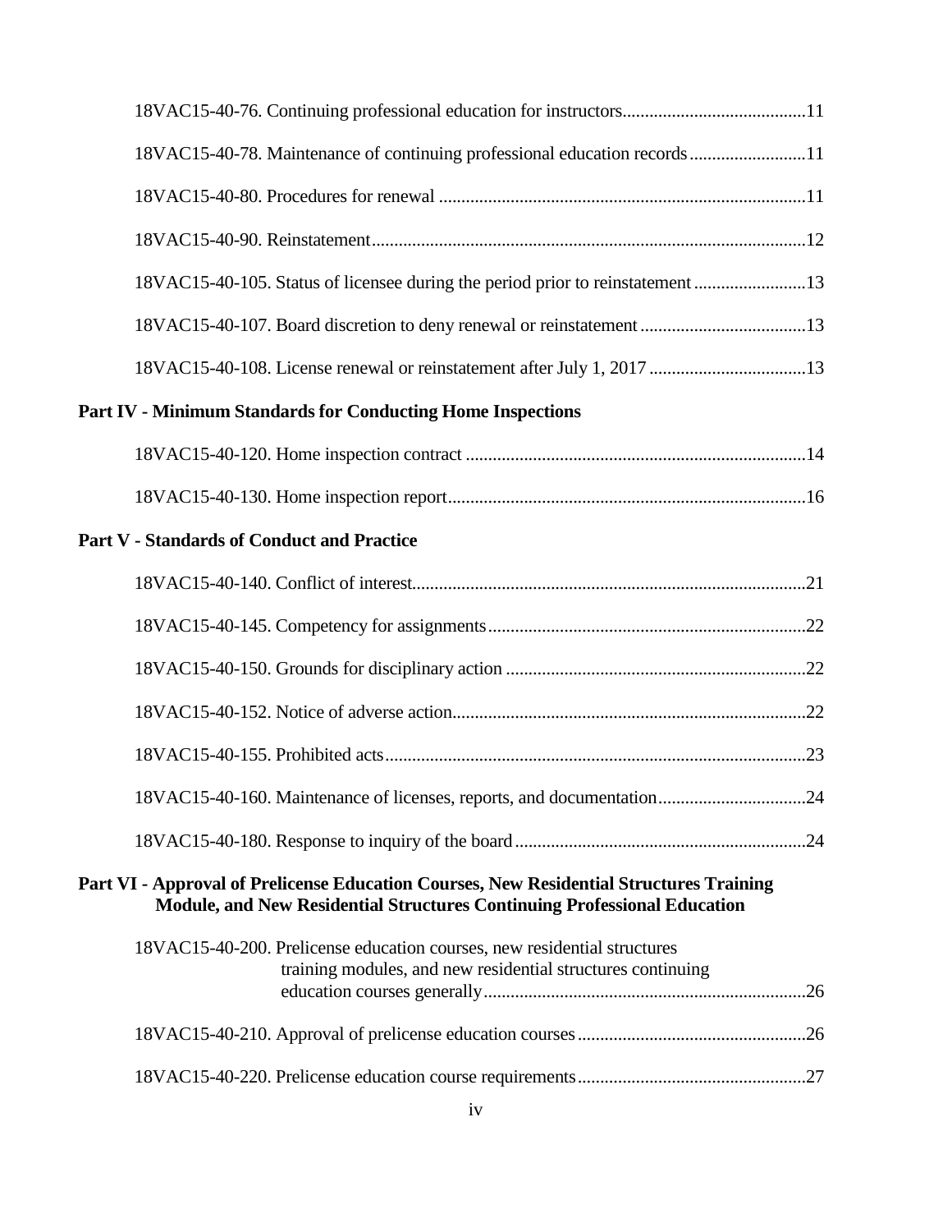18VAC15-40-76. Continuing professional education for instructors.........................................11

18VAC15-40-78. Maintenance of continuing professional education records..........................11

18VAC15-40-80. Procedures for renewal .................................................................................11

18VAC15-40-90. Reinstatement................................................................................................12

18VAC15-40-105. Status of licensee during the period prior to reinstatement .........................13

18VAC15-40-107. Board discretion to deny renewal or reinstatement .....................................13

18VAC15-40-108. License renewal or reinstatement after July 1, 2017 ...................................13

**Part IV - Minimum Standards for Conducting Home Inspections**

18VAC15-40-120. Home inspection contract ...........................................................................14

18VAC15-40-130. Home inspection report...............................................................................16

**Part V - Standards of Conduct and Practice**

18VAC15-40-140. Conflict of interest.......................................................................................21

18VAC15-40-145. Competency for assignments......................................................................22

18VAC15-40-150. Grounds for disciplinary action ..................................................................22

18VAC15-40-152. Notice of adverse action..............................................................................22

18VAC15-40-155. Prohibited acts.............................................................................................23

18VAC15-40-160. Maintenance of licenses, reports, and documentation.................................24

18VAC15-40-180. Response to inquiry of the board................................................................24

**Part VI - Approval of Prelicense Education Courses, New Residential Structures Training Module, and New Residential Structures Continuing Professional Education**

18VAC15-40-200. Prelicense education courses, new residential structures training modules, and new residential structures continuing education courses generally.......................................................................26

18VAC15-40-210. Approval of prelicense education courses..................................................26

18VAC15-40-220. Prelicense education course requirements..................................................27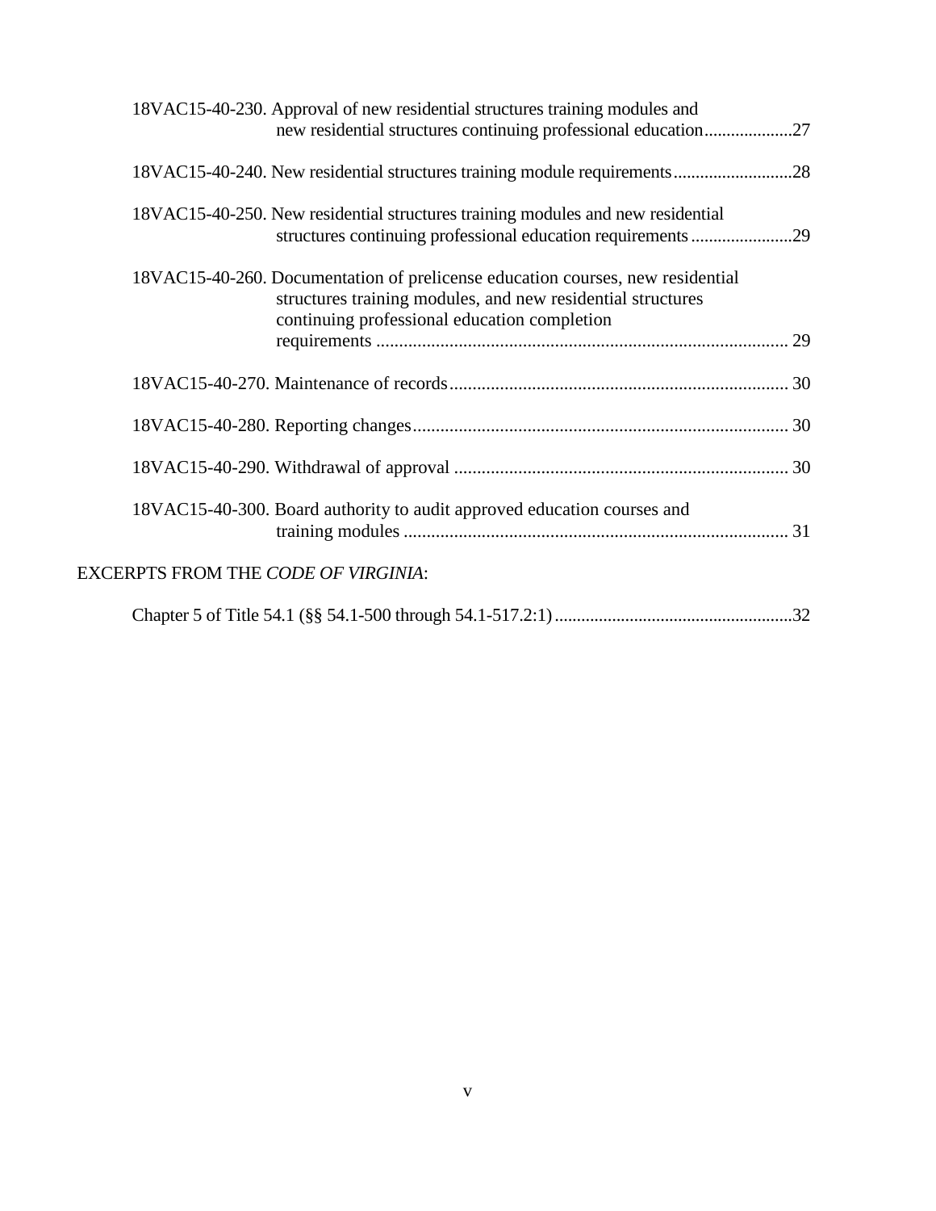18VAC15-40-230. Approval of new residential structures training modules and new residential structures continuing professional education....................27

18VAC15-40-240. New residential structures training module requirements...........................28

18VAC15-40-250. New residential structures training modules and new residential structures continuing professional education requirements.......................29

18VAC15-40-260. Documentation of prelicense education courses, new residential structures training modules, and new residential structures continuing professional education completion requirements ......................................................................................... 29

18VAC15-40-270. Maintenance of records......................................................................... 30

18VAC15-40-280. Reporting changes................................................................................. 30

18VAC15-40-290. Withdrawal of approval ........................................................................ 30

18VAC15-40-300. Board authority to audit approved education courses and training modules ................................................................................... 31

EXCERPTS FROM THE *CODE OF VIRGINIA*:

Chapter 5 of Title 54.1 (§§ 54.1-500 through 54.1-517.2:1).....................................................32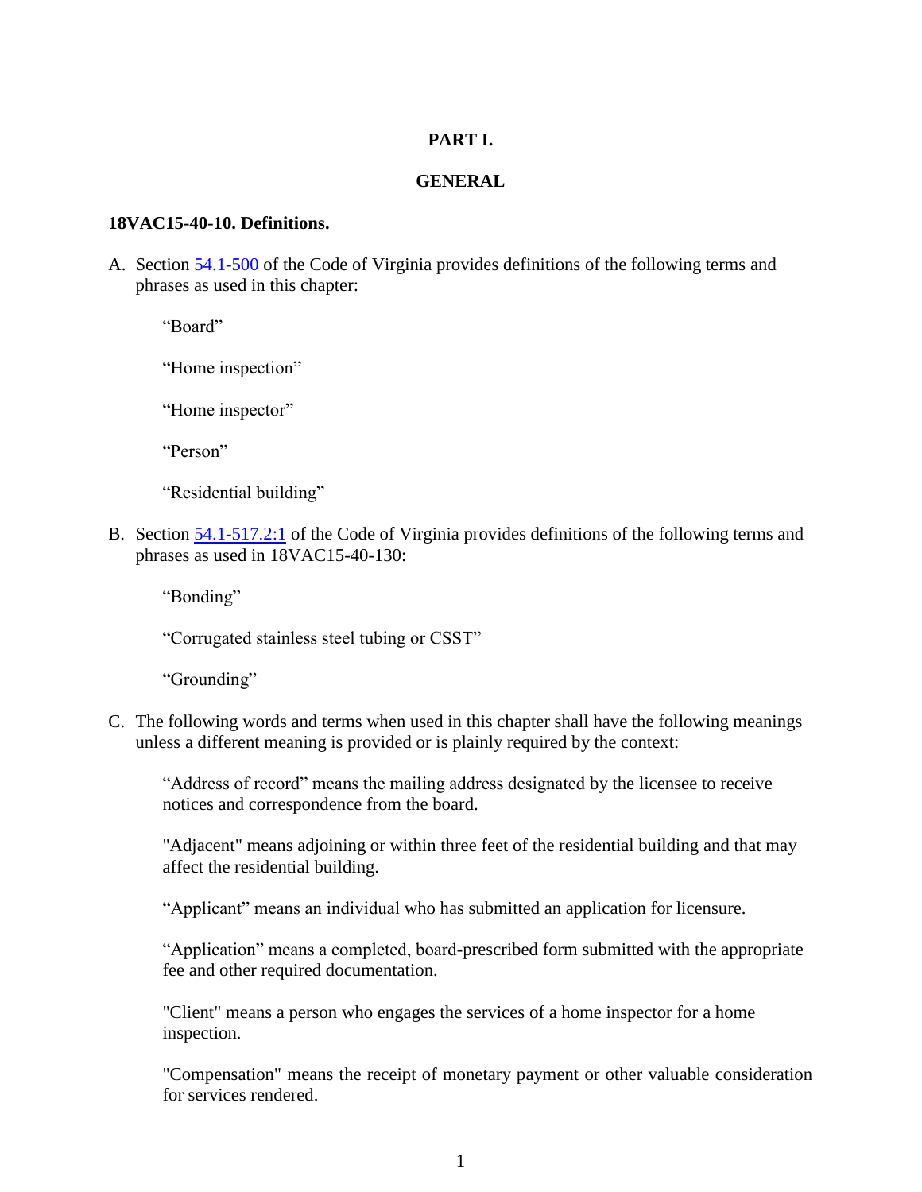# PART I.

## GENERAL

### 18VAC15-40-10. Definitions.

A. Section 54.1-500 of the Code of Virginia provides definitions of the following terms and phrases as used in this chapter:

> "Board"
>
> "Home inspection"
>
> "Home inspector"
>
> "Person"
>
> "Residential building"

B. Section 54.1-517.2:1 of the Code of Virginia provides definitions of the following terms and phrases as used in 18VAC15-40-130:

> "Bonding"
>
> "Corrugated stainless steel tubing or CSST"
>
> "Grounding"

C. The following words and terms when used in this chapter shall have the following meanings unless a different meaning is provided or is plainly required by the context:

> "Address of record" means the mailing address designated by the licensee to receive notices and correspondence from the board.
>
> "Adjacent" means adjoining or within three feet of the residential building and that may affect the residential building.
>
> "Applicant" means an individual who has submitted an application for licensure.
>
> "Application" means a completed, board-prescribed form submitted with the appropriate fee and other required documentation.
>
> "Client" means a person who engages the services of a home inspector for a home inspection.
>
> "Compensation" means the receipt of monetary payment or other valuable consideration for services rendered.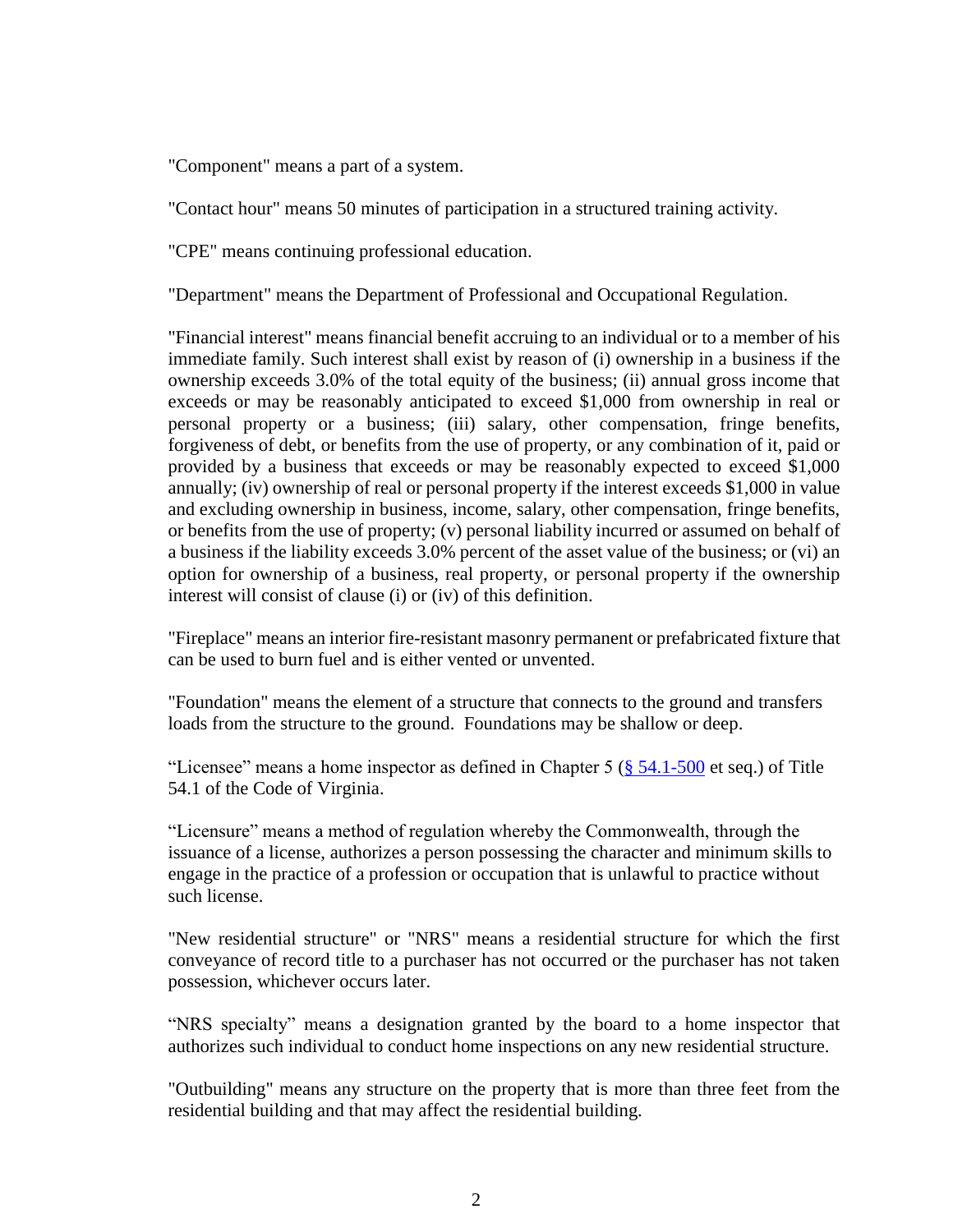"Component" means a part of a system.

"Contact hour" means 50 minutes of participation in a structured training activity.

"CPE" means continuing professional education.

"Department" means the Department of Professional and Occupational Regulation.

"Financial interest" means financial benefit accruing to an individual or to a member of his immediate family. Such interest shall exist by reason of (i) ownership in a business if the ownership exceeds 3.0% of the total equity of the business; (ii) annual gross income that exceeds or may be reasonably anticipated to exceed $1,000 from ownership in real or personal property or a business; (iii) salary, other compensation, fringe benefits, forgiveness of debt, or benefits from the use of property, or any combination of it, paid or provided by a business that exceeds or may be reasonably expected to exceed $1,000 annually; (iv) ownership of real or personal property if the interest exceeds $1,000 in value and excluding ownership in business, income, salary, other compensation, fringe benefits, or benefits from the use of property; (v) personal liability incurred or assumed on behalf of a business if the liability exceeds 3.0% percent of the asset value of the business; or (vi) an option for ownership of a business, real property, or personal property if the ownership interest will consist of clause (i) or (iv) of this definition.

"Fireplace" means an interior fire-resistant masonry permanent or prefabricated fixture that can be used to burn fuel and is either vented or unvented.

"Foundation" means the element of a structure that connects to the ground and transfers loads from the structure to the ground. Foundations may be shallow or deep.

"Licensee" means a home inspector as defined in Chapter 5 (§ 54.1-500 et seq.) of Title 54.1 of the Code of Virginia.

"Licensure" means a method of regulation whereby the Commonwealth, through the issuance of a license, authorizes a person possessing the character and minimum skills to engage in the practice of a profession or occupation that is unlawful to practice without such license.

"New residential structure" or "NRS" means a residential structure for which the first conveyance of record title to a purchaser has not occurred or the purchaser has not taken possession, whichever occurs later.

"NRS specialty" means a designation granted by the board to a home inspector that authorizes such individual to conduct home inspections on any new residential structure.

"Outbuilding" means any structure on the property that is more than three feet from the residential building and that may affect the residential building.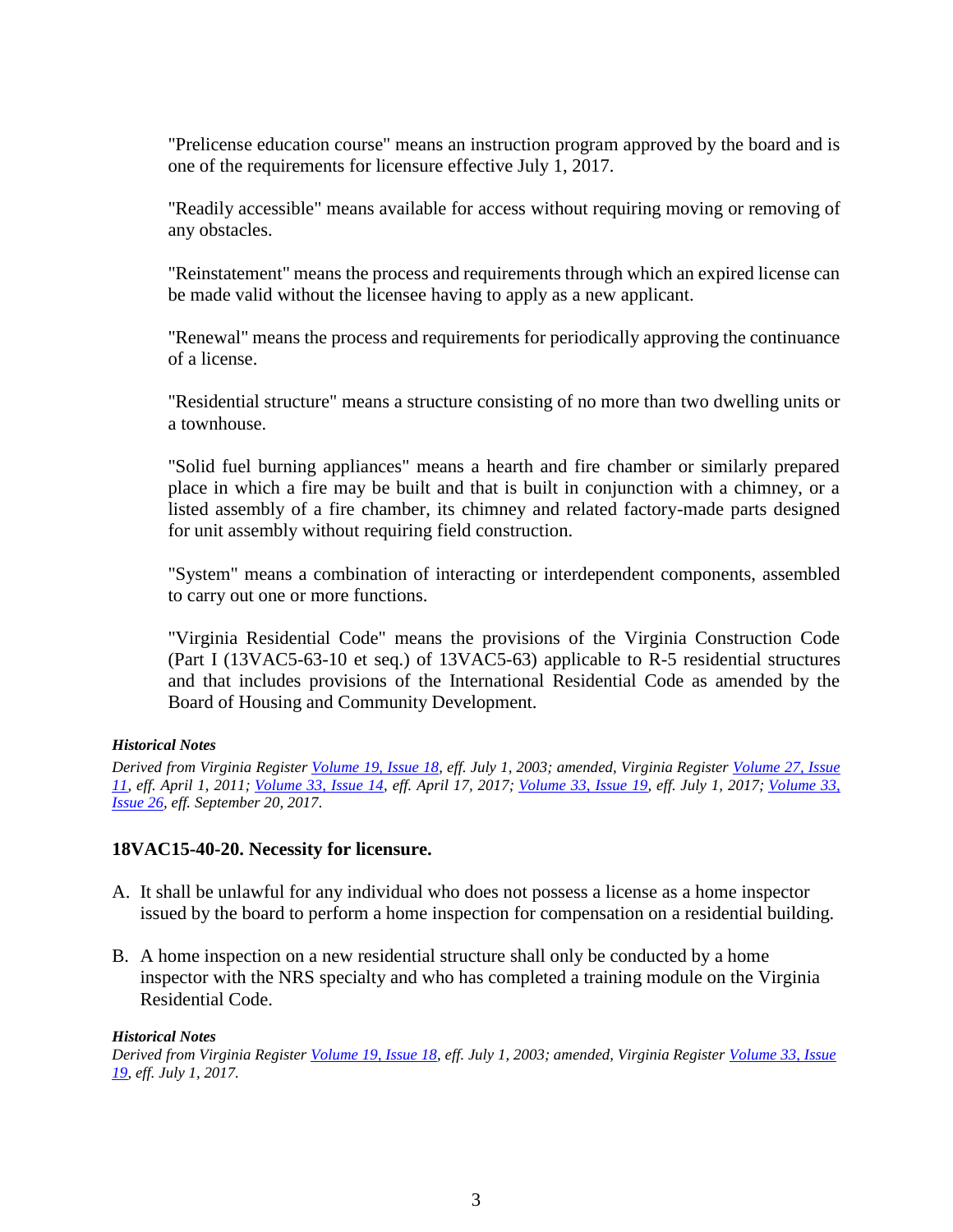"Prelicense education course" means an instruction program approved by the board and is one of the requirements for licensure effective July 1, 2017.

"Readily accessible" means available for access without requiring moving or removing of any obstacles.

"Reinstatement" means the process and requirements through which an expired license can be made valid without the licensee having to apply as a new applicant.

"Renewal" means the process and requirements for periodically approving the continuance of a license.

"Residential structure" means a structure consisting of no more than two dwelling units or a townhouse.

"Solid fuel burning appliances" means a hearth and fire chamber or similarly prepared place in which a fire may be built and that is built in conjunction with a chimney, or a listed assembly of a fire chamber, its chimney and related factory-made parts designed for unit assembly without requiring field construction.

"System" means a combination of interacting or interdependent components, assembled to carry out one or more functions.

"Virginia Residential Code" means the provisions of the Virginia Construction Code (Part I (13VAC5-63-10 et seq.) of 13VAC5-63) applicable to R-5 residential structures and that includes provisions of the International Residential Code as amended by the Board of Housing and Community Development.

***Historical Notes***

*Derived from Virginia Register Volume 19, Issue 18, eff. July 1, 2003; amended, Virginia Register Volume 27, Issue 11, eff. April 1, 2011; Volume 33, Issue 14, eff. April 17, 2017; Volume 33, Issue 19, eff. July 1, 2017; Volume 33, Issue 26, eff. September 20, 2017.*

### 18VAC15-40-20. Necessity for licensure.

A. It shall be unlawful for any individual who does not possess a license as a home inspector issued by the board to perform a home inspection for compensation on a residential building.

B. A home inspection on a new residential structure shall only be conducted by a home inspector with the NRS specialty and who has completed a training module on the Virginia Residential Code.

***Historical Notes***

*Derived from Virginia Register Volume 19, Issue 18, eff. July 1, 2003; amended, Virginia Register Volume 33, Issue 19, eff. July 1, 2017.*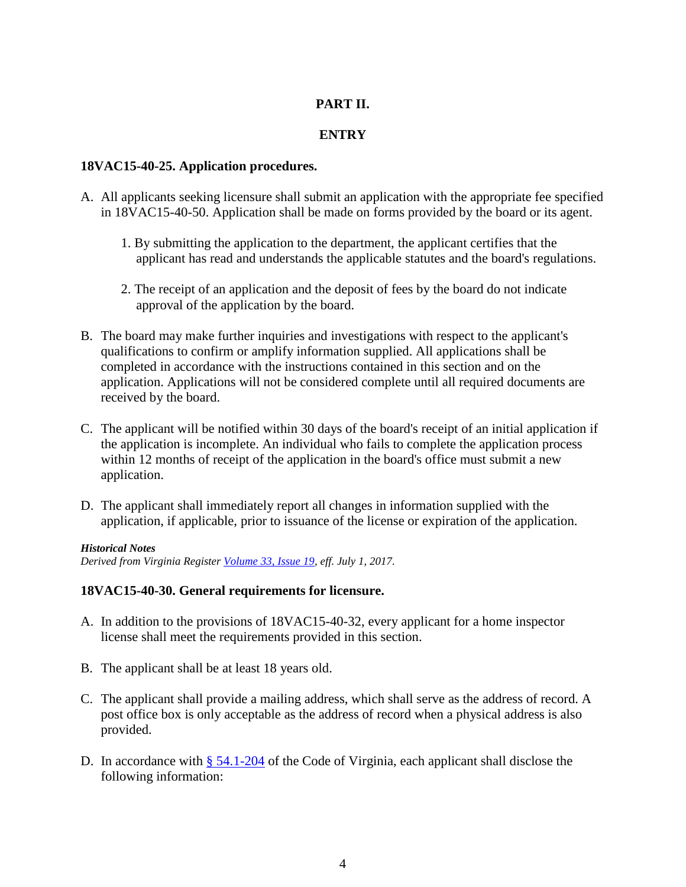## PART II.

## ENTRY

### 18VAC15-40-25. Application procedures.

A. All applicants seeking licensure shall submit an application with the appropriate fee specified in 18VAC15-40-50. Application shall be made on forms provided by the board or its agent.

   1. By submitting the application to the department, the applicant certifies that the applicant has read and understands the applicable statutes and the board's regulations.

   2. The receipt of an application and the deposit of fees by the board do not indicate approval of the application by the board.

B. The board may make further inquiries and investigations with respect to the applicant's qualifications to confirm or amplify information supplied. All applications shall be completed in accordance with the instructions contained in this section and on the application. Applications will not be considered complete until all required documents are received by the board.

C. The applicant will be notified within 30 days of the board's receipt of an initial application if the application is incomplete. An individual who fails to complete the application process within 12 months of receipt of the application in the board's office must submit a new application.

D. The applicant shall immediately report all changes in information supplied with the application, if applicable, prior to issuance of the license or expiration of the application.

***Historical Notes***
*Derived from Virginia Register Volume 33, Issue 19, eff. July 1, 2017.*

### 18VAC15-40-30. General requirements for licensure.

A. In addition to the provisions of 18VAC15-40-32, every applicant for a home inspector license shall meet the requirements provided in this section.

B. The applicant shall be at least 18 years old.

C. The applicant shall provide a mailing address, which shall serve as the address of record. A post office box is only acceptable as the address of record when a physical address is also provided.

D. In accordance with § 54.1-204 of the Code of Virginia, each applicant shall disclose the following information: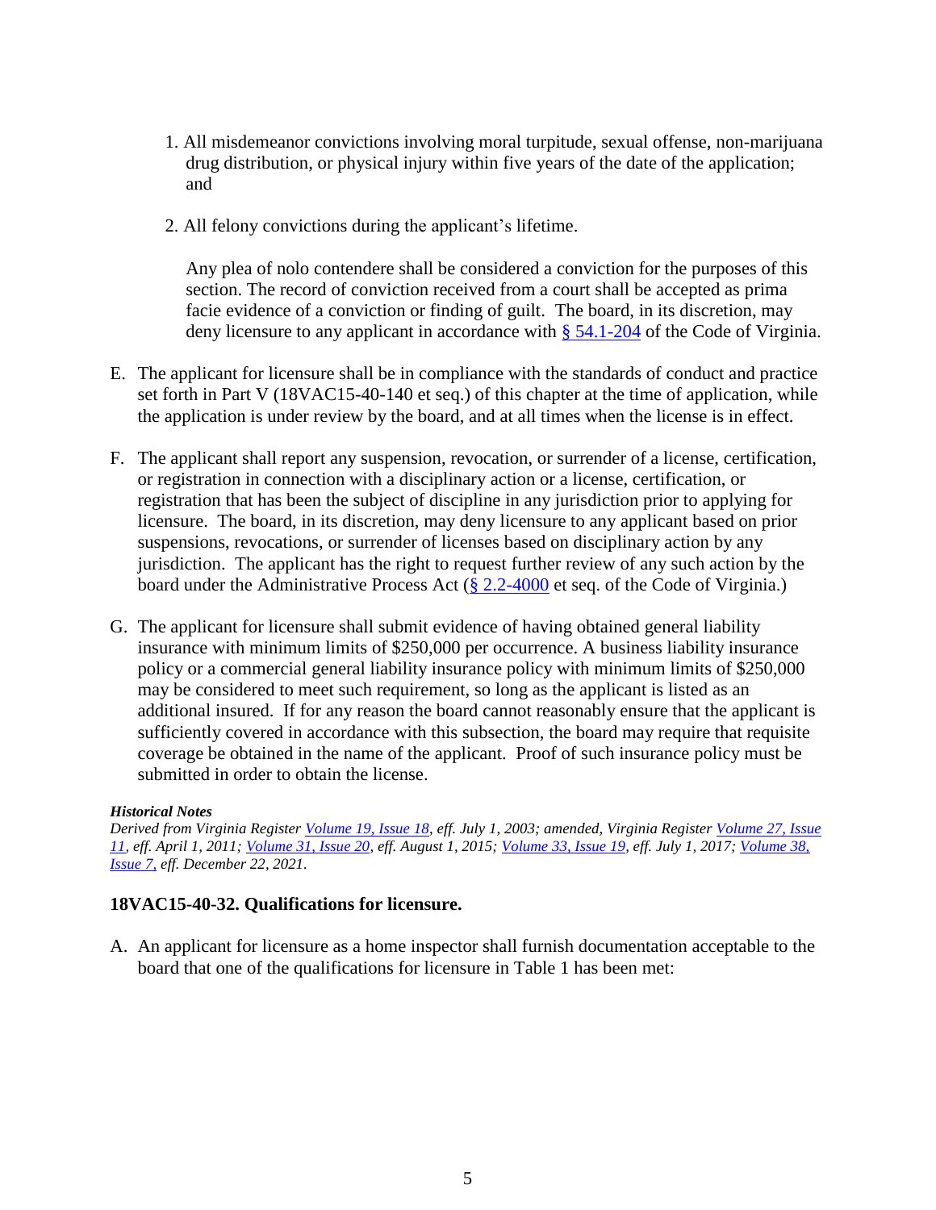1. All misdemeanor convictions involving moral turpitude, sexual offense, non-marijuana drug distribution, or physical injury within five years of the date of the application; and

2. All felony convictions during the applicant's lifetime.

   Any plea of nolo contendere shall be considered a conviction for the purposes of this section. The record of conviction received from a court shall be accepted as prima facie evidence of a conviction or finding of guilt. The board, in its discretion, may deny licensure to any applicant in accordance with [§ 54.1-204](#) of the Code of Virginia.

E. The applicant for licensure shall be in compliance with the standards of conduct and practice set forth in Part V (18VAC15-40-140 et seq.) of this chapter at the time of application, while the application is under review by the board, and at all times when the license is in effect.

F. The applicant shall report any suspension, revocation, or surrender of a license, certification, or registration in connection with a disciplinary action or a license, certification, or registration that has been the subject of discipline in any jurisdiction prior to applying for licensure. The board, in its discretion, may deny licensure to any applicant based on prior suspensions, revocations, or surrender of licenses based on disciplinary action by any jurisdiction. The applicant has the right to request further review of any such action by the board under the Administrative Process Act ([§ 2.2-4000](#) et seq. of the Code of Virginia.)

G. The applicant for licensure shall submit evidence of having obtained general liability insurance with minimum limits of $250,000 per occurrence. A business liability insurance policy or a commercial general liability insurance policy with minimum limits of $250,000 may be considered to meet such requirement, so long as the applicant is listed as an additional insured. If for any reason the board cannot reasonably ensure that the applicant is sufficiently covered in accordance with this subsection, the board may require that requisite coverage be obtained in the name of the applicant. Proof of such insurance policy must be submitted in order to obtain the license.

***Historical Notes***

*Derived from Virginia Register [Volume 19, Issue 18](#), eff. July 1, 2003; amended, Virginia Register [Volume 27, Issue 11](#), eff. April 1, 2011; [Volume 31, Issue 20](#), eff. August 1, 2015; [Volume 33, Issue 19](#), eff. July 1, 2017; [Volume 38, Issue 7](#), eff. December 22, 2021.*

### 18VAC15-40-32. Qualifications for licensure.

A. An applicant for licensure as a home inspector shall furnish documentation acceptable to the board that one of the qualifications for licensure in Table 1 has been met: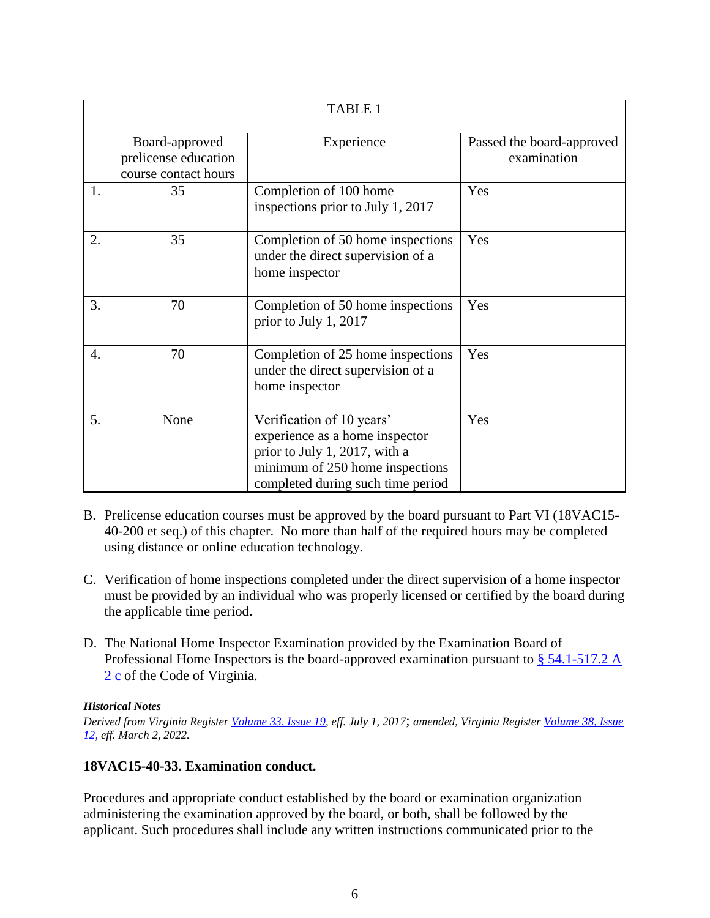| TABLE 1 | | | |
|---|---|---|---|
| | Board-approved prelicense education course contact hours | Experience | Passed the board-approved examination |
| 1. | 35 | Completion of 100 home inspections prior to July 1, 2017 | Yes |
| 2. | 35 | Completion of 50 home inspections under the direct supervision of a home inspector | Yes |
| 3. | 70 | Completion of 50 home inspections prior to July 1, 2017 | Yes |
| 4. | 70 | Completion of 25 home inspections under the direct supervision of a home inspector | Yes |
| 5. | None | Verification of 10 years' experience as a home inspector prior to July 1, 2017, with a minimum of 250 home inspections completed during such time period | Yes |

B. Prelicense education courses must be approved by the board pursuant to Part VI (18VAC15-40-200 et seq.) of this chapter. No more than half of the required hours may be completed using distance or online education technology.

C. Verification of home inspections completed under the direct supervision of a home inspector must be provided by an individual who was properly licensed or certified by the board during the applicable time period.

D. The National Home Inspector Examination provided by the Examination Board of Professional Home Inspectors is the board-approved examination pursuant to § 54.1-517.2 A 2 c of the Code of Virginia.

***Historical Notes***

*Derived from Virginia Register Volume 33, Issue 19, eff. July 1, 2017; amended, Virginia Register Volume 38, Issue 12, eff. March 2, 2022.*

### 18VAC15-40-33. Examination conduct.

Procedures and appropriate conduct established by the board or examination organization administering the examination approved by the board, or both, shall be followed by the applicant. Such procedures shall include any written instructions communicated prior to the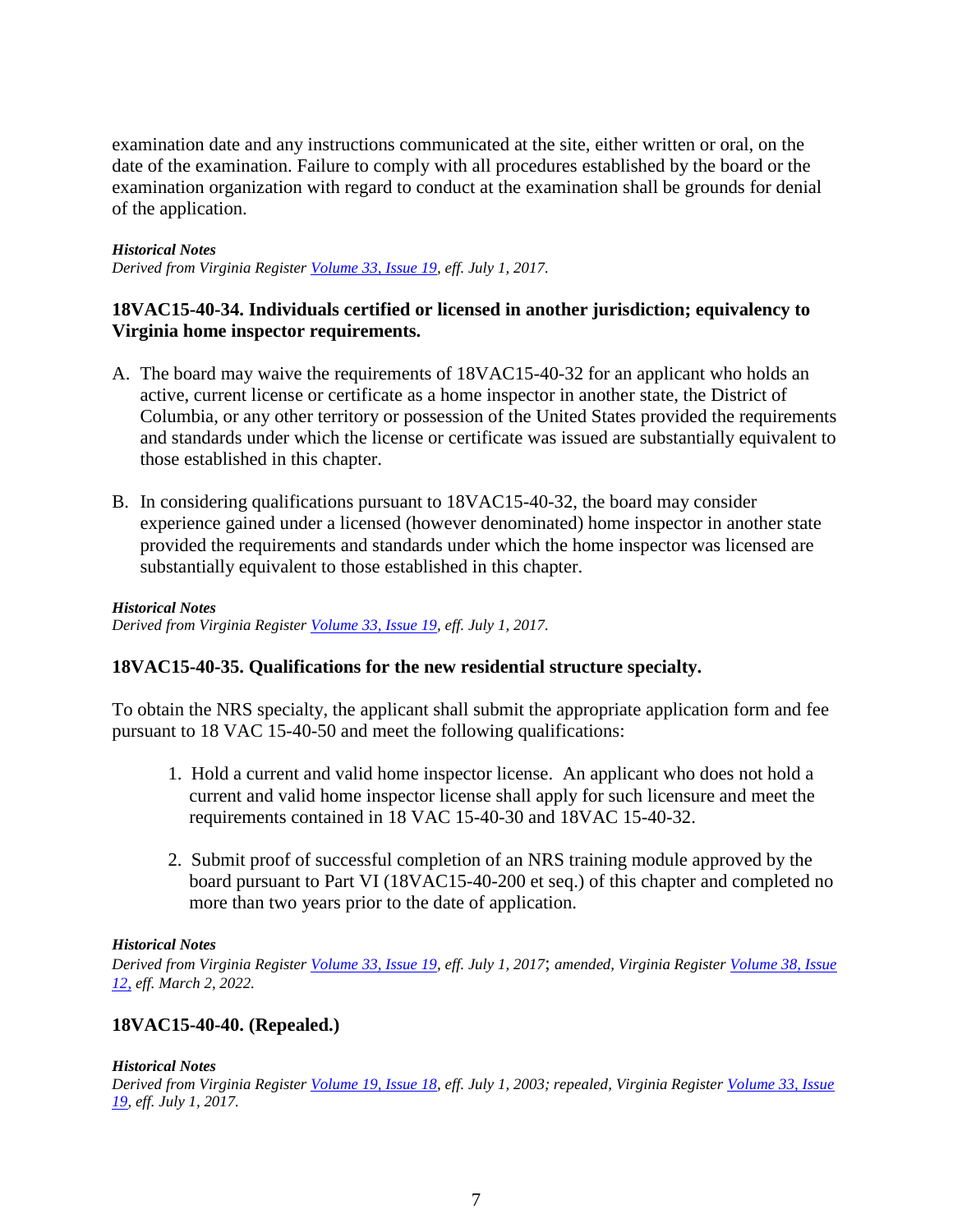examination date and any instructions communicated at the site, either written or oral, on the date of the examination. Failure to comply with all procedures established by the board or the examination organization with regard to conduct at the examination shall be grounds for denial of the application.

***Historical Notes***
*Derived from Virginia Register Volume 33, Issue 19, eff. July 1, 2017.*

### 18VAC15-40-34. Individuals certified or licensed in another jurisdiction; equivalency to Virginia home inspector requirements.

A. The board may waive the requirements of 18VAC15-40-32 for an applicant who holds an active, current license or certificate as a home inspector in another state, the District of Columbia, or any other territory or possession of the United States provided the requirements and standards under which the license or certificate was issued are substantially equivalent to those established in this chapter.

B. In considering qualifications pursuant to 18VAC15-40-32, the board may consider experience gained under a licensed (however denominated) home inspector in another state provided the requirements and standards under which the home inspector was licensed are substantially equivalent to those established in this chapter.

***Historical Notes***
*Derived from Virginia Register Volume 33, Issue 19, eff. July 1, 2017.*

### 18VAC15-40-35. Qualifications for the new residential structure specialty.

To obtain the NRS specialty, the applicant shall submit the appropriate application form and fee pursuant to 18 VAC 15-40-50 and meet the following qualifications:

1. Hold a current and valid home inspector license. An applicant who does not hold a current and valid home inspector license shall apply for such licensure and meet the requirements contained in 18 VAC 15-40-30 and 18VAC 15-40-32.

2. Submit proof of successful completion of an NRS training module approved by the board pursuant to Part VI (18VAC15-40-200 et seq.) of this chapter and completed no more than two years prior to the date of application.

***Historical Notes***
*Derived from Virginia Register Volume 33, Issue 19, eff. July 1, 2017; amended, Virginia Register Volume 38, Issue 12, eff. March 2, 2022.*

### 18VAC15-40-40. (Repealed.)

***Historical Notes***
*Derived from Virginia Register Volume 19, Issue 18, eff. July 1, 2003; repealed, Virginia Register Volume 33, Issue 19, eff. July 1, 2017.*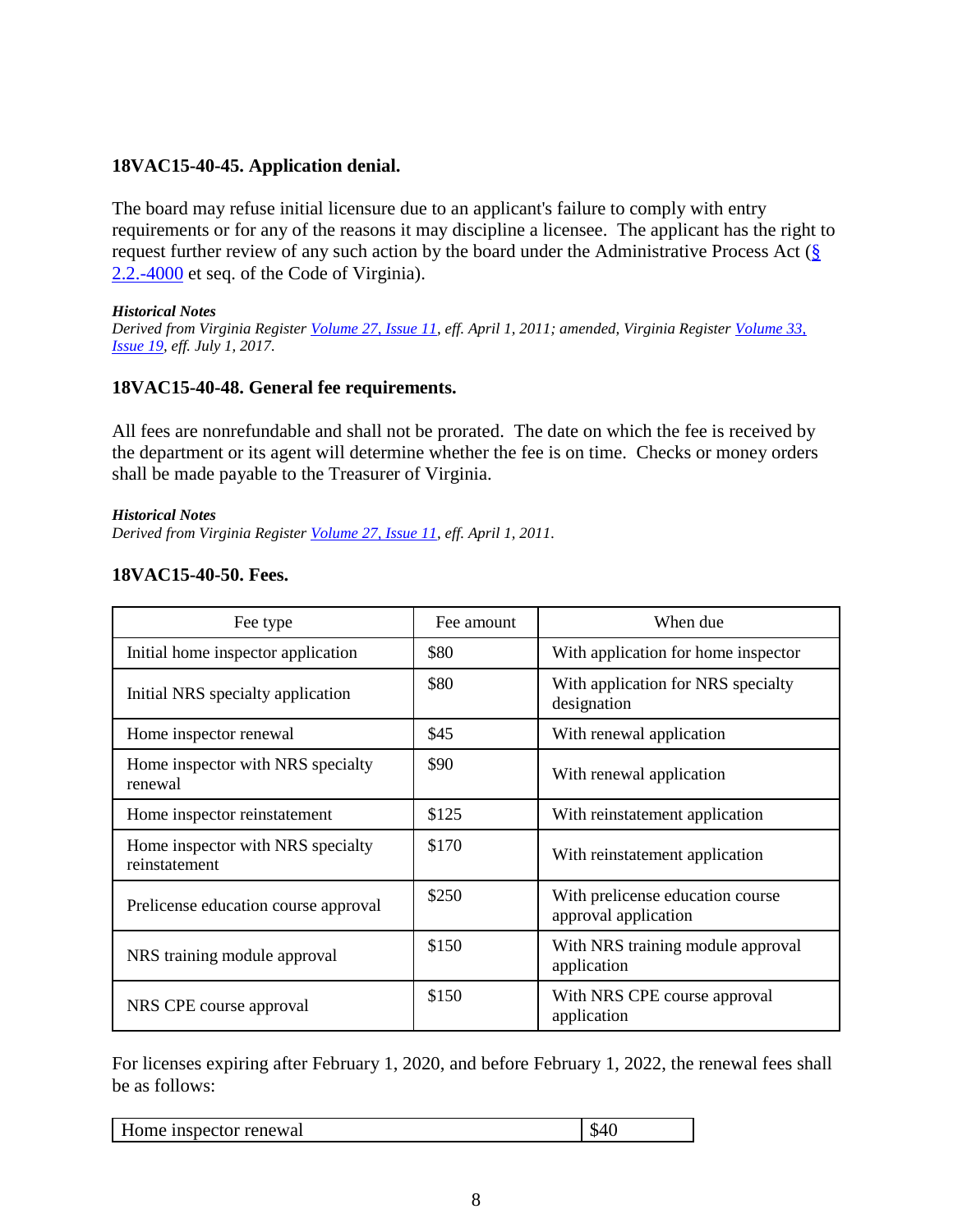### 18VAC15-40-45. Application denial.

The board may refuse initial licensure due to an applicant's failure to comply with entry requirements or for any of the reasons it may discipline a licensee. The applicant has the right to request further review of any such action by the board under the Administrative Process Act (§ 2.2.-4000 et seq. of the Code of Virginia).

***Historical Notes***
*Derived from Virginia Register Volume 27, Issue 11, eff. April 1, 2011; amended, Virginia Register Volume 33, Issue 19, eff. July 1, 2017.*

### 18VAC15-40-48. General fee requirements.

All fees are nonrefundable and shall not be prorated. The date on which the fee is received by the department or its agent will determine whether the fee is on time. Checks or money orders shall be made payable to the Treasurer of Virginia.

***Historical Notes***
*Derived from Virginia Register Volume 27, Issue 11, eff. April 1, 2011.*

### 18VAC15-40-50. Fees.

| Fee type | Fee amount | When due |
| --- | --- | --- |
| Initial home inspector application | $80 | With application for home inspector |
| Initial NRS specialty application | $80 | With application for NRS specialty designation |
| Home inspector renewal | $45 | With renewal application |
| Home inspector with NRS specialty renewal | $90 | With renewal application |
| Home inspector reinstatement | $125 | With reinstatement application |
| Home inspector with NRS specialty reinstatement | $170 | With reinstatement application |
| Prelicense education course approval | $250 | With prelicense education course approval application |
| NRS training module approval | $150 | With NRS training module approval application |
| NRS CPE course approval | $150 | With NRS CPE course approval application |

For licenses expiring after February 1, 2020, and before February 1, 2022, the renewal fees shall be as follows:

| Home inspector renewal | $40 |
| --- | --- |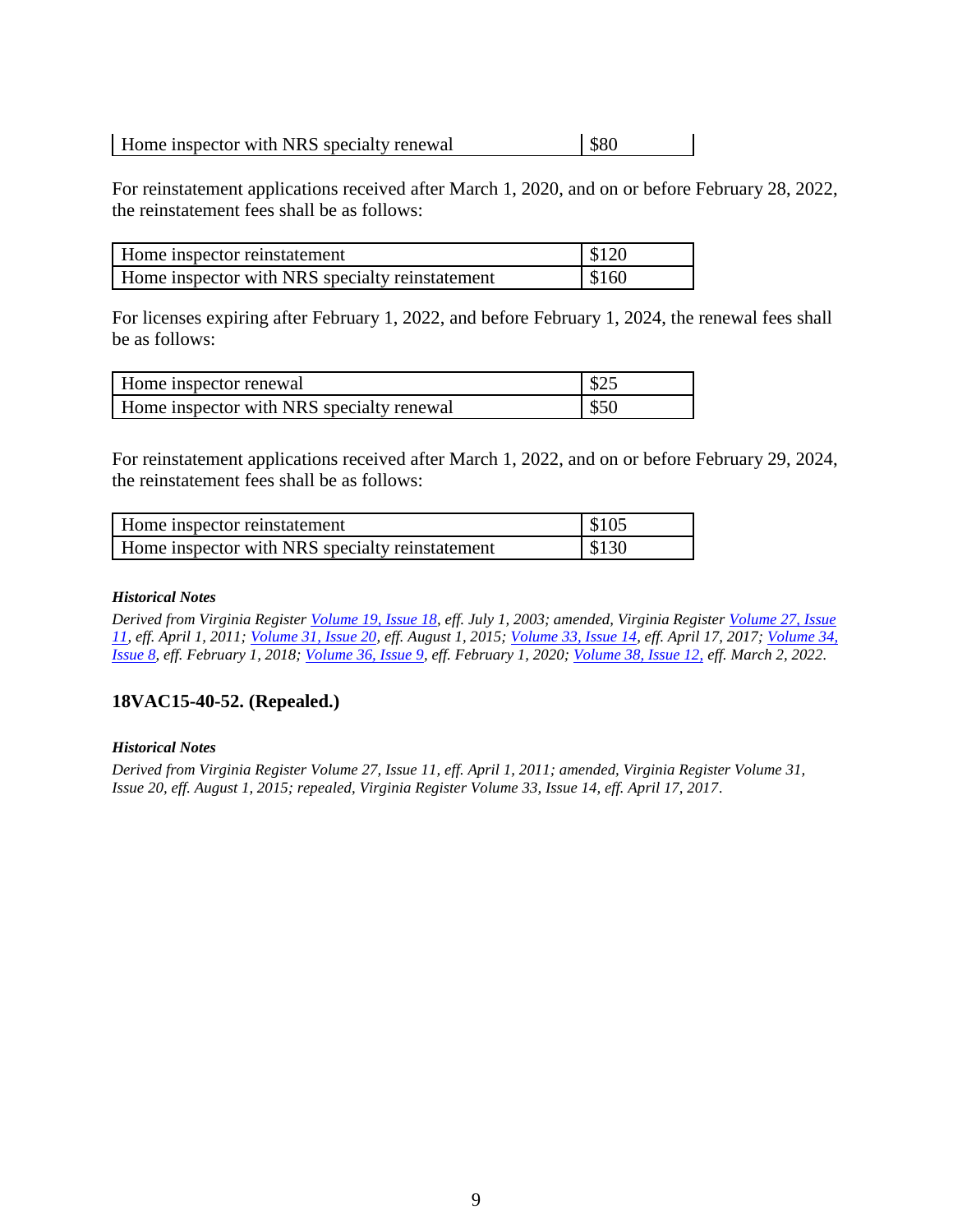| Home inspector with NRS specialty renewal | $80 |
|---|---|

For reinstatement applications received after March 1, 2020, and on or before February 28, 2022, the reinstatement fees shall be as follows:

| Home inspector reinstatement | $120 |
|---|---|
| Home inspector with NRS specialty reinstatement | $160 |

For licenses expiring after February 1, 2022, and before February 1, 2024, the renewal fees shall be as follows:

| Home inspector renewal | $25 |
|---|---|
| Home inspector with NRS specialty renewal | $50 |

For reinstatement applications received after March 1, 2022, and on or before February 29, 2024, the reinstatement fees shall be as follows:

| Home inspector reinstatement | $105 |
|---|---|
| Home inspector with NRS specialty reinstatement | $130 |

***Historical Notes***

*Derived from Virginia Register Volume 19, Issue 18, eff. July 1, 2003; amended, Virginia Register Volume 27, Issue 11, eff. April 1, 2011; Volume 31, Issue 20, eff. August 1, 2015; Volume 33, Issue 14, eff. April 17, 2017; Volume 34, Issue 8, eff. February 1, 2018; Volume 36, Issue 9, eff. February 1, 2020; Volume 38, Issue 12, eff. March 2, 2022.*

### 18VAC15-40-52. (Repealed.)

***Historical Notes***

*Derived from Virginia Register Volume 27, Issue 11, eff. April 1, 2011; amended, Virginia Register Volume 31, Issue 20, eff. August 1, 2015; repealed, Virginia Register Volume 33, Issue 14, eff. April 17, 2017.*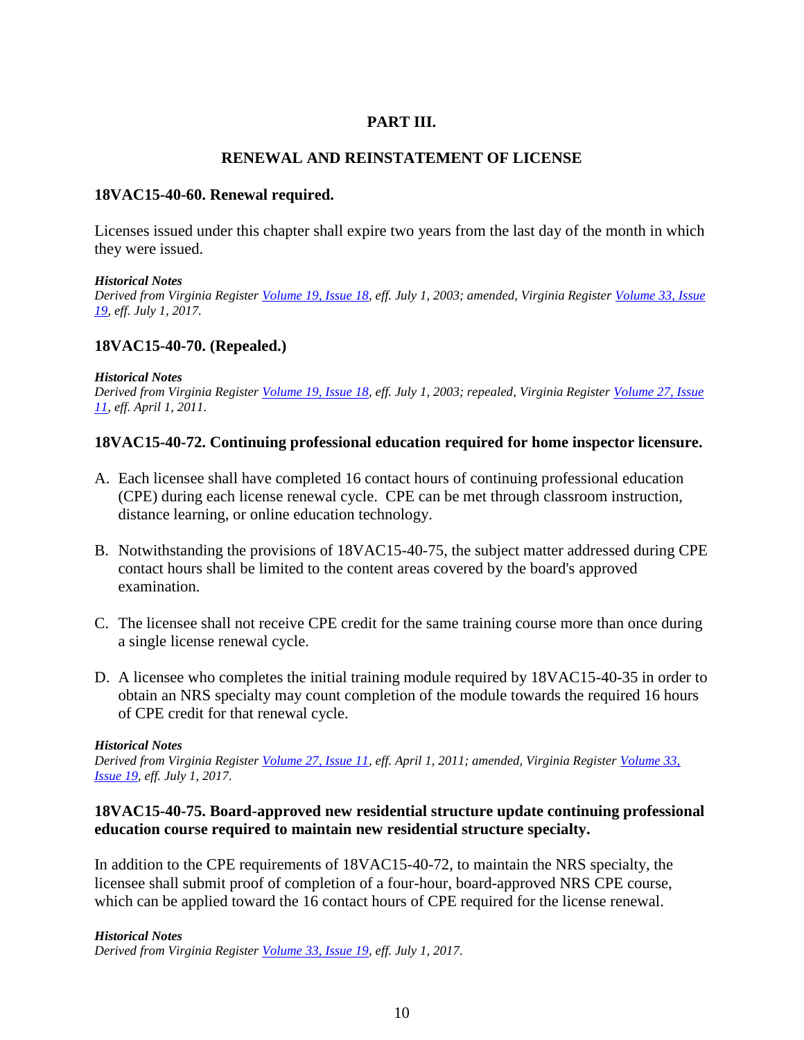## PART III.

## RENEWAL AND REINSTATEMENT OF LICENSE

### 18VAC15-40-60. Renewal required.

Licenses issued under this chapter shall expire two years from the last day of the month in which they were issued.

***Historical Notes***
*Derived from Virginia Register Volume 19, Issue 18, eff. July 1, 2003; amended, Virginia Register Volume 33, Issue 19, eff. July 1, 2017.*

### 18VAC15-40-70. (Repealed.)

***Historical Notes***
*Derived from Virginia Register Volume 19, Issue 18, eff. July 1, 2003; repealed, Virginia Register Volume 27, Issue 11, eff. April 1, 2011.*

### 18VAC15-40-72. Continuing professional education required for home inspector licensure.

A. Each licensee shall have completed 16 contact hours of continuing professional education (CPE) during each license renewal cycle. CPE can be met through classroom instruction, distance learning, or online education technology.

B. Notwithstanding the provisions of 18VAC15-40-75, the subject matter addressed during CPE contact hours shall be limited to the content areas covered by the board's approved examination.

C. The licensee shall not receive CPE credit for the same training course more than once during a single license renewal cycle.

D. A licensee who completes the initial training module required by 18VAC15-40-35 in order to obtain an NRS specialty may count completion of the module towards the required 16 hours of CPE credit for that renewal cycle.

***Historical Notes***
*Derived from Virginia Register Volume 27, Issue 11, eff. April 1, 2011; amended, Virginia Register Volume 33, Issue 19, eff. July 1, 2017.*

### 18VAC15-40-75. Board-approved new residential structure update continuing professional education course required to maintain new residential structure specialty.

In addition to the CPE requirements of 18VAC15-40-72, to maintain the NRS specialty, the licensee shall submit proof of completion of a four-hour, board-approved NRS CPE course, which can be applied toward the 16 contact hours of CPE required for the license renewal.

***Historical Notes***
*Derived from Virginia Register Volume 33, Issue 19, eff. July 1, 2017.*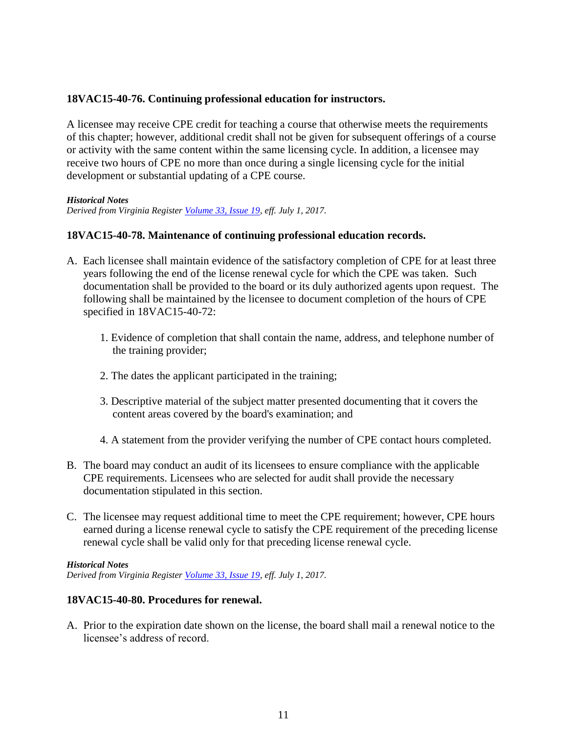### 18VAC15-40-76. Continuing professional education for instructors.

A licensee may receive CPE credit for teaching a course that otherwise meets the requirements of this chapter; however, additional credit shall not be given for subsequent offerings of a course or activity with the same content within the same licensing cycle. In addition, a licensee may receive two hours of CPE no more than once during a single licensing cycle for the initial development or substantial updating of a CPE course.

***Historical Notes***
*Derived from Virginia Register [Volume 33, Issue 19](), eff. July 1, 2017.*

### 18VAC15-40-78. Maintenance of continuing professional education records.

A. Each licensee shall maintain evidence of the satisfactory completion of CPE for at least three years following the end of the license renewal cycle for which the CPE was taken. Such documentation shall be provided to the board or its duly authorized agents upon request. The following shall be maintained by the licensee to document completion of the hours of CPE specified in 18VAC15-40-72:

   1. Evidence of completion that shall contain the name, address, and telephone number of the training provider;

   2. The dates the applicant participated in the training;

   3. Descriptive material of the subject matter presented documenting that it covers the content areas covered by the board's examination; and

   4. A statement from the provider verifying the number of CPE contact hours completed.

B. The board may conduct an audit of its licensees to ensure compliance with the applicable CPE requirements. Licensees who are selected for audit shall provide the necessary documentation stipulated in this section.

C. The licensee may request additional time to meet the CPE requirement; however, CPE hours earned during a license renewal cycle to satisfy the CPE requirement of the preceding license renewal cycle shall be valid only for that preceding license renewal cycle.

***Historical Notes***
*Derived from Virginia Register [Volume 33, Issue 19](), eff. July 1, 2017.*

### 18VAC15-40-80. Procedures for renewal.

A. Prior to the expiration date shown on the license, the board shall mail a renewal notice to the licensee's address of record.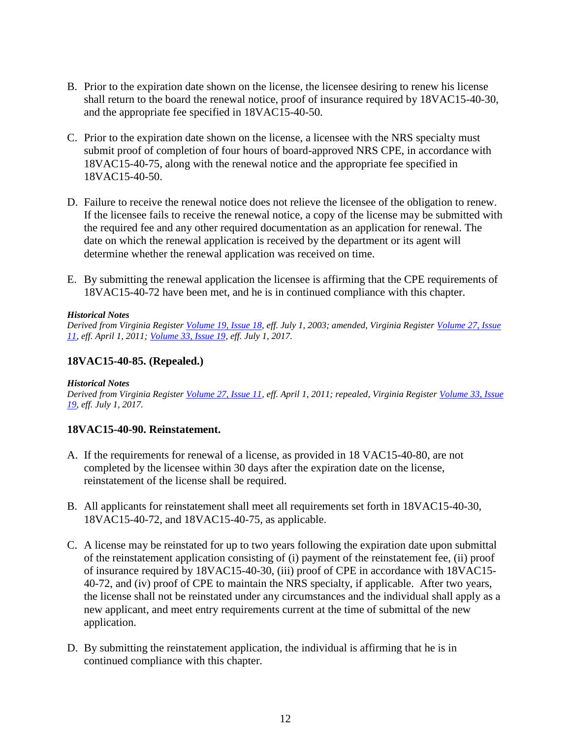B. Prior to the expiration date shown on the license, the licensee desiring to renew his license shall return to the board the renewal notice, proof of insurance required by 18VAC15-40-30, and the appropriate fee specified in 18VAC15-40-50.

C. Prior to the expiration date shown on the license, a licensee with the NRS specialty must submit proof of completion of four hours of board-approved NRS CPE, in accordance with 18VAC15-40-75, along with the renewal notice and the appropriate fee specified in 18VAC15-40-50.

D. Failure to receive the renewal notice does not relieve the licensee of the obligation to renew. If the licensee fails to receive the renewal notice, a copy of the license may be submitted with the required fee and any other required documentation as an application for renewal. The date on which the renewal application is received by the department or its agent will determine whether the renewal application was received on time.

E. By submitting the renewal application the licensee is affirming that the CPE requirements of 18VAC15-40-72 have been met, and he is in continued compliance with this chapter.

***Historical Notes***

*Derived from Virginia Register Volume 19, Issue 18, eff. July 1, 2003; amended, Virginia Register Volume 27, Issue 11, eff. April 1, 2011; Volume 33, Issue 19, eff. July 1, 2017.*

### 18VAC15-40-85. (Repealed.)

***Historical Notes***

*Derived from Virginia Register Volume 27, Issue 11, eff. April 1, 2011; repealed, Virginia Register Volume 33, Issue 19, eff. July 1, 2017.*

### 18VAC15-40-90. Reinstatement.

A. If the requirements for renewal of a license, as provided in 18 VAC15-40-80, are not completed by the licensee within 30 days after the expiration date on the license, reinstatement of the license shall be required.

B. All applicants for reinstatement shall meet all requirements set forth in 18VAC15-40-30, 18VAC15-40-72, and 18VAC15-40-75, as applicable.

C. A license may be reinstated for up to two years following the expiration date upon submittal of the reinstatement application consisting of (i) payment of the reinstatement fee, (ii) proof of insurance required by 18VAC15-40-30, (iii) proof of CPE in accordance with 18VAC15-40-72, and (iv) proof of CPE to maintain the NRS specialty, if applicable. After two years, the license shall not be reinstated under any circumstances and the individual shall apply as a new applicant, and meet entry requirements current at the time of submittal of the new application.

D. By submitting the reinstatement application, the individual is affirming that he is in continued compliance with this chapter.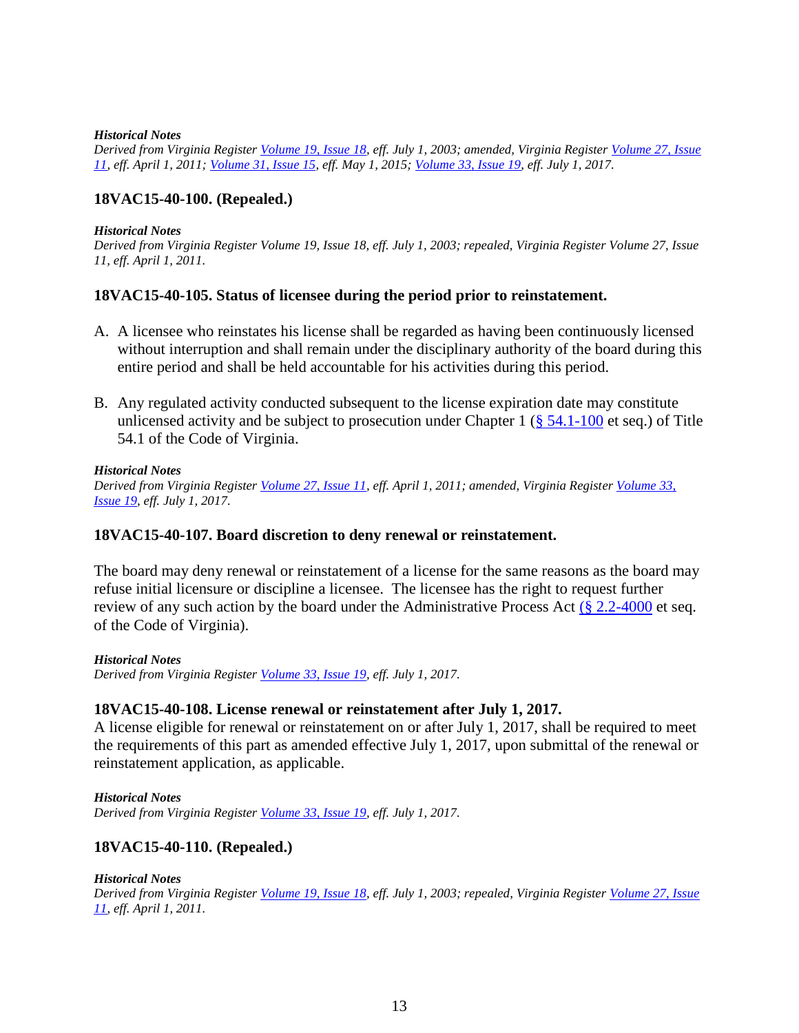***Historical Notes***
*Derived from Virginia Register Volume 19, Issue 18, eff. July 1, 2003; amended, Virginia Register Volume 27, Issue 11, eff. April 1, 2011; Volume 31, Issue 15, eff. May 1, 2015; Volume 33, Issue 19, eff. July 1, 2017.*

### 18VAC15-40-100. (Repealed.)

***Historical Notes***
*Derived from Virginia Register Volume 19, Issue 18, eff. July 1, 2003; repealed, Virginia Register Volume 27, Issue 11, eff. April 1, 2011.*

### 18VAC15-40-105. Status of licensee during the period prior to reinstatement.

A. A licensee who reinstates his license shall be regarded as having been continuously licensed without interruption and shall remain under the disciplinary authority of the board during this entire period and shall be held accountable for his activities during this period.

B. Any regulated activity conducted subsequent to the license expiration date may constitute unlicensed activity and be subject to prosecution under Chapter 1 (§ 54.1-100 et seq.) of Title 54.1 of the Code of Virginia.

***Historical Notes***
*Derived from Virginia Register Volume 27, Issue 11, eff. April 1, 2011; amended, Virginia Register Volume 33, Issue 19, eff. July 1, 2017.*

### 18VAC15-40-107. Board discretion to deny renewal or reinstatement.

The board may deny renewal or reinstatement of a license for the same reasons as the board may refuse initial licensure or discipline a licensee. The licensee has the right to request further review of any such action by the board under the Administrative Process Act (§ 2.2-4000 et seq. of the Code of Virginia).

***Historical Notes***
*Derived from Virginia Register Volume 33, Issue 19, eff. July 1, 2017.*

### 18VAC15-40-108. License renewal or reinstatement after July 1, 2017.

A license eligible for renewal or reinstatement on or after July 1, 2017, shall be required to meet the requirements of this part as amended effective July 1, 2017, upon submittal of the renewal or reinstatement application, as applicable.

***Historical Notes***
*Derived from Virginia Register Volume 33, Issue 19, eff. July 1, 2017.*

### 18VAC15-40-110. (Repealed.)

***Historical Notes***
*Derived from Virginia Register Volume 19, Issue 18, eff. July 1, 2003; repealed, Virginia Register Volume 27, Issue 11, eff. April 1, 2011.*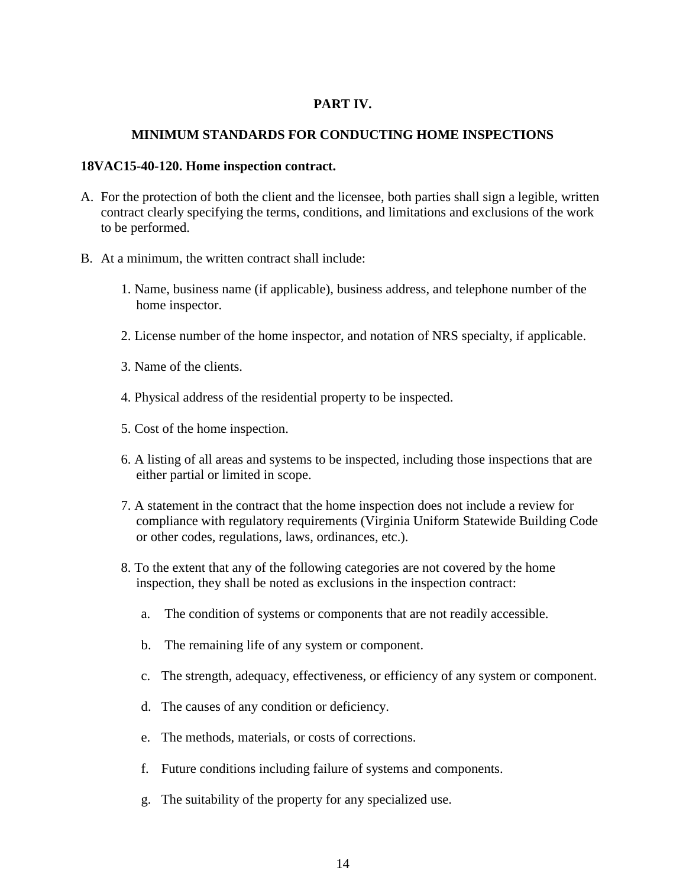# PART IV.

## MINIMUM STANDARDS FOR CONDUCTING HOME INSPECTIONS

### 18VAC15-40-120. Home inspection contract.

A. For the protection of both the client and the licensee, both parties shall sign a legible, written contract clearly specifying the terms, conditions, and limitations and exclusions of the work to be performed.

B. At a minimum, the written contract shall include:

1. Name, business name (if applicable), business address, and telephone number of the home inspector.

2. License number of the home inspector, and notation of NRS specialty, if applicable.

3. Name of the clients.

4. Physical address of the residential property to be inspected.

5. Cost of the home inspection.

6. A listing of all areas and systems to be inspected, including those inspections that are either partial or limited in scope.

7. A statement in the contract that the home inspection does not include a review for compliance with regulatory requirements (Virginia Uniform Statewide Building Code or other codes, regulations, laws, ordinances, etc.).

8. To the extent that any of the following categories are not covered by the home inspection, they shall be noted as exclusions in the inspection contract:

   a. The condition of systems or components that are not readily accessible.

   b. The remaining life of any system or component.

   c. The strength, adequacy, effectiveness, or efficiency of any system or component.

   d. The causes of any condition or deficiency.

   e. The methods, materials, or costs of corrections.

   f. Future conditions including failure of systems and components.

   g. The suitability of the property for any specialized use.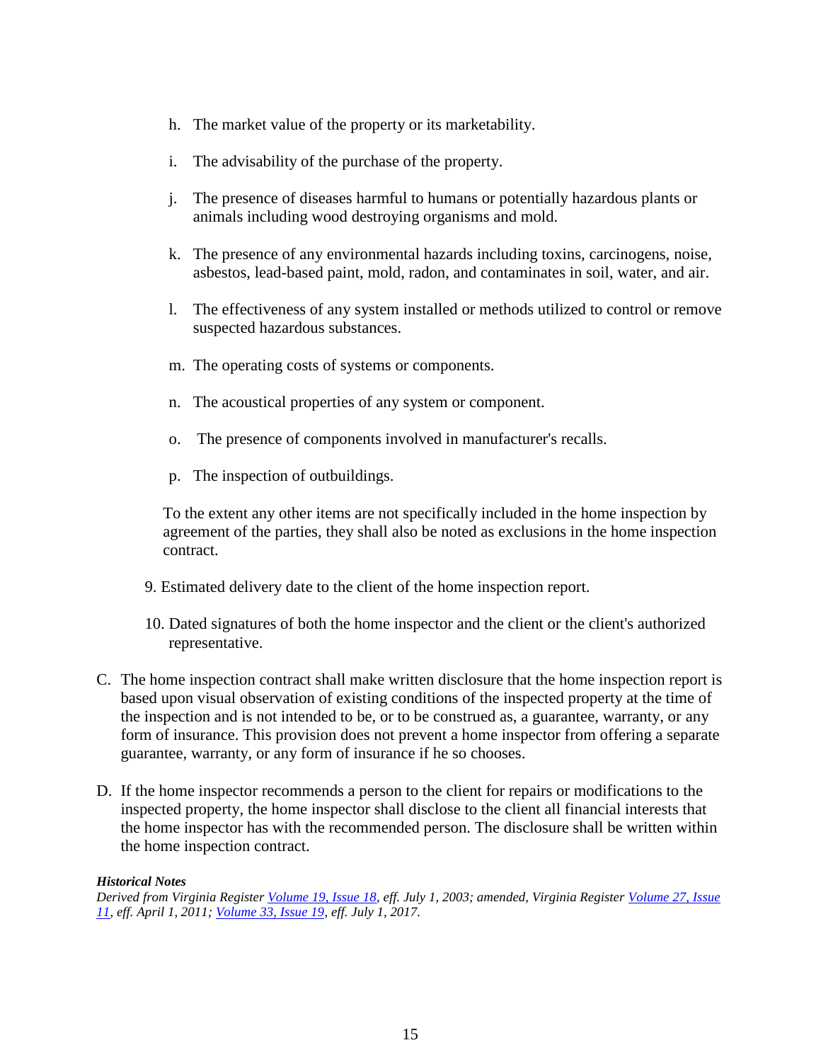h. The market value of the property or its marketability.

i. The advisability of the purchase of the property.

j. The presence of diseases harmful to humans or potentially hazardous plants or animals including wood destroying organisms and mold.

k. The presence of any environmental hazards including toxins, carcinogens, noise, asbestos, lead-based paint, mold, radon, and contaminates in soil, water, and air.

l. The effectiveness of any system installed or methods utilized to control or remove suspected hazardous substances.

m. The operating costs of systems or components.

n. The acoustical properties of any system or component.

o. The presence of components involved in manufacturer's recalls.

p. The inspection of outbuildings.

To the extent any other items are not specifically included in the home inspection by agreement of the parties, they shall also be noted as exclusions in the home inspection contract.

9. Estimated delivery date to the client of the home inspection report.

10. Dated signatures of both the home inspector and the client or the client's authorized representative.

C. The home inspection contract shall make written disclosure that the home inspection report is based upon visual observation of existing conditions of the inspected property at the time of the inspection and is not intended to be, or to be construed as, a guarantee, warranty, or any form of insurance. This provision does not prevent a home inspector from offering a separate guarantee, warranty, or any form of insurance if he so chooses.

D. If the home inspector recommends a person to the client for repairs or modifications to the inspected property, the home inspector shall disclose to the client all financial interests that the home inspector has with the recommended person. The disclosure shall be written within the home inspection contract.

***Historical Notes***

*Derived from Virginia Register Volume 19, Issue 18, eff. July 1, 2003; amended, Virginia Register Volume 27, Issue 11, eff. April 1, 2011; Volume 33, Issue 19, eff. July 1, 2017.*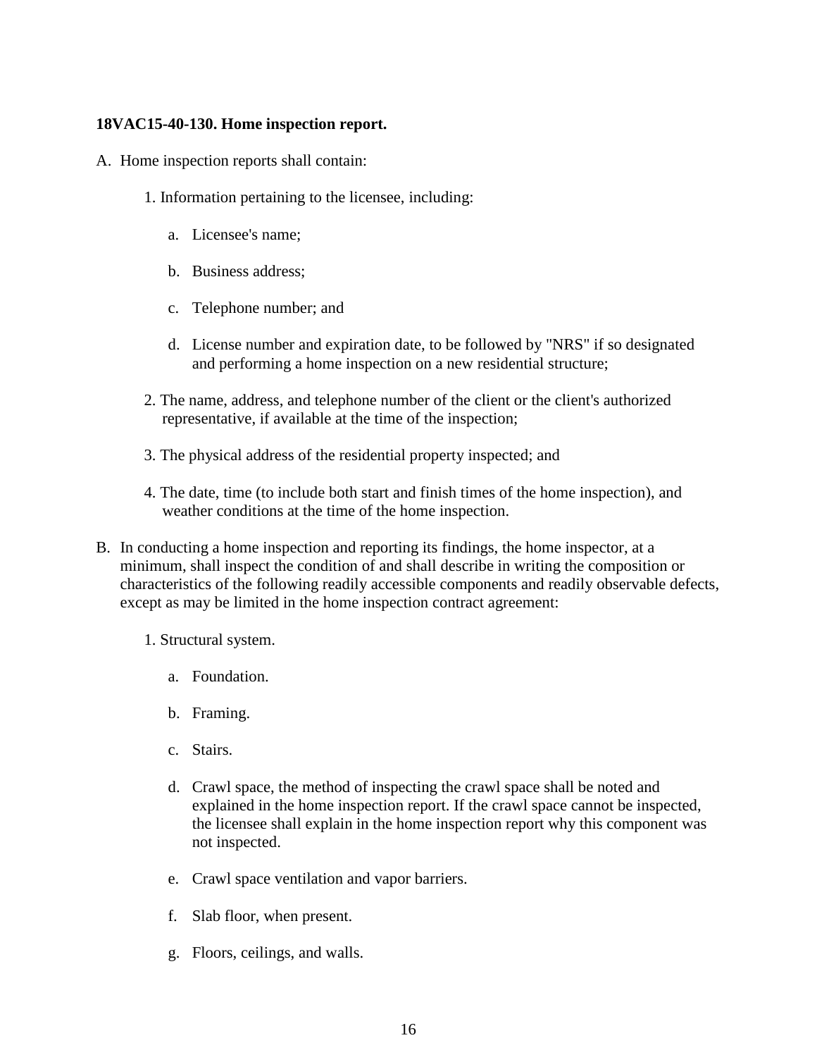**18VAC15-40-130. Home inspection report.**

A. Home inspection reports shall contain:

1. Information pertaining to the licensee, including:

    a. Licensee's name;

    b. Business address;

    c. Telephone number; and

    d. License number and expiration date, to be followed by "NRS" if so designated and performing a home inspection on a new residential structure;

2. The name, address, and telephone number of the client or the client's authorized representative, if available at the time of the inspection;

3. The physical address of the residential property inspected; and

4. The date, time (to include both start and finish times of the home inspection), and weather conditions at the time of the home inspection.

B. In conducting a home inspection and reporting its findings, the home inspector, at a minimum, shall inspect the condition of and shall describe in writing the composition or characteristics of the following readily accessible components and readily observable defects, except as may be limited in the home inspection contract agreement:

1. Structural system.

    a. Foundation.

    b. Framing.

    c. Stairs.

    d. Crawl space, the method of inspecting the crawl space shall be noted and explained in the home inspection report. If the crawl space cannot be inspected, the licensee shall explain in the home inspection report why this component was not inspected.

    e. Crawl space ventilation and vapor barriers.

    f. Slab floor, when present.

    g. Floors, ceilings, and walls.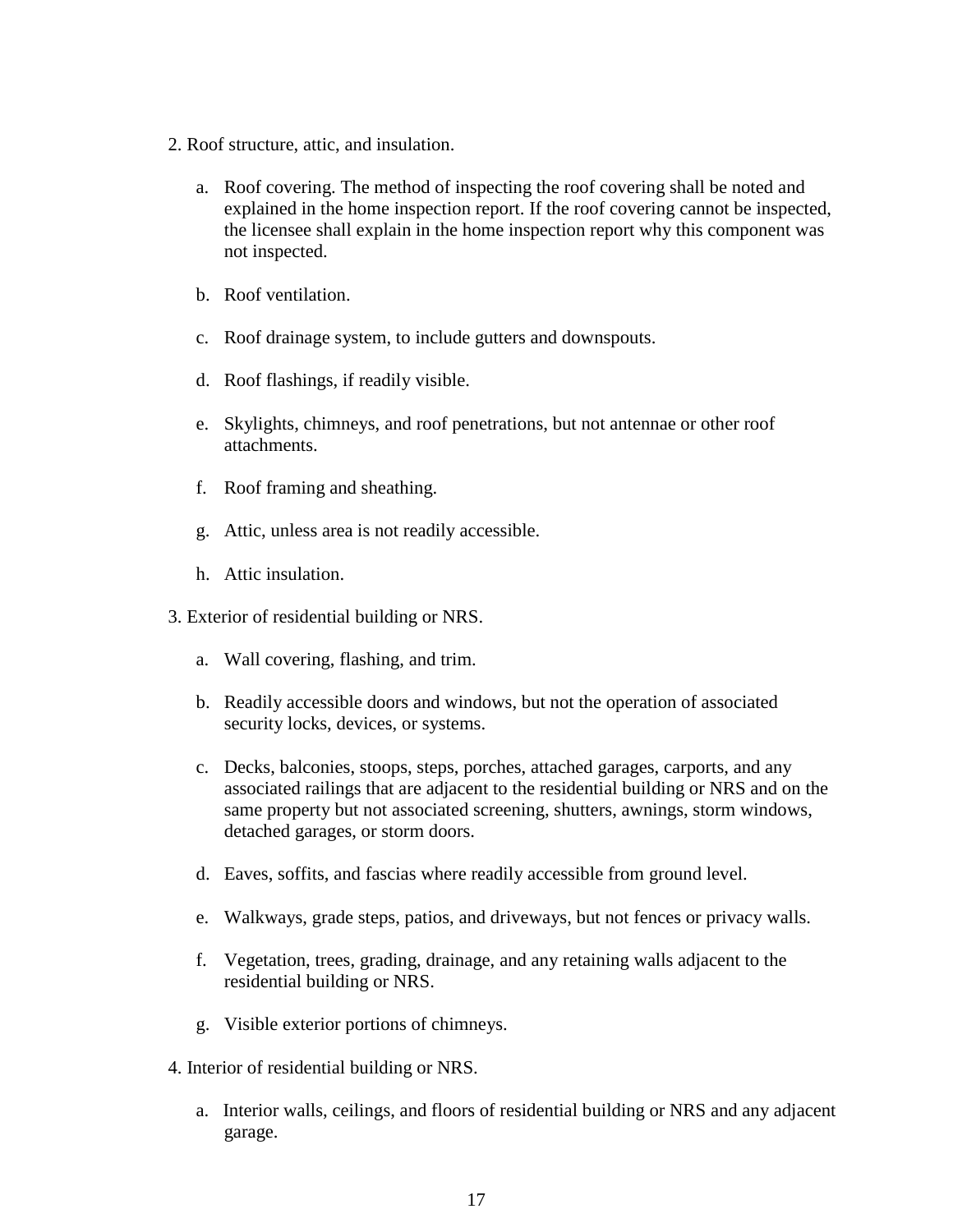2. Roof structure, attic, and insulation.

   a. Roof covering. The method of inspecting the roof covering shall be noted and explained in the home inspection report. If the roof covering cannot be inspected, the licensee shall explain in the home inspection report why this component was not inspected.

   b. Roof ventilation.

   c. Roof drainage system, to include gutters and downspouts.

   d. Roof flashings, if readily visible.

   e. Skylights, chimneys, and roof penetrations, but not antennae or other roof attachments.

   f. Roof framing and sheathing.

   g. Attic, unless area is not readily accessible.

   h. Attic insulation.

3. Exterior of residential building or NRS.

   a. Wall covering, flashing, and trim.

   b. Readily accessible doors and windows, but not the operation of associated security locks, devices, or systems.

   c. Decks, balconies, stoops, steps, porches, attached garages, carports, and any associated railings that are adjacent to the residential building or NRS and on the same property but not associated screening, shutters, awnings, storm windows, detached garages, or storm doors.

   d. Eaves, soffits, and fascias where readily accessible from ground level.

   e. Walkways, grade steps, patios, and driveways, but not fences or privacy walls.

   f. Vegetation, trees, grading, drainage, and any retaining walls adjacent to the residential building or NRS.

   g. Visible exterior portions of chimneys.

4. Interior of residential building or NRS.

   a. Interior walls, ceilings, and floors of residential building or NRS and any adjacent garage.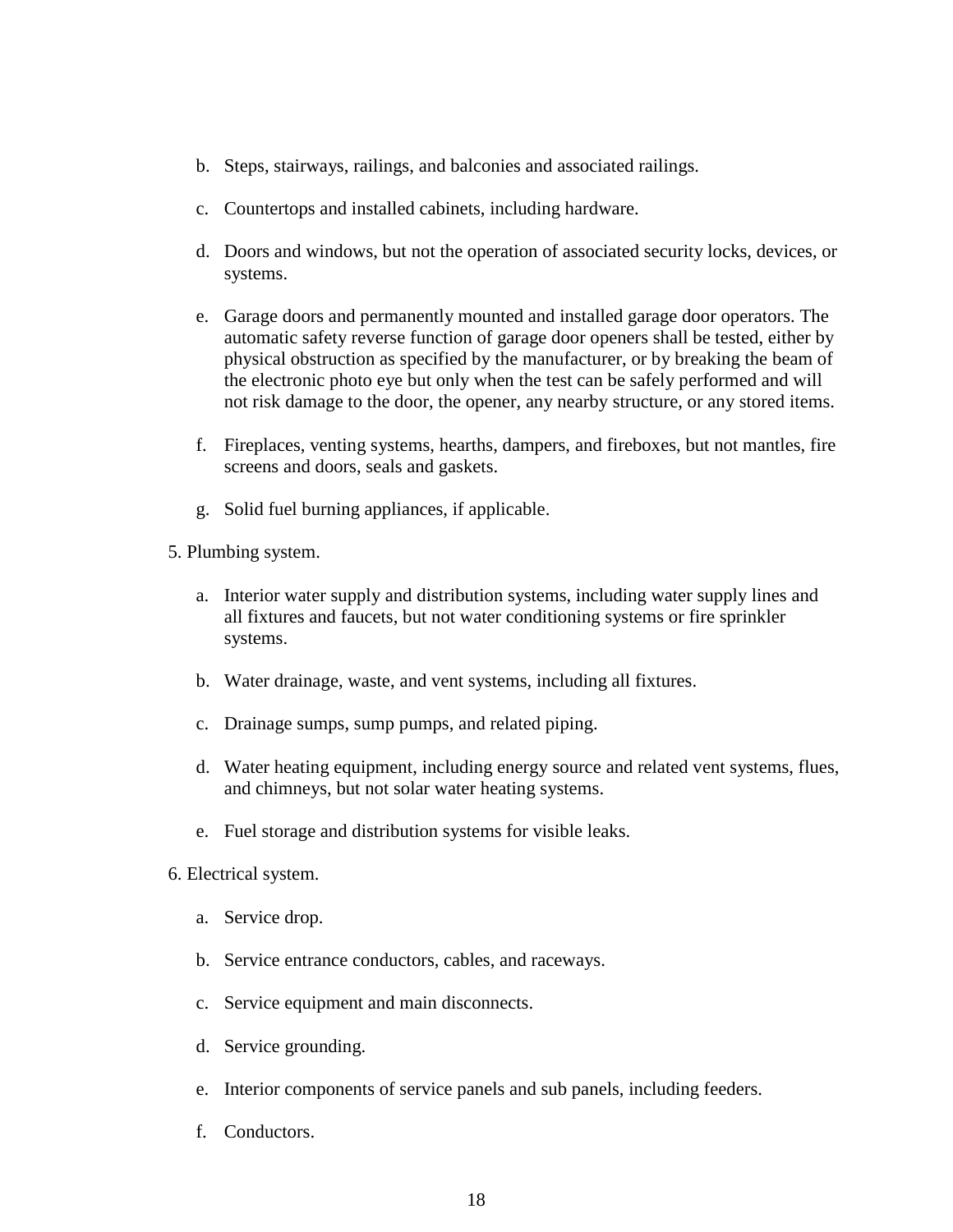b. Steps, stairways, railings, and balconies and associated railings.

c. Countertops and installed cabinets, including hardware.

d. Doors and windows, but not the operation of associated security locks, devices, or systems.

e. Garage doors and permanently mounted and installed garage door operators. The automatic safety reverse function of garage door openers shall be tested, either by physical obstruction as specified by the manufacturer, or by breaking the beam of the electronic photo eye but only when the test can be safely performed and will not risk damage to the door, the opener, any nearby structure, or any stored items.

f. Fireplaces, venting systems, hearths, dampers, and fireboxes, but not mantles, fire screens and doors, seals and gaskets.

g. Solid fuel burning appliances, if applicable.

5. Plumbing system.

a. Interior water supply and distribution systems, including water supply lines and all fixtures and faucets, but not water conditioning systems or fire sprinkler systems.

b. Water drainage, waste, and vent systems, including all fixtures.

c. Drainage sumps, sump pumps, and related piping.

d. Water heating equipment, including energy source and related vent systems, flues, and chimneys, but not solar water heating systems.

e. Fuel storage and distribution systems for visible leaks.

6. Electrical system.

a. Service drop.

b. Service entrance conductors, cables, and raceways.

c. Service equipment and main disconnects.

d. Service grounding.

e. Interior components of service panels and sub panels, including feeders.

f. Conductors.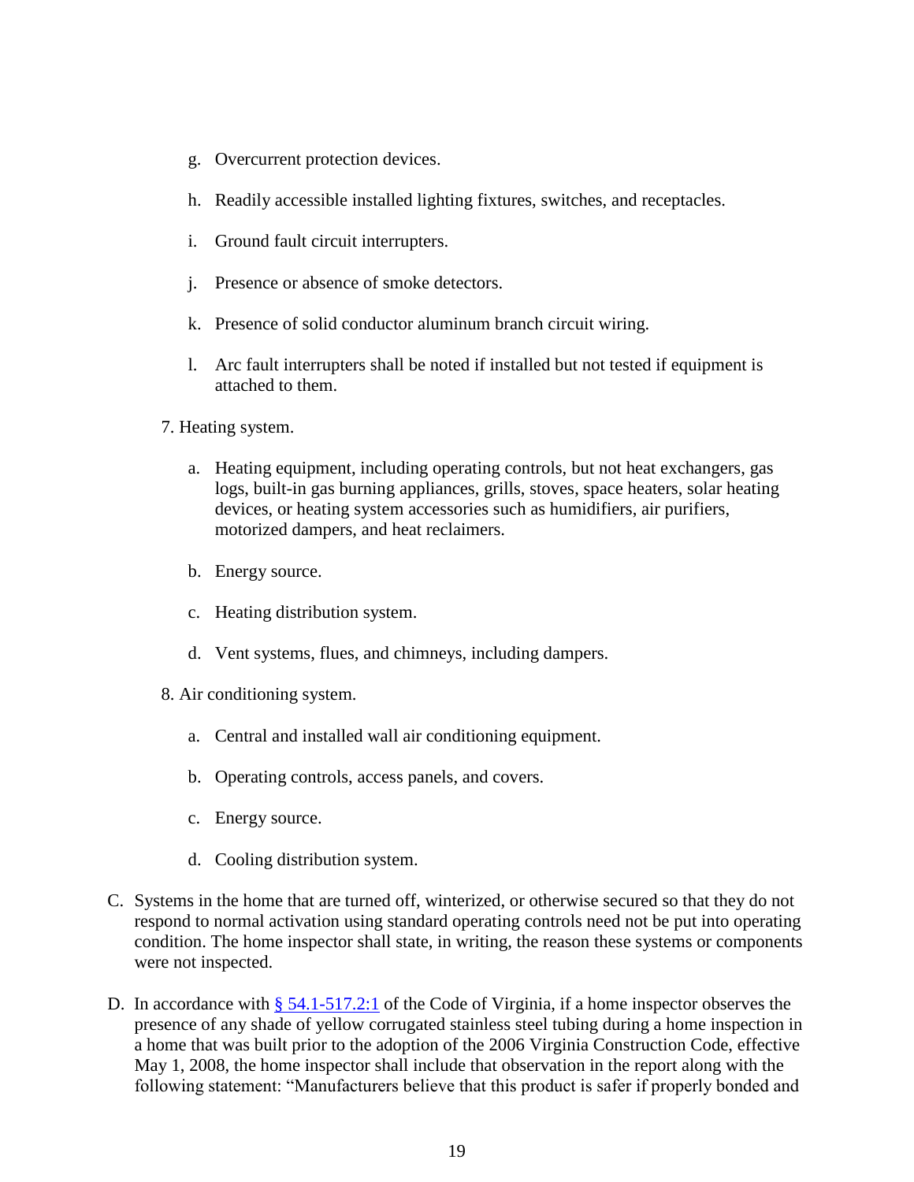g. Overcurrent protection devices.

h. Readily accessible installed lighting fixtures, switches, and receptacles.

i. Ground fault circuit interrupters.

j. Presence or absence of smoke detectors.

k. Presence of solid conductor aluminum branch circuit wiring.

l. Arc fault interrupters shall be noted if installed but not tested if equipment is attached to them.

7. Heating system.

   a. Heating equipment, including operating controls, but not heat exchangers, gas logs, built-in gas burning appliances, grills, stoves, space heaters, solar heating devices, or heating system accessories such as humidifiers, air purifiers, motorized dampers, and heat reclaimers.

   b. Energy source.

   c. Heating distribution system.

   d. Vent systems, flues, and chimneys, including dampers.

8. Air conditioning system.

   a. Central and installed wall air conditioning equipment.

   b. Operating controls, access panels, and covers.

   c. Energy source.

   d. Cooling distribution system.

C. Systems in the home that are turned off, winterized, or otherwise secured so that they do not respond to normal activation using standard operating controls need not be put into operating condition. The home inspector shall state, in writing, the reason these systems or components were not inspected.

D. In accordance with [§ 54.1-517.2:1](#) of the Code of Virginia, if a home inspector observes the presence of any shade of yellow corrugated stainless steel tubing during a home inspection in a home that was built prior to the adoption of the 2006 Virginia Construction Code, effective May 1, 2008, the home inspector shall include that observation in the report along with the following statement: "Manufacturers believe that this product is safer if properly bonded and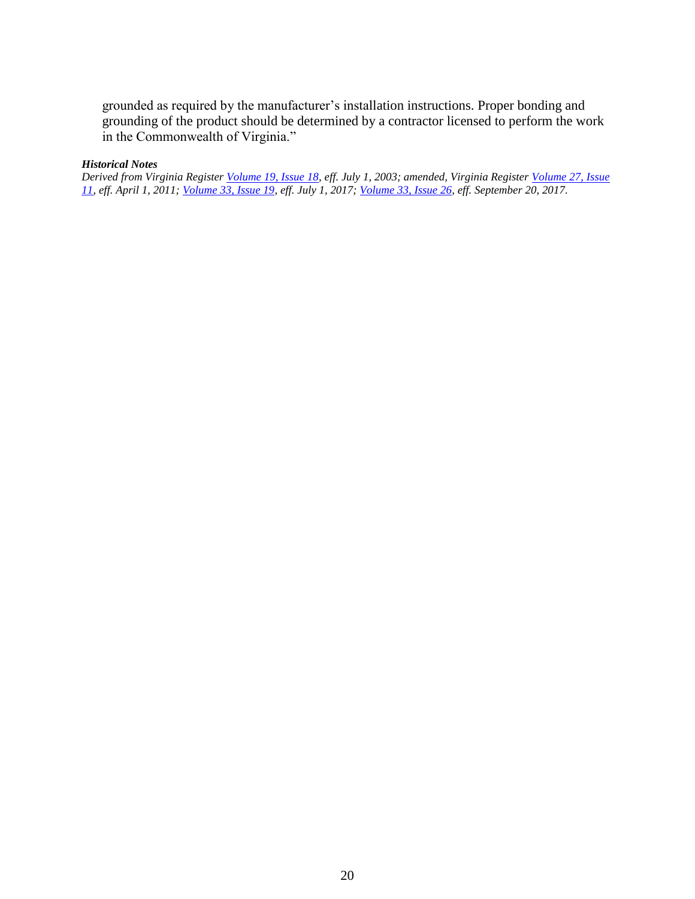grounded as required by the manufacturer's installation instructions. Proper bonding and grounding of the product should be determined by a contractor licensed to perform the work in the Commonwealth of Virginia."

***Historical Notes***

*Derived from Virginia Register Volume 19, Issue 18, eff. July 1, 2003; amended, Virginia Register Volume 27, Issue 11, eff. April 1, 2011; Volume 33, Issue 19, eff. July 1, 2017; Volume 33, Issue 26, eff. September 20, 2017.*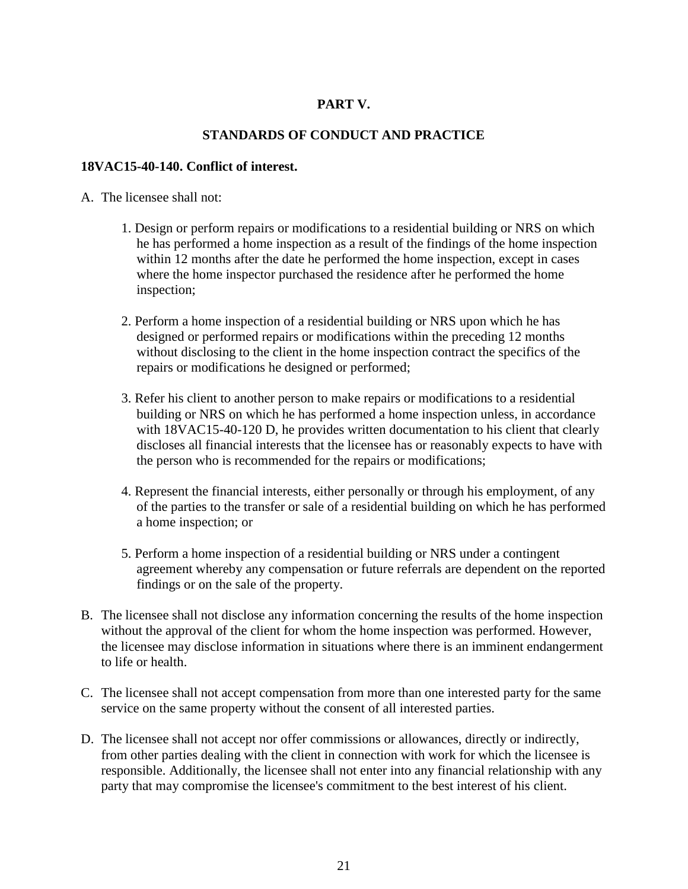## PART V.

## STANDARDS OF CONDUCT AND PRACTICE

### 18VAC15-40-140. Conflict of interest.

A. The licensee shall not:

1. Design or perform repairs or modifications to a residential building or NRS on which he has performed a home inspection as a result of the findings of the home inspection within 12 months after the date he performed the home inspection, except in cases where the home inspector purchased the residence after he performed the home inspection;

2. Perform a home inspection of a residential building or NRS upon which he has designed or performed repairs or modifications within the preceding 12 months without disclosing to the client in the home inspection contract the specifics of the repairs or modifications he designed or performed;

3. Refer his client to another person to make repairs or modifications to a residential building or NRS on which he has performed a home inspection unless, in accordance with 18VAC15-40-120 D, he provides written documentation to his client that clearly discloses all financial interests that the licensee has or reasonably expects to have with the person who is recommended for the repairs or modifications;

4. Represent the financial interests, either personally or through his employment, of any of the parties to the transfer or sale of a residential building on which he has performed a home inspection; or

5. Perform a home inspection of a residential building or NRS under a contingent agreement whereby any compensation or future referrals are dependent on the reported findings or on the sale of the property.

B. The licensee shall not disclose any information concerning the results of the home inspection without the approval of the client for whom the home inspection was performed. However, the licensee may disclose information in situations where there is an imminent endangerment to life or health.

C. The licensee shall not accept compensation from more than one interested party for the same service on the same property without the consent of all interested parties.

D. The licensee shall not accept nor offer commissions or allowances, directly or indirectly, from other parties dealing with the client in connection with work for which the licensee is responsible. Additionally, the licensee shall not enter into any financial relationship with any party that may compromise the licensee's commitment to the best interest of his client.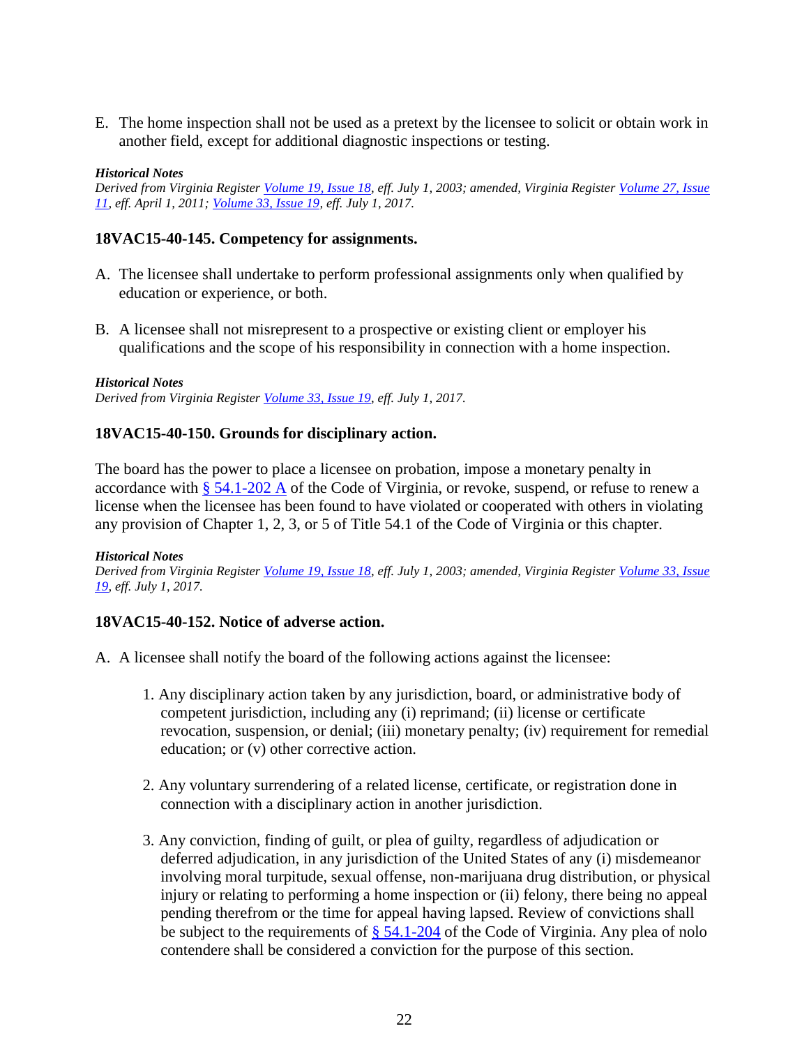E. The home inspection shall not be used as a pretext by the licensee to solicit or obtain work in another field, except for additional diagnostic inspections or testing.

***Historical Notes***
*Derived from Virginia Register Volume 19, Issue 18, eff. July 1, 2003; amended, Virginia Register Volume 27, Issue 11, eff. April 1, 2011; Volume 33, Issue 19, eff. July 1, 2017.*

### 18VAC15-40-145. Competency for assignments.

A. The licensee shall undertake to perform professional assignments only when qualified by education or experience, or both.

B. A licensee shall not misrepresent to a prospective or existing client or employer his qualifications and the scope of his responsibility in connection with a home inspection.

***Historical Notes***
*Derived from Virginia Register Volume 33, Issue 19, eff. July 1, 2017.*

### 18VAC15-40-150. Grounds for disciplinary action.

The board has the power to place a licensee on probation, impose a monetary penalty in accordance with § 54.1-202 A of the Code of Virginia, or revoke, suspend, or refuse to renew a license when the licensee has been found to have violated or cooperated with others in violating any provision of Chapter 1, 2, 3, or 5 of Title 54.1 of the Code of Virginia or this chapter.

***Historical Notes***
*Derived from Virginia Register Volume 19, Issue 18, eff. July 1, 2003; amended, Virginia Register Volume 33, Issue 19, eff. July 1, 2017.*

### 18VAC15-40-152. Notice of adverse action.

A. A licensee shall notify the board of the following actions against the licensee:

1. Any disciplinary action taken by any jurisdiction, board, or administrative body of competent jurisdiction, including any (i) reprimand; (ii) license or certificate revocation, suspension, or denial; (iii) monetary penalty; (iv) requirement for remedial education; or (v) other corrective action.

2. Any voluntary surrendering of a related license, certificate, or registration done in connection with a disciplinary action in another jurisdiction.

3. Any conviction, finding of guilt, or plea of guilty, regardless of adjudication or deferred adjudication, in any jurisdiction of the United States of any (i) misdemeanor involving moral turpitude, sexual offense, non-marijuana drug distribution, or physical injury or relating to performing a home inspection or (ii) felony, there being no appeal pending therefrom or the time for appeal having lapsed. Review of convictions shall be subject to the requirements of § 54.1-204 of the Code of Virginia. Any plea of nolo contendere shall be considered a conviction for the purpose of this section.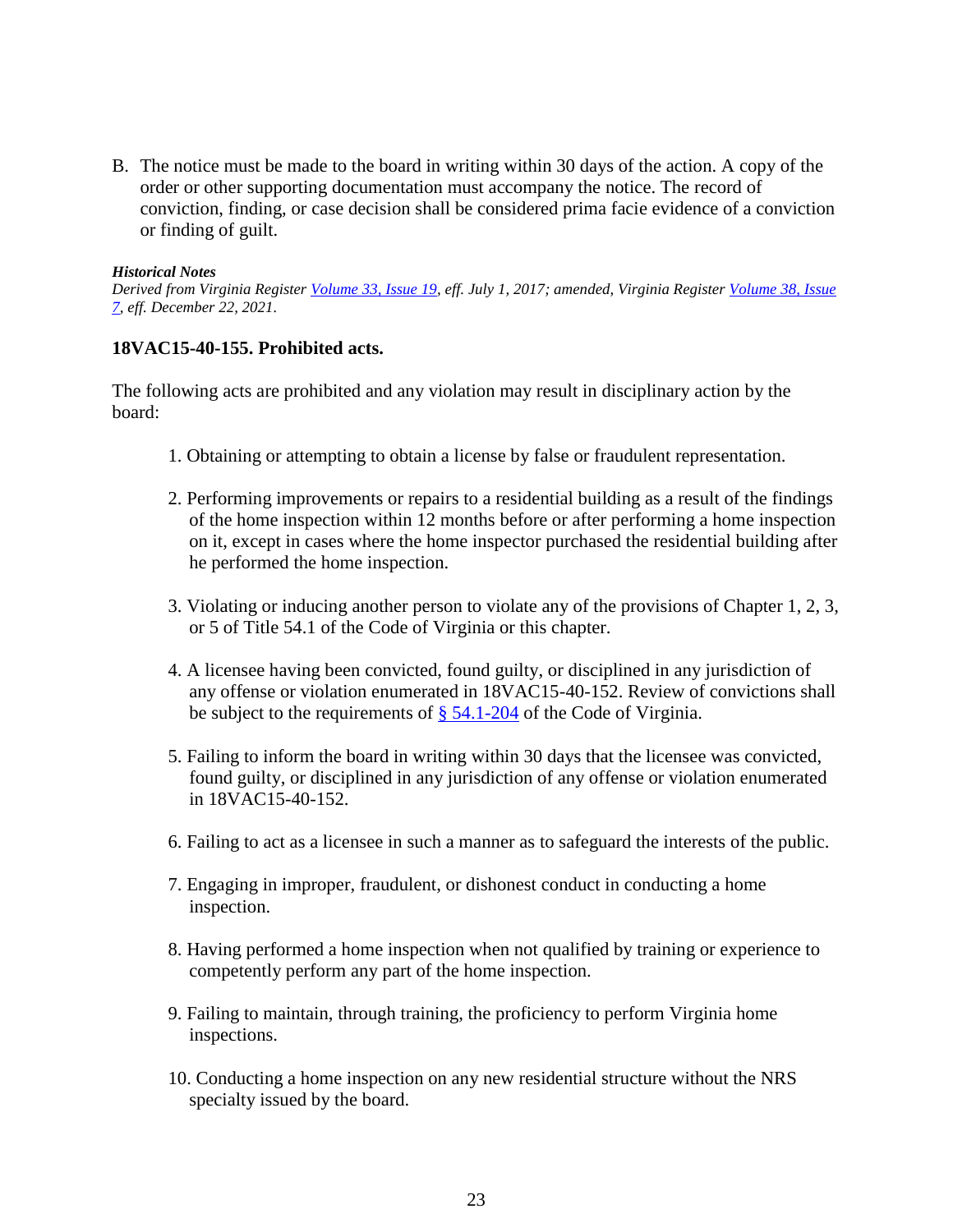B. The notice must be made to the board in writing within 30 days of the action. A copy of the order or other supporting documentation must accompany the notice. The record of conviction, finding, or case decision shall be considered prima facie evidence of a conviction or finding of guilt.

***Historical Notes***

*Derived from Virginia Register Volume 33, Issue 19, eff. July 1, 2017; amended, Virginia Register Volume 38, Issue 7, eff. December 22, 2021.*

### 18VAC15-40-155. Prohibited acts.

The following acts are prohibited and any violation may result in disciplinary action by the board:

1. Obtaining or attempting to obtain a license by false or fraudulent representation.

2. Performing improvements or repairs to a residential building as a result of the findings of the home inspection within 12 months before or after performing a home inspection on it, except in cases where the home inspector purchased the residential building after he performed the home inspection.

3. Violating or inducing another person to violate any of the provisions of Chapter 1, 2, 3, or 5 of Title 54.1 of the Code of Virginia or this chapter.

4. A licensee having been convicted, found guilty, or disciplined in any jurisdiction of any offense or violation enumerated in 18VAC15-40-152. Review of convictions shall be subject to the requirements of § 54.1-204 of the Code of Virginia.

5. Failing to inform the board in writing within 30 days that the licensee was convicted, found guilty, or disciplined in any jurisdiction of any offense or violation enumerated in 18VAC15-40-152.

6. Failing to act as a licensee in such a manner as to safeguard the interests of the public.

7. Engaging in improper, fraudulent, or dishonest conduct in conducting a home inspection.

8. Having performed a home inspection when not qualified by training or experience to competently perform any part of the home inspection.

9. Failing to maintain, through training, the proficiency to perform Virginia home inspections.

10. Conducting a home inspection on any new residential structure without the NRS specialty issued by the board.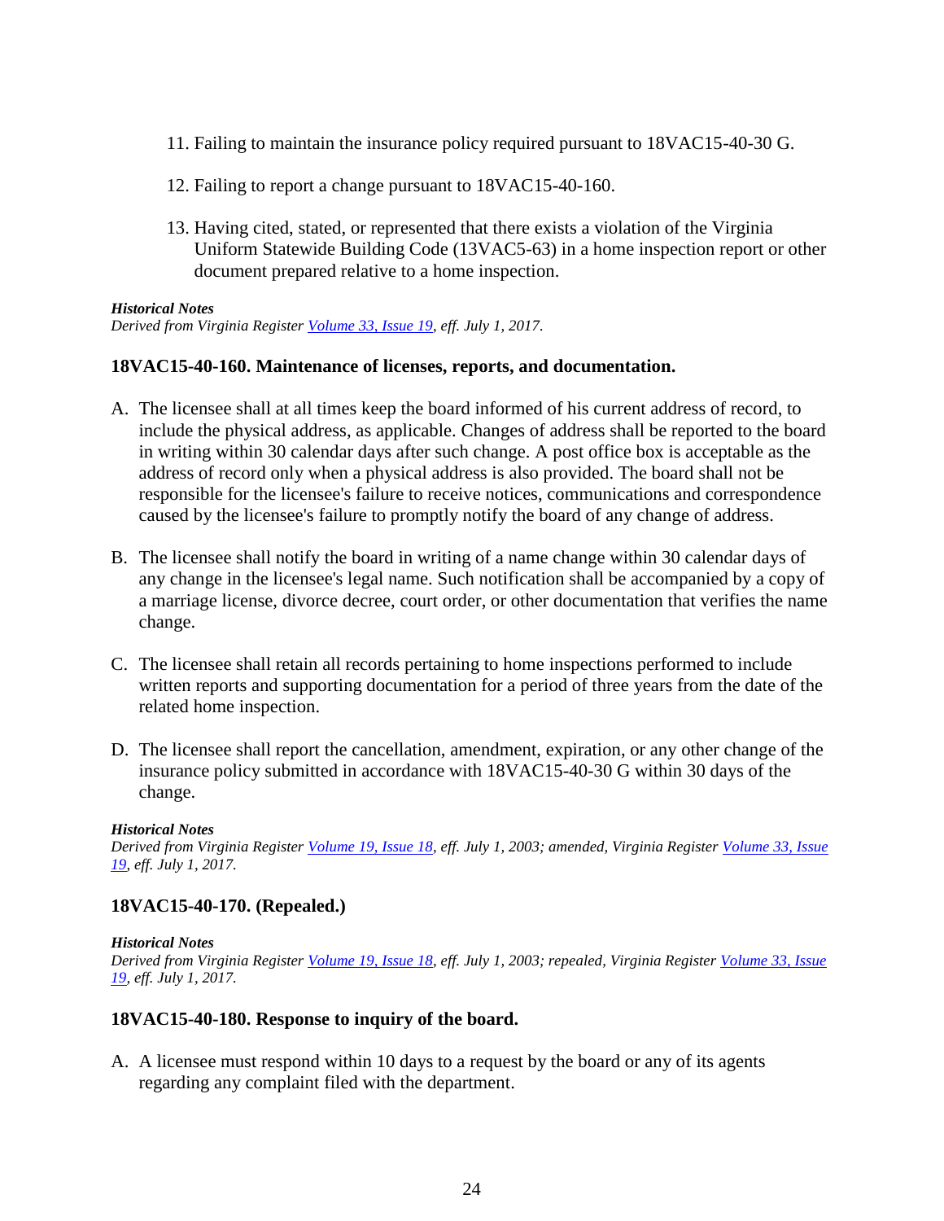11. Failing to maintain the insurance policy required pursuant to 18VAC15-40-30 G.

12. Failing to report a change pursuant to 18VAC15-40-160.

13. Having cited, stated, or represented that there exists a violation of the Virginia Uniform Statewide Building Code (13VAC5-63) in a home inspection report or other document prepared relative to a home inspection.

***Historical Notes***

*Derived from Virginia Register Volume 33, Issue 19, eff. July 1, 2017.*

### 18VAC15-40-160. Maintenance of licenses, reports, and documentation.

A. The licensee shall at all times keep the board informed of his current address of record, to include the physical address, as applicable. Changes of address shall be reported to the board in writing within 30 calendar days after such change. A post office box is acceptable as the address of record only when a physical address is also provided. The board shall not be responsible for the licensee's failure to receive notices, communications and correspondence caused by the licensee's failure to promptly notify the board of any change of address.

B. The licensee shall notify the board in writing of a name change within 30 calendar days of any change in the licensee's legal name. Such notification shall be accompanied by a copy of a marriage license, divorce decree, court order, or other documentation that verifies the name change.

C. The licensee shall retain all records pertaining to home inspections performed to include written reports and supporting documentation for a period of three years from the date of the related home inspection.

D. The licensee shall report the cancellation, amendment, expiration, or any other change of the insurance policy submitted in accordance with 18VAC15-40-30 G within 30 days of the change.

***Historical Notes***

*Derived from Virginia Register Volume 19, Issue 18, eff. July 1, 2003; amended, Virginia Register Volume 33, Issue 19, eff. July 1, 2017.*

### 18VAC15-40-170. (Repealed.)

***Historical Notes***

*Derived from Virginia Register Volume 19, Issue 18, eff. July 1, 2003; repealed, Virginia Register Volume 33, Issue 19, eff. July 1, 2017.*

### 18VAC15-40-180. Response to inquiry of the board.

A. A licensee must respond within 10 days to a request by the board or any of its agents regarding any complaint filed with the department.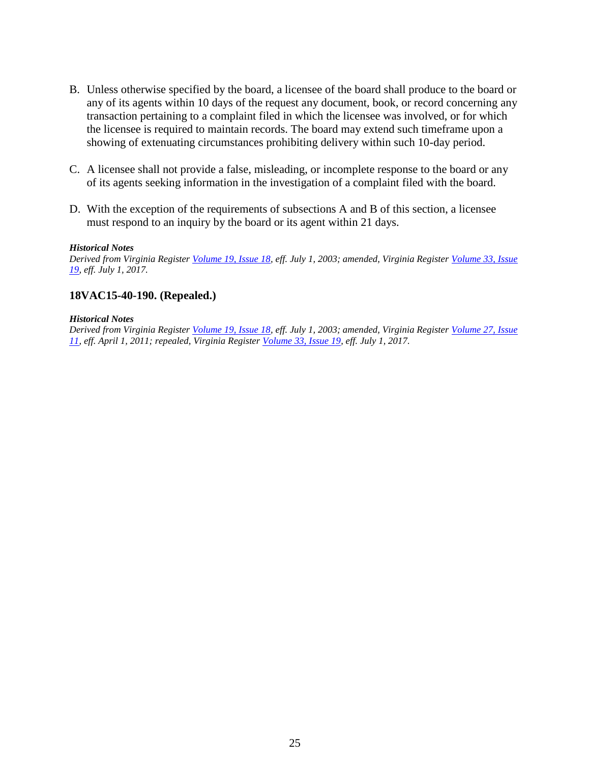B. Unless otherwise specified by the board, a licensee of the board shall produce to the board or any of its agents within 10 days of the request any document, book, or record concerning any transaction pertaining to a complaint filed in which the licensee was involved, or for which the licensee is required to maintain records. The board may extend such timeframe upon a showing of extenuating circumstances prohibiting delivery within such 10-day period.

C. A licensee shall not provide a false, misleading, or incomplete response to the board or any of its agents seeking information in the investigation of a complaint filed with the board.

D. With the exception of the requirements of subsections A and B of this section, a licensee must respond to an inquiry by the board or its agent within 21 days.

***Historical Notes***

*Derived from Virginia Register Volume 19, Issue 18, eff. July 1, 2003; amended, Virginia Register Volume 33, Issue 19, eff. July 1, 2017.*

### 18VAC15-40-190. (Repealed.)

***Historical Notes***

*Derived from Virginia Register Volume 19, Issue 18, eff. July 1, 2003; amended, Virginia Register Volume 27, Issue 11, eff. April 1, 2011; repealed, Virginia Register Volume 33, Issue 19, eff. July 1, 2017.*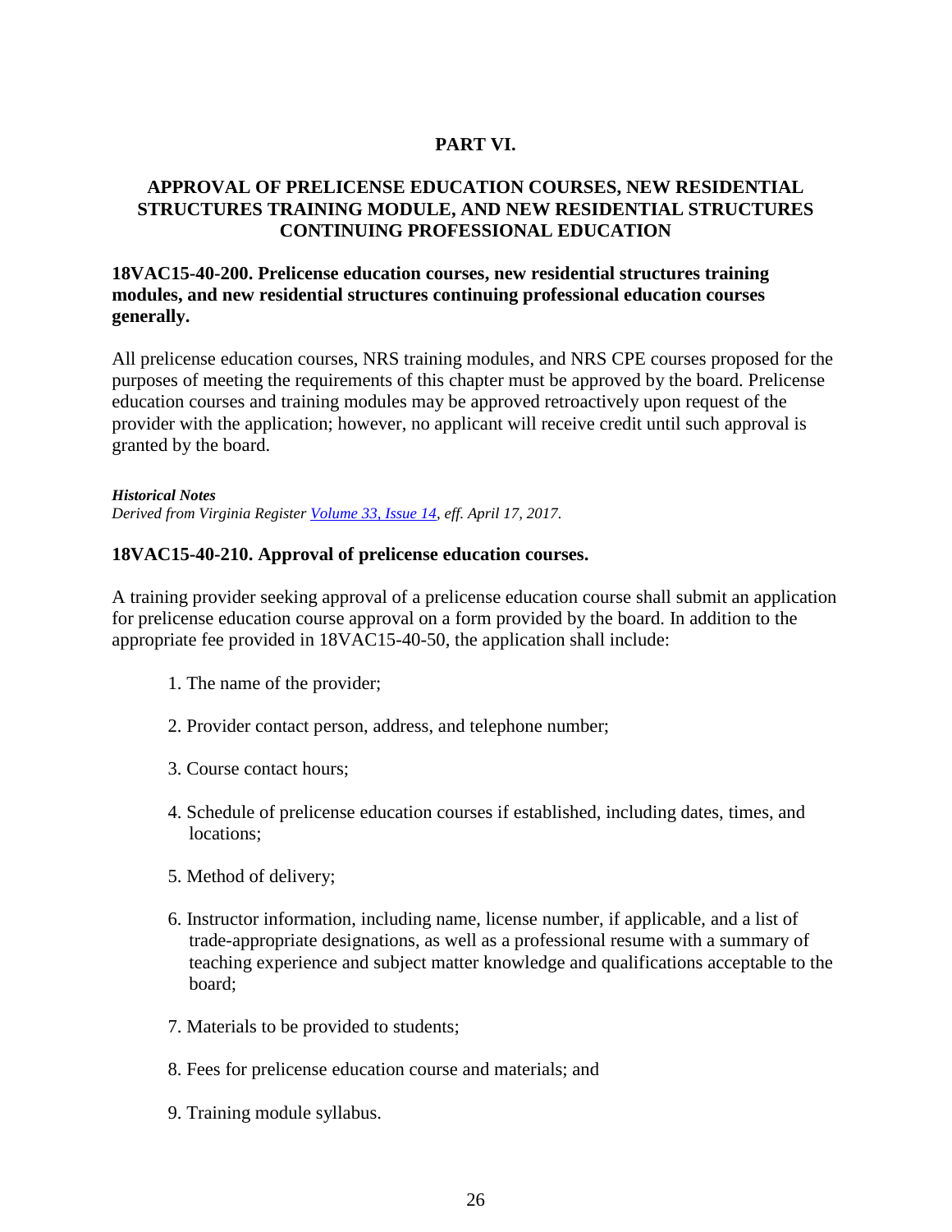# PART VI.

## APPROVAL OF PRELICENSE EDUCATION COURSES, NEW RESIDENTIAL STRUCTURES TRAINING MODULE, AND NEW RESIDENTIAL STRUCTURES CONTINUING PROFESSIONAL EDUCATION

### 18VAC15-40-200. Prelicense education courses, new residential structures training modules, and new residential structures continuing professional education courses generally.

All prelicense education courses, NRS training modules, and NRS CPE courses proposed for the purposes of meeting the requirements of this chapter must be approved by the board. Prelicense education courses and training modules may be approved retroactively upon request of the provider with the application; however, no applicant will receive credit until such approval is granted by the board.

***Historical Notes***

*Derived from Virginia Register Volume 33, Issue 14, eff. April 17, 2017.*

### 18VAC15-40-210. Approval of prelicense education courses.

A training provider seeking approval of a prelicense education course shall submit an application for prelicense education course approval on a form provided by the board. In addition to the appropriate fee provided in 18VAC15-40-50, the application shall include:

1. The name of the provider;
2. Provider contact person, address, and telephone number;
3. Course contact hours;
4. Schedule of prelicense education courses if established, including dates, times, and locations;
5. Method of delivery;
6. Instructor information, including name, license number, if applicable, and a list of trade-appropriate designations, as well as a professional resume with a summary of teaching experience and subject matter knowledge and qualifications acceptable to the board;
7. Materials to be provided to students;
8. Fees for prelicense education course and materials; and
9. Training module syllabus.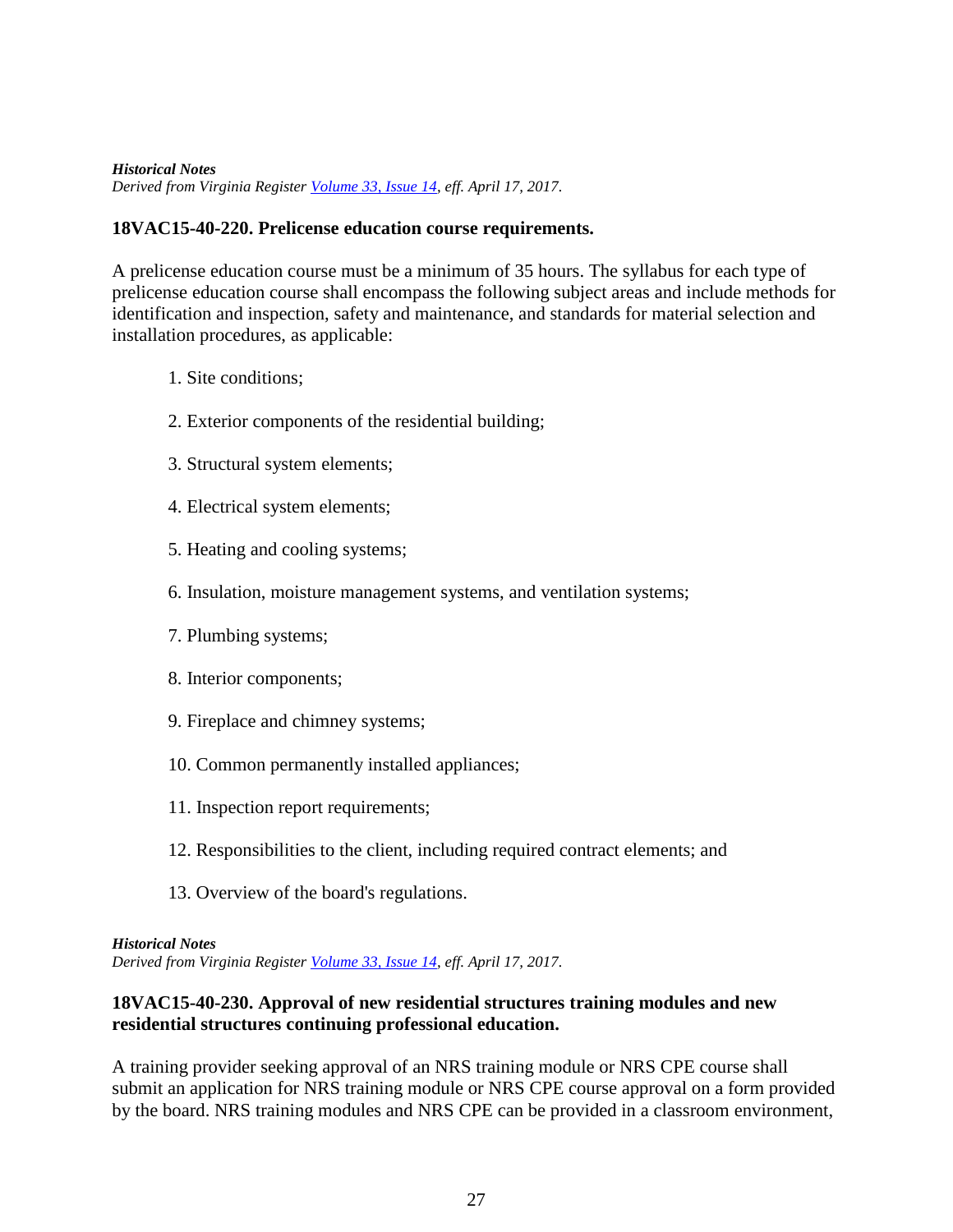***Historical Notes***

*Derived from Virginia Register Volume 33, Issue 14, eff. April 17, 2017.*

### 18VAC15-40-220. Prelicense education course requirements.

A prelicense education course must be a minimum of 35 hours. The syllabus for each type of prelicense education course shall encompass the following subject areas and include methods for identification and inspection, safety and maintenance, and standards for material selection and installation procedures, as applicable:

1. Site conditions;

2. Exterior components of the residential building;

3. Structural system elements;

4. Electrical system elements;

5. Heating and cooling systems;

6. Insulation, moisture management systems, and ventilation systems;

7. Plumbing systems;

8. Interior components;

9. Fireplace and chimney systems;

10. Common permanently installed appliances;

11. Inspection report requirements;

12. Responsibilities to the client, including required contract elements; and

13. Overview of the board's regulations.

***Historical Notes***

*Derived from Virginia Register Volume 33, Issue 14, eff. April 17, 2017.*

### 18VAC15-40-230. Approval of new residential structures training modules and new residential structures continuing professional education.

A training provider seeking approval of an NRS training module or NRS CPE course shall submit an application for NRS training module or NRS CPE course approval on a form provided by the board. NRS training modules and NRS CPE can be provided in a classroom environment,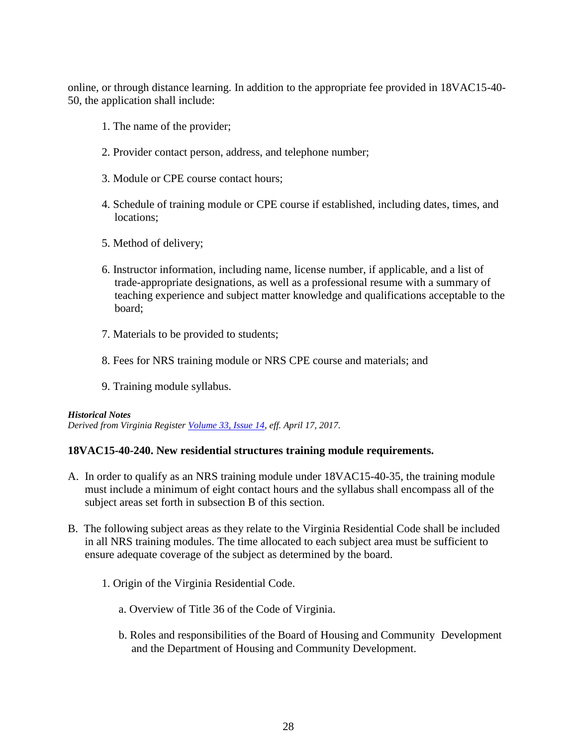online, or through distance learning. In addition to the appropriate fee provided in 18VAC15-40-50, the application shall include:

1. The name of the provider;
2. Provider contact person, address, and telephone number;
3. Module or CPE course contact hours;
4. Schedule of training module or CPE course if established, including dates, times, and locations;
5. Method of delivery;
6. Instructor information, including name, license number, if applicable, and a list of trade-appropriate designations, as well as a professional resume with a summary of teaching experience and subject matter knowledge and qualifications acceptable to the board;
7. Materials to be provided to students;
8. Fees for NRS training module or NRS CPE course and materials; and
9. Training module syllabus.

***Historical Notes***
*Derived from Virginia Register Volume 33, Issue 14, eff. April 17, 2017.*

### 18VAC15-40-240. New residential structures training module requirements.

A. In order to qualify as an NRS training module under 18VAC15-40-35, the training module must include a minimum of eight contact hours and the syllabus shall encompass all of the subject areas set forth in subsection B of this section.

B. The following subject areas as they relate to the Virginia Residential Code shall be included in all NRS training modules. The time allocated to each subject area must be sufficient to ensure adequate coverage of the subject as determined by the board.

   1. Origin of the Virginia Residential Code.

      a. Overview of Title 36 of the Code of Virginia.

      b. Roles and responsibilities of the Board of Housing and Community Development and the Department of Housing and Community Development.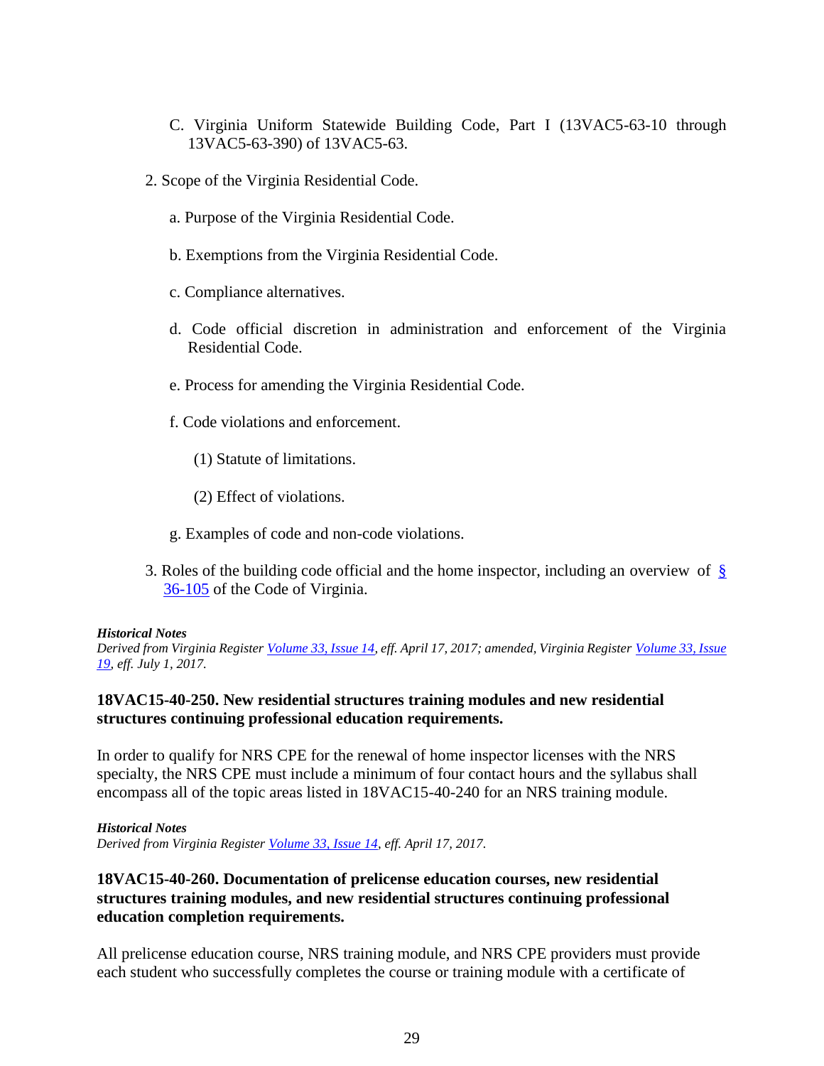c. Virginia Uniform Statewide Building Code, Part I (13VAC5-63-10 through 13VAC5-63-390) of 13VAC5-63.

2. Scope of the Virginia Residential Code.

   a. Purpose of the Virginia Residential Code.

   b. Exemptions from the Virginia Residential Code.

   c. Compliance alternatives.

   d. Code official discretion in administration and enforcement of the Virginia Residential Code.

   e. Process for amending the Virginia Residential Code.

   f. Code violations and enforcement.

      (1) Statute of limitations.

      (2) Effect of violations.

   g. Examples of code and non-code violations.

3. Roles of the building code official and the home inspector, including an overview of § 36-105 of the Code of Virginia.

***Historical Notes***

*Derived from Virginia Register Volume 33, Issue 14, eff. April 17, 2017; amended, Virginia Register Volume 33, Issue 19, eff. July 1, 2017.*

**18VAC15-40-250. New residential structures training modules and new residential structures continuing professional education requirements.**

In order to qualify for NRS CPE for the renewal of home inspector licenses with the NRS specialty, the NRS CPE must include a minimum of four contact hours and the syllabus shall encompass all of the topic areas listed in 18VAC15-40-240 for an NRS training module.

***Historical Notes***

*Derived from Virginia Register Volume 33, Issue 14, eff. April 17, 2017.*

**18VAC15-40-260. Documentation of prelicense education courses, new residential structures training modules, and new residential structures continuing professional education completion requirements.**

All prelicense education course, NRS training module, and NRS CPE providers must provide each student who successfully completes the course or training module with a certificate of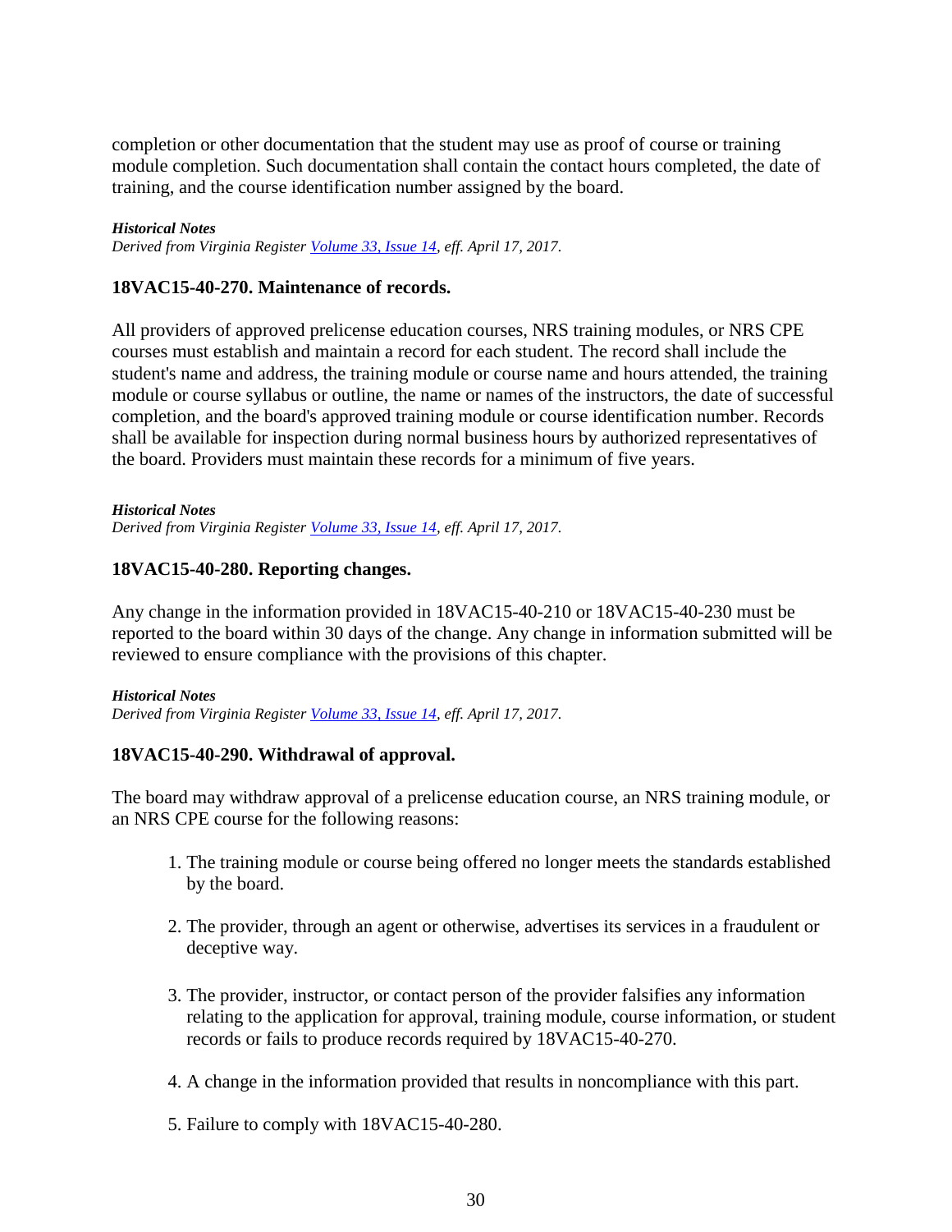completion or other documentation that the student may use as proof of course or training module completion. Such documentation shall contain the contact hours completed, the date of training, and the course identification number assigned by the board.

***Historical Notes***
*Derived from Virginia Register Volume 33, Issue 14, eff. April 17, 2017.*

### 18VAC15-40-270. Maintenance of records.

All providers of approved prelicense education courses, NRS training modules, or NRS CPE courses must establish and maintain a record for each student. The record shall include the student's name and address, the training module or course name and hours attended, the training module or course syllabus or outline, the name or names of the instructors, the date of successful completion, and the board's approved training module or course identification number. Records shall be available for inspection during normal business hours by authorized representatives of the board. Providers must maintain these records for a minimum of five years.

***Historical Notes***
*Derived from Virginia Register Volume 33, Issue 14, eff. April 17, 2017.*

### 18VAC15-40-280. Reporting changes.

Any change in the information provided in 18VAC15-40-210 or 18VAC15-40-230 must be reported to the board within 30 days of the change. Any change in information submitted will be reviewed to ensure compliance with the provisions of this chapter.

***Historical Notes***
*Derived from Virginia Register Volume 33, Issue 14, eff. April 17, 2017.*

### 18VAC15-40-290. Withdrawal of approval.

The board may withdraw approval of a prelicense education course, an NRS training module, or an NRS CPE course for the following reasons:

1. The training module or course being offered no longer meets the standards established by the board.

2. The provider, through an agent or otherwise, advertises its services in a fraudulent or deceptive way.

3. The provider, instructor, or contact person of the provider falsifies any information relating to the application for approval, training module, course information, or student records or fails to produce records required by 18VAC15-40-270.

4. A change in the information provided that results in noncompliance with this part.

5. Failure to comply with 18VAC15-40-280.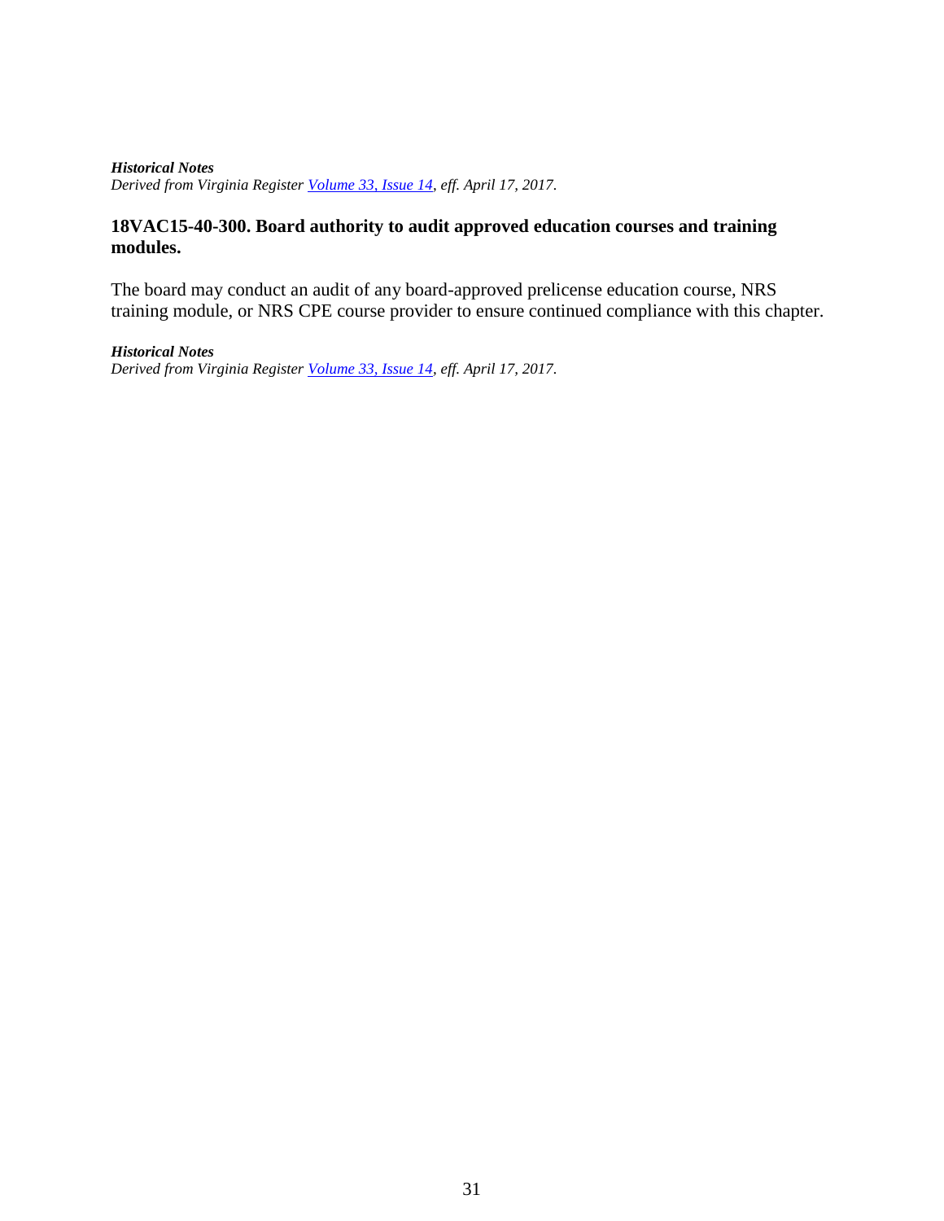***Historical Notes***
*Derived from Virginia Register [Volume 33, Issue 14](), eff. April 17, 2017.*

### 18VAC15-40-300. Board authority to audit approved education courses and training modules.

The board may conduct an audit of any board-approved prelicense education course, NRS training module, or NRS CPE course provider to ensure continued compliance with this chapter.

***Historical Notes***
*Derived from Virginia Register [Volume 33, Issue 14](), eff. April 17, 2017.*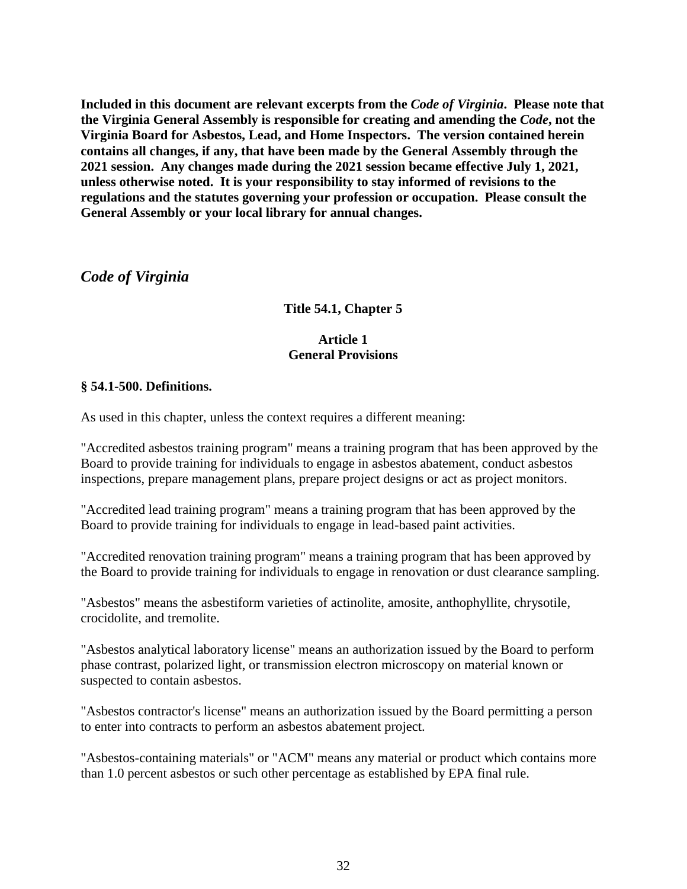**Included in this document are relevant excerpts from the *Code of Virginia*. Please note that the Virginia General Assembly is responsible for creating and amending the *Code*, not the Virginia Board for Asbestos, Lead, and Home Inspectors. The version contained herein contains all changes, if any, that have been made by the General Assembly through the 2021 session. Any changes made during the 2021 session became effective July 1, 2021, unless otherwise noted. It is your responsibility to stay informed of revisions to the regulations and the statutes governing your profession or occupation. Please consult the General Assembly or your local library for annual changes.**

## *Code of Virginia*

### Title 54.1, Chapter 5

### Article 1
### General Provisions

**§ 54.1-500. Definitions.**

As used in this chapter, unless the context requires a different meaning:

"Accredited asbestos training program" means a training program that has been approved by the Board to provide training for individuals to engage in asbestos abatement, conduct asbestos inspections, prepare management plans, prepare project designs or act as project monitors.

"Accredited lead training program" means a training program that has been approved by the Board to provide training for individuals to engage in lead-based paint activities.

"Accredited renovation training program" means a training program that has been approved by the Board to provide training for individuals to engage in renovation or dust clearance sampling.

"Asbestos" means the asbestiform varieties of actinolite, amosite, anthophyllite, chrysotile, crocidolite, and tremolite.

"Asbestos analytical laboratory license" means an authorization issued by the Board to perform phase contrast, polarized light, or transmission electron microscopy on material known or suspected to contain asbestos.

"Asbestos contractor's license" means an authorization issued by the Board permitting a person to enter into contracts to perform an asbestos abatement project.

"Asbestos-containing materials" or "ACM" means any material or product which contains more than 1.0 percent asbestos or such other percentage as established by EPA final rule.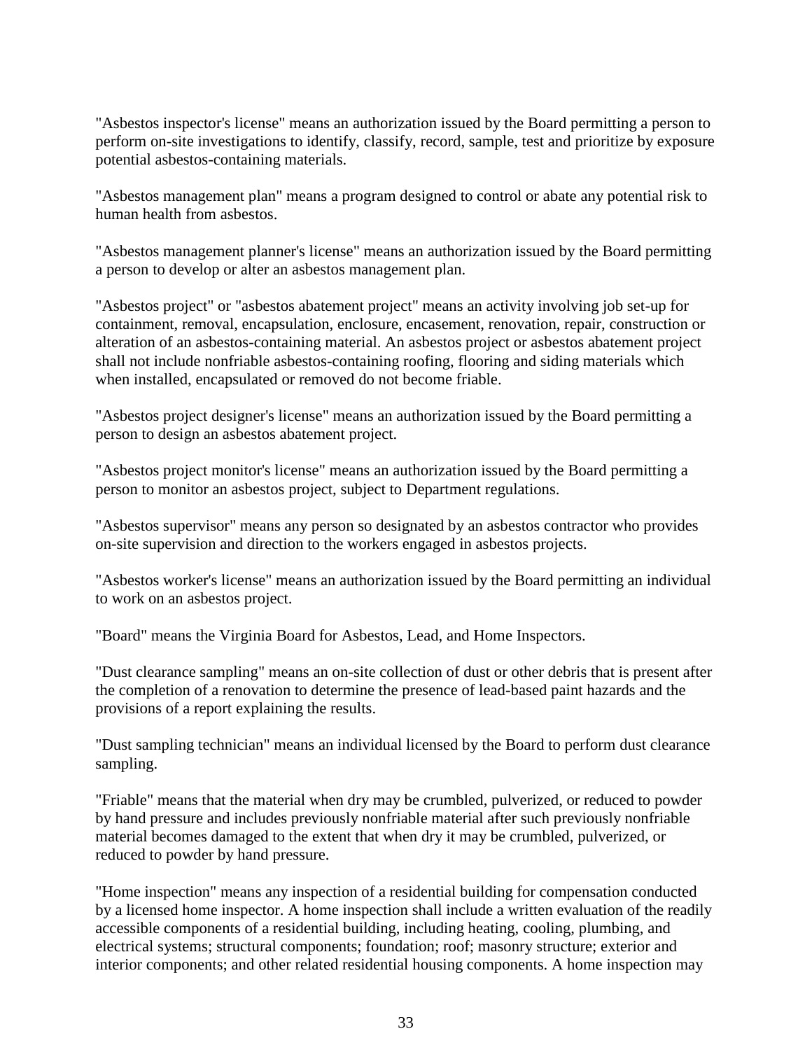"Asbestos inspector's license" means an authorization issued by the Board permitting a person to perform on-site investigations to identify, classify, record, sample, test and prioritize by exposure potential asbestos-containing materials.

"Asbestos management plan" means a program designed to control or abate any potential risk to human health from asbestos.

"Asbestos management planner's license" means an authorization issued by the Board permitting a person to develop or alter an asbestos management plan.

"Asbestos project" or "asbestos abatement project" means an activity involving job set-up for containment, removal, encapsulation, enclosure, encasement, renovation, repair, construction or alteration of an asbestos-containing material. An asbestos project or asbestos abatement project shall not include nonfriable asbestos-containing roofing, flooring and siding materials which when installed, encapsulated or removed do not become friable.

"Asbestos project designer's license" means an authorization issued by the Board permitting a person to design an asbestos abatement project.

"Asbestos project monitor's license" means an authorization issued by the Board permitting a person to monitor an asbestos project, subject to Department regulations.

"Asbestos supervisor" means any person so designated by an asbestos contractor who provides on-site supervision and direction to the workers engaged in asbestos projects.

"Asbestos worker's license" means an authorization issued by the Board permitting an individual to work on an asbestos project.

"Board" means the Virginia Board for Asbestos, Lead, and Home Inspectors.

"Dust clearance sampling" means an on-site collection of dust or other debris that is present after the completion of a renovation to determine the presence of lead-based paint hazards and the provisions of a report explaining the results.

"Dust sampling technician" means an individual licensed by the Board to perform dust clearance sampling.

"Friable" means that the material when dry may be crumbled, pulverized, or reduced to powder by hand pressure and includes previously nonfriable material after such previously nonfriable material becomes damaged to the extent that when dry it may be crumbled, pulverized, or reduced to powder by hand pressure.

"Home inspection" means any inspection of a residential building for compensation conducted by a licensed home inspector. A home inspection shall include a written evaluation of the readily accessible components of a residential building, including heating, cooling, plumbing, and electrical systems; structural components; foundation; roof; masonry structure; exterior and interior components; and other related residential housing components. A home inspection may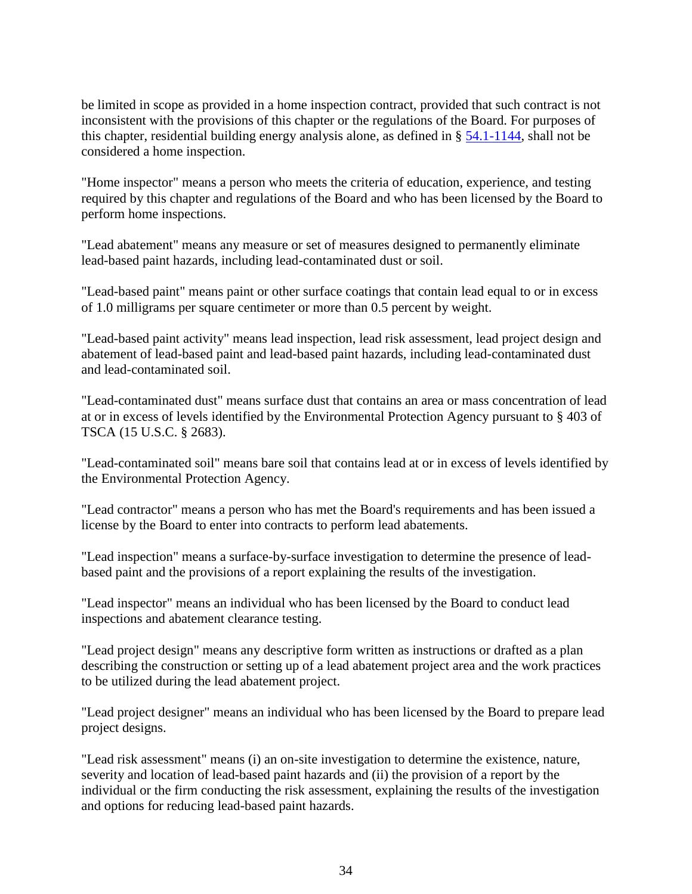be limited in scope as provided in a home inspection contract, provided that such contract is not inconsistent with the provisions of this chapter or the regulations of the Board. For purposes of this chapter, residential building energy analysis alone, as defined in § 54.1-1144, shall not be considered a home inspection.

"Home inspector" means a person who meets the criteria of education, experience, and testing required by this chapter and regulations of the Board and who has been licensed by the Board to perform home inspections.

"Lead abatement" means any measure or set of measures designed to permanently eliminate lead-based paint hazards, including lead-contaminated dust or soil.

"Lead-based paint" means paint or other surface coatings that contain lead equal to or in excess of 1.0 milligrams per square centimeter or more than 0.5 percent by weight.

"Lead-based paint activity" means lead inspection, lead risk assessment, lead project design and abatement of lead-based paint and lead-based paint hazards, including lead-contaminated dust and lead-contaminated soil.

"Lead-contaminated dust" means surface dust that contains an area or mass concentration of lead at or in excess of levels identified by the Environmental Protection Agency pursuant to § 403 of TSCA (15 U.S.C. § 2683).

"Lead-contaminated soil" means bare soil that contains lead at or in excess of levels identified by the Environmental Protection Agency.

"Lead contractor" means a person who has met the Board's requirements and has been issued a license by the Board to enter into contracts to perform lead abatements.

"Lead inspection" means a surface-by-surface investigation to determine the presence of lead-based paint and the provisions of a report explaining the results of the investigation.

"Lead inspector" means an individual who has been licensed by the Board to conduct lead inspections and abatement clearance testing.

"Lead project design" means any descriptive form written as instructions or drafted as a plan describing the construction or setting up of a lead abatement project area and the work practices to be utilized during the lead abatement project.

"Lead project designer" means an individual who has been licensed by the Board to prepare lead project designs.

"Lead risk assessment" means (i) an on-site investigation to determine the existence, nature, severity and location of lead-based paint hazards and (ii) the provision of a report by the individual or the firm conducting the risk assessment, explaining the results of the investigation and options for reducing lead-based paint hazards.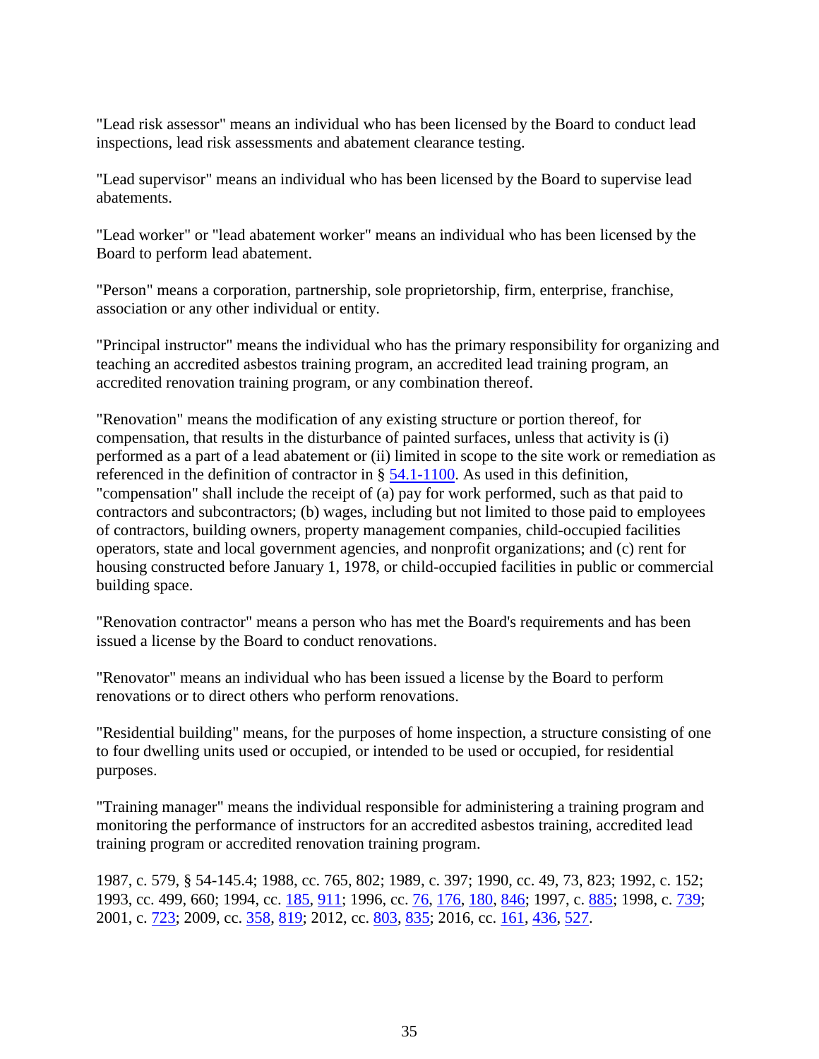"Lead risk assessor" means an individual who has been licensed by the Board to conduct lead inspections, lead risk assessments and abatement clearance testing.

"Lead supervisor" means an individual who has been licensed by the Board to supervise lead abatements.

"Lead worker" or "lead abatement worker" means an individual who has been licensed by the Board to perform lead abatement.

"Person" means a corporation, partnership, sole proprietorship, firm, enterprise, franchise, association or any other individual or entity.

"Principal instructor" means the individual who has the primary responsibility for organizing and teaching an accredited asbestos training program, an accredited lead training program, an accredited renovation training program, or any combination thereof.

"Renovation" means the modification of any existing structure or portion thereof, for compensation, that results in the disturbance of painted surfaces, unless that activity is (i) performed as a part of a lead abatement or (ii) limited in scope to the site work or remediation as referenced in the definition of contractor in § 54.1-1100. As used in this definition, "compensation" shall include the receipt of (a) pay for work performed, such as that paid to contractors and subcontractors; (b) wages, including but not limited to those paid to employees of contractors, building owners, property management companies, child-occupied facilities operators, state and local government agencies, and nonprofit organizations; and (c) rent for housing constructed before January 1, 1978, or child-occupied facilities in public or commercial building space.

"Renovation contractor" means a person who has met the Board's requirements and has been issued a license by the Board to conduct renovations.

"Renovator" means an individual who has been issued a license by the Board to perform renovations or to direct others who perform renovations.

"Residential building" means, for the purposes of home inspection, a structure consisting of one to four dwelling units used or occupied, or intended to be used or occupied, for residential purposes.

"Training manager" means the individual responsible for administering a training program and monitoring the performance of instructors for an accredited asbestos training, accredited lead training program or accredited renovation training program.

1987, c. 579, § 54-145.4; 1988, cc. 765, 802; 1989, c. 397; 1990, cc. 49, 73, 823; 1992, c. 152; 1993, cc. 499, 660; 1994, cc. 185, 911; 1996, cc. 76, 176, 180, 846; 1997, c. 885; 1998, c. 739; 2001, c. 723; 2009, cc. 358, 819; 2012, cc. 803, 835; 2016, cc. 161, 436, 527.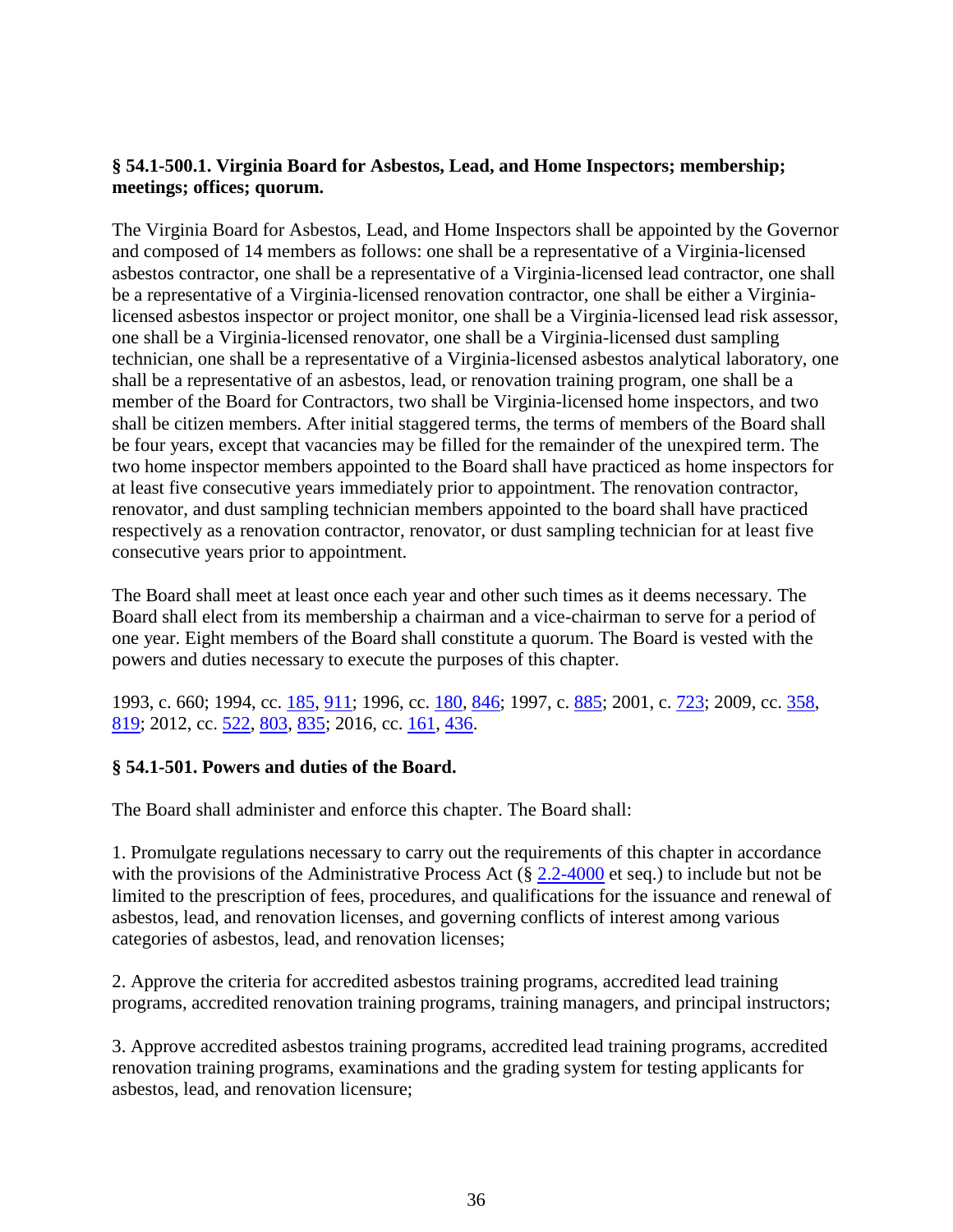**§ 54.1-500.1. Virginia Board for Asbestos, Lead, and Home Inspectors; membership; meetings; offices; quorum.**

The Virginia Board for Asbestos, Lead, and Home Inspectors shall be appointed by the Governor and composed of 14 members as follows: one shall be a representative of a Virginia-licensed asbestos contractor, one shall be a representative of a Virginia-licensed lead contractor, one shall be a representative of a Virginia-licensed renovation contractor, one shall be either a Virginia-licensed asbestos inspector or project monitor, one shall be a Virginia-licensed lead risk assessor, one shall be a Virginia-licensed renovator, one shall be a Virginia-licensed dust sampling technician, one shall be a representative of a Virginia-licensed asbestos analytical laboratory, one shall be a representative of an asbestos, lead, or renovation training program, one shall be a member of the Board for Contractors, two shall be Virginia-licensed home inspectors, and two shall be citizen members. After initial staggered terms, the terms of members of the Board shall be four years, except that vacancies may be filled for the remainder of the unexpired term. The two home inspector members appointed to the Board shall have practiced as home inspectors for at least five consecutive years immediately prior to appointment. The renovation contractor, renovator, and dust sampling technician members appointed to the board shall have practiced respectively as a renovation contractor, renovator, or dust sampling technician for at least five consecutive years prior to appointment.

The Board shall meet at least once each year and other such times as it deems necessary. The Board shall elect from its membership a chairman and a vice-chairman to serve for a period of one year. Eight members of the Board shall constitute a quorum. The Board is vested with the powers and duties necessary to execute the purposes of this chapter.

1993, c. 660; 1994, cc. 185, 911; 1996, cc. 180, 846; 1997, c. 885; 2001, c. 723; 2009, cc. 358, 819; 2012, cc. 522, 803, 835; 2016, cc. 161, 436.

**§ 54.1-501. Powers and duties of the Board.**

The Board shall administer and enforce this chapter. The Board shall:

1. Promulgate regulations necessary to carry out the requirements of this chapter in accordance with the provisions of the Administrative Process Act (§ 2.2-4000 et seq.) to include but not be limited to the prescription of fees, procedures, and qualifications for the issuance and renewal of asbestos, lead, and renovation licenses, and governing conflicts of interest among various categories of asbestos, lead, and renovation licenses;

2. Approve the criteria for accredited asbestos training programs, accredited lead training programs, accredited renovation training programs, training managers, and principal instructors;

3. Approve accredited asbestos training programs, accredited lead training programs, accredited renovation training programs, examinations and the grading system for testing applicants for asbestos, lead, and renovation licensure;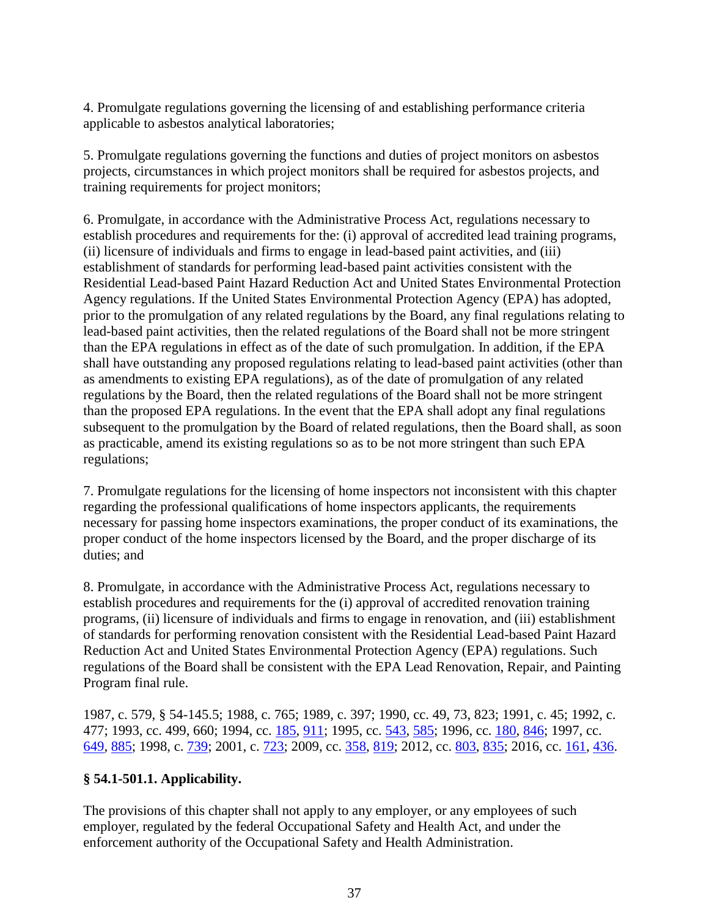4. Promulgate regulations governing the licensing of and establishing performance criteria applicable to asbestos analytical laboratories;

5. Promulgate regulations governing the functions and duties of project monitors on asbestos projects, circumstances in which project monitors shall be required for asbestos projects, and training requirements for project monitors;

6. Promulgate, in accordance with the Administrative Process Act, regulations necessary to establish procedures and requirements for the: (i) approval of accredited lead training programs, (ii) licensure of individuals and firms to engage in lead-based paint activities, and (iii) establishment of standards for performing lead-based paint activities consistent with the Residential Lead-based Paint Hazard Reduction Act and United States Environmental Protection Agency regulations. If the United States Environmental Protection Agency (EPA) has adopted, prior to the promulgation of any related regulations by the Board, any final regulations relating to lead-based paint activities, then the related regulations of the Board shall not be more stringent than the EPA regulations in effect as of the date of such promulgation. In addition, if the EPA shall have outstanding any proposed regulations relating to lead-based paint activities (other than as amendments to existing EPA regulations), as of the date of promulgation of any related regulations by the Board, then the related regulations of the Board shall not be more stringent than the proposed EPA regulations. In the event that the EPA shall adopt any final regulations subsequent to the promulgation by the Board of related regulations, then the Board shall, as soon as practicable, amend its existing regulations so as to be not more stringent than such EPA regulations;

7. Promulgate regulations for the licensing of home inspectors not inconsistent with this chapter regarding the professional qualifications of home inspectors applicants, the requirements necessary for passing home inspectors examinations, the proper conduct of its examinations, the proper conduct of the home inspectors licensed by the Board, and the proper discharge of its duties; and

8. Promulgate, in accordance with the Administrative Process Act, regulations necessary to establish procedures and requirements for the (i) approval of accredited renovation training programs, (ii) licensure of individuals and firms to engage in renovation, and (iii) establishment of standards for performing renovation consistent with the Residential Lead-based Paint Hazard Reduction Act and United States Environmental Protection Agency (EPA) regulations. Such regulations of the Board shall be consistent with the EPA Lead Renovation, Repair, and Painting Program final rule.

1987, c. 579, § 54-145.5; 1988, c. 765; 1989, c. 397; 1990, cc. 49, 73, 823; 1991, c. 45; 1992, c. 477; 1993, cc. 499, 660; 1994, cc. 185, 911; 1995, cc. 543, 585; 1996, cc. 180, 846; 1997, cc. 649, 885; 1998, c. 739; 2001, c. 723; 2009, cc. 358, 819; 2012, cc. 803, 835; 2016, cc. 161, 436.

**§ 54.1-501.1. Applicability.**

The provisions of this chapter shall not apply to any employer, or any employees of such employer, regulated by the federal Occupational Safety and Health Act, and under the enforcement authority of the Occupational Safety and Health Administration.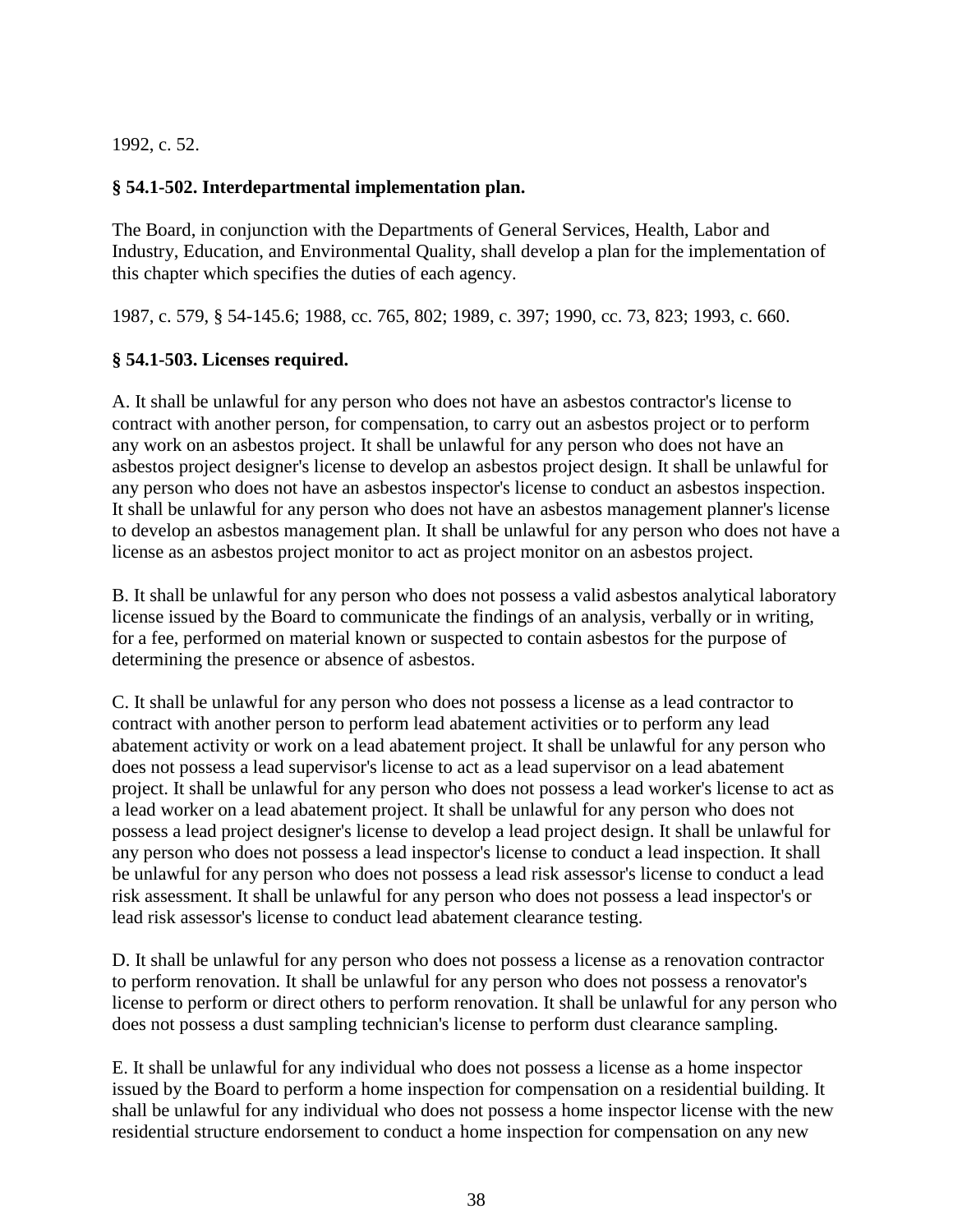1992, c. 52.

**§ 54.1-502. Interdepartmental implementation plan.**

The Board, in conjunction with the Departments of General Services, Health, Labor and Industry, Education, and Environmental Quality, shall develop a plan for the implementation of this chapter which specifies the duties of each agency.

1987, c. 579, § 54-145.6; 1988, cc. 765, 802; 1989, c. 397; 1990, cc. 73, 823; 1993, c. 660.

**§ 54.1-503. Licenses required.**

A. It shall be unlawful for any person who does not have an asbestos contractor's license to contract with another person, for compensation, to carry out an asbestos project or to perform any work on an asbestos project. It shall be unlawful for any person who does not have an asbestos project designer's license to develop an asbestos project design. It shall be unlawful for any person who does not have an asbestos inspector's license to conduct an asbestos inspection. It shall be unlawful for any person who does not have an asbestos management planner's license to develop an asbestos management plan. It shall be unlawful for any person who does not have a license as an asbestos project monitor to act as project monitor on an asbestos project.

B. It shall be unlawful for any person who does not possess a valid asbestos analytical laboratory license issued by the Board to communicate the findings of an analysis, verbally or in writing, for a fee, performed on material known or suspected to contain asbestos for the purpose of determining the presence or absence of asbestos.

C. It shall be unlawful for any person who does not possess a license as a lead contractor to contract with another person to perform lead abatement activities or to perform any lead abatement activity or work on a lead abatement project. It shall be unlawful for any person who does not possess a lead supervisor's license to act as a lead supervisor on a lead abatement project. It shall be unlawful for any person who does not possess a lead worker's license to act as a lead worker on a lead abatement project. It shall be unlawful for any person who does not possess a lead project designer's license to develop a lead project design. It shall be unlawful for any person who does not possess a lead inspector's license to conduct a lead inspection. It shall be unlawful for any person who does not possess a lead risk assessor's license to conduct a lead risk assessment. It shall be unlawful for any person who does not possess a lead inspector's or lead risk assessor's license to conduct lead abatement clearance testing.

D. It shall be unlawful for any person who does not possess a license as a renovation contractor to perform renovation. It shall be unlawful for any person who does not possess a renovator's license to perform or direct others to perform renovation. It shall be unlawful for any person who does not possess a dust sampling technician's license to perform dust clearance sampling.

E. It shall be unlawful for any individual who does not possess a license as a home inspector issued by the Board to perform a home inspection for compensation on a residential building. It shall be unlawful for any individual who does not possess a home inspector license with the new residential structure endorsement to conduct a home inspection for compensation on any new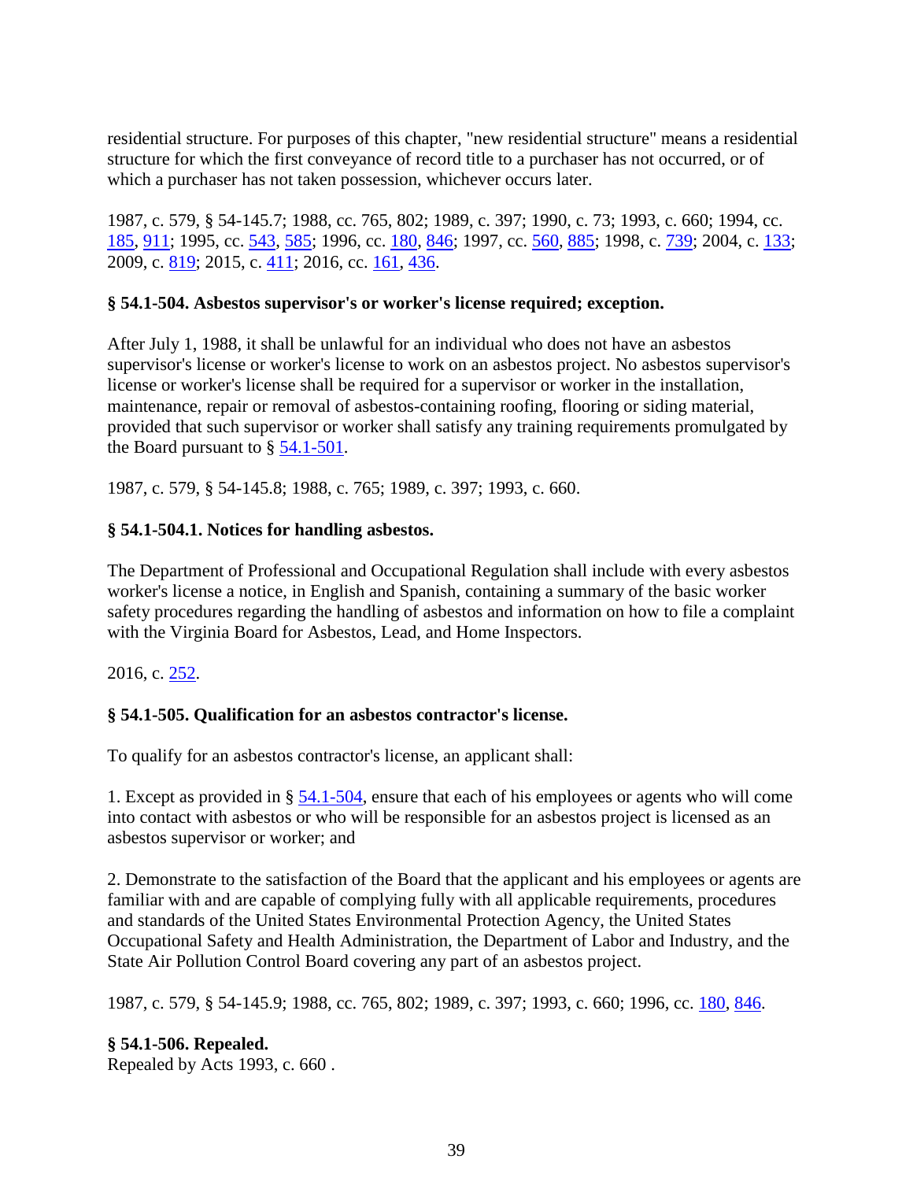residential structure. For purposes of this chapter, "new residential structure" means a residential structure for which the first conveyance of record title to a purchaser has not occurred, or of which a purchaser has not taken possession, whichever occurs later.

1987, c. 579, § 54-145.7; 1988, cc. 765, 802; 1989, c. 397; 1990, c. 73; 1993, c. 660; 1994, cc. 185, 911; 1995, cc. 543, 585; 1996, cc. 180, 846; 1997, cc. 560, 885; 1998, c. 739; 2004, c. 133; 2009, c. 819; 2015, c. 411; 2016, cc. 161, 436.

**§ 54.1-504. Asbestos supervisor's or worker's license required; exception.**

After July 1, 1988, it shall be unlawful for an individual who does not have an asbestos supervisor's license or worker's license to work on an asbestos project. No asbestos supervisor's license or worker's license shall be required for a supervisor or worker in the installation, maintenance, repair or removal of asbestos-containing roofing, flooring or siding material, provided that such supervisor or worker shall satisfy any training requirements promulgated by the Board pursuant to § 54.1-501.

1987, c. 579, § 54-145.8; 1988, c. 765; 1989, c. 397; 1993, c. 660.

**§ 54.1-504.1. Notices for handling asbestos.**

The Department of Professional and Occupational Regulation shall include with every asbestos worker's license a notice, in English and Spanish, containing a summary of the basic worker safety procedures regarding the handling of asbestos and information on how to file a complaint with the Virginia Board for Asbestos, Lead, and Home Inspectors.

2016, c. 252.

**§ 54.1-505. Qualification for an asbestos contractor's license.**

To qualify for an asbestos contractor's license, an applicant shall:

1. Except as provided in § 54.1-504, ensure that each of his employees or agents who will come into contact with asbestos or who will be responsible for an asbestos project is licensed as an asbestos supervisor or worker; and

2. Demonstrate to the satisfaction of the Board that the applicant and his employees or agents are familiar with and are capable of complying fully with all applicable requirements, procedures and standards of the United States Environmental Protection Agency, the United States Occupational Safety and Health Administration, the Department of Labor and Industry, and the State Air Pollution Control Board covering any part of an asbestos project.

1987, c. 579, § 54-145.9; 1988, cc. 765, 802; 1989, c. 397; 1993, c. 660; 1996, cc. 180, 846.

**§ 54.1-506. Repealed.**
Repealed by Acts 1993, c. 660 .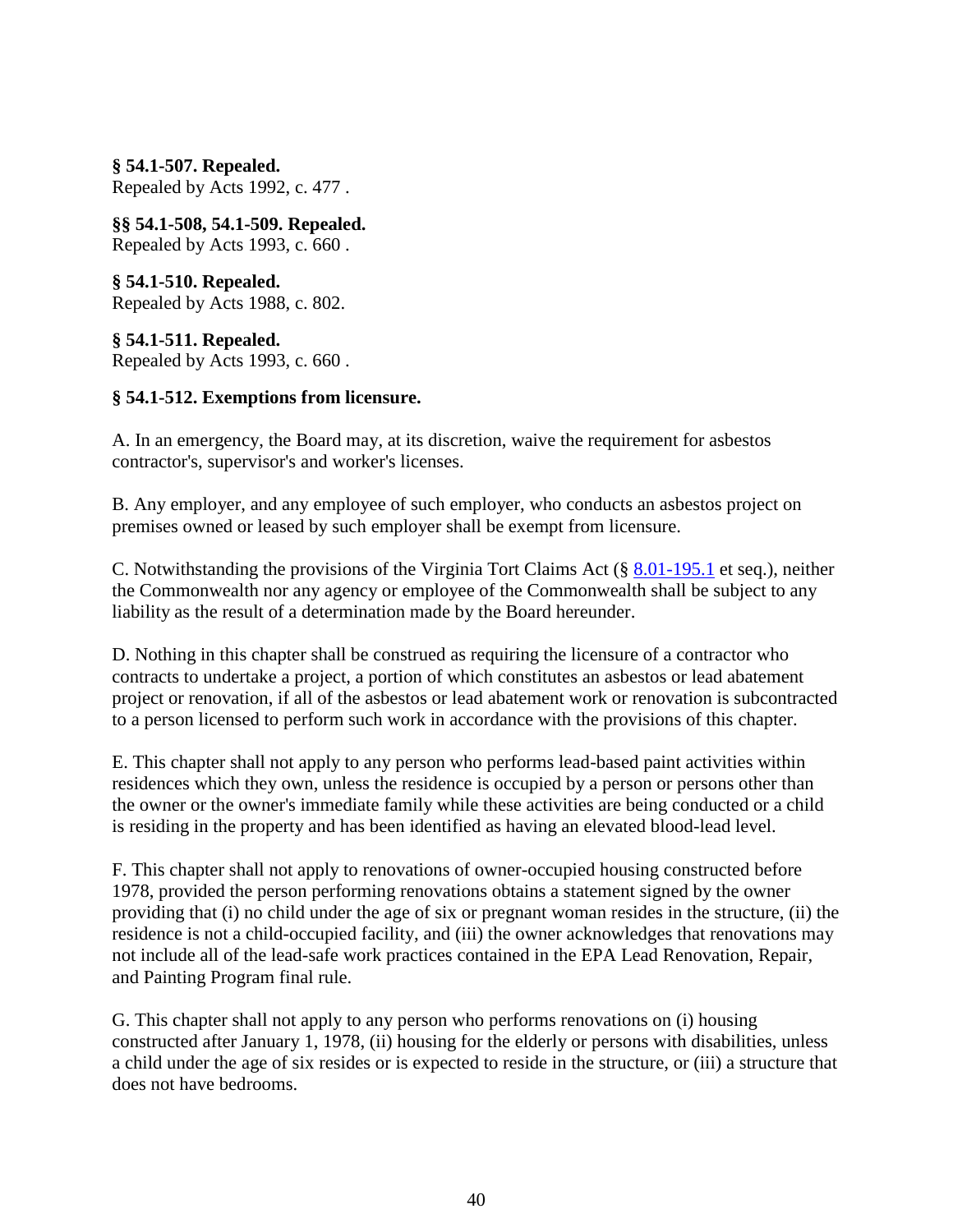**§ 54.1-507. Repealed.**
Repealed by Acts 1992, c. 477 .

**§§ 54.1-508, 54.1-509. Repealed.**
Repealed by Acts 1993, c. 660 .

**§ 54.1-510. Repealed.**
Repealed by Acts 1988, c. 802.

**§ 54.1-511. Repealed.**
Repealed by Acts 1993, c. 660 .

**§ 54.1-512. Exemptions from licensure.**

A. In an emergency, the Board may, at its discretion, waive the requirement for asbestos contractor's, supervisor's and worker's licenses.

B. Any employer, and any employee of such employer, who conducts an asbestos project on premises owned or leased by such employer shall be exempt from licensure.

C. Notwithstanding the provisions of the Virginia Tort Claims Act (§ 8.01-195.1 et seq.), neither the Commonwealth nor any agency or employee of the Commonwealth shall be subject to any liability as the result of a determination made by the Board hereunder.

D. Nothing in this chapter shall be construed as requiring the licensure of a contractor who contracts to undertake a project, a portion of which constitutes an asbestos or lead abatement project or renovation, if all of the asbestos or lead abatement work or renovation is subcontracted to a person licensed to perform such work in accordance with the provisions of this chapter.

E. This chapter shall not apply to any person who performs lead-based paint activities within residences which they own, unless the residence is occupied by a person or persons other than the owner or the owner's immediate family while these activities are being conducted or a child is residing in the property and has been identified as having an elevated blood-lead level.

F. This chapter shall not apply to renovations of owner-occupied housing constructed before 1978, provided the person performing renovations obtains a statement signed by the owner providing that (i) no child under the age of six or pregnant woman resides in the structure, (ii) the residence is not a child-occupied facility, and (iii) the owner acknowledges that renovations may not include all of the lead-safe work practices contained in the EPA Lead Renovation, Repair, and Painting Program final rule.

G. This chapter shall not apply to any person who performs renovations on (i) housing constructed after January 1, 1978, (ii) housing for the elderly or persons with disabilities, unless a child under the age of six resides or is expected to reside in the structure, or (iii) a structure that does not have bedrooms.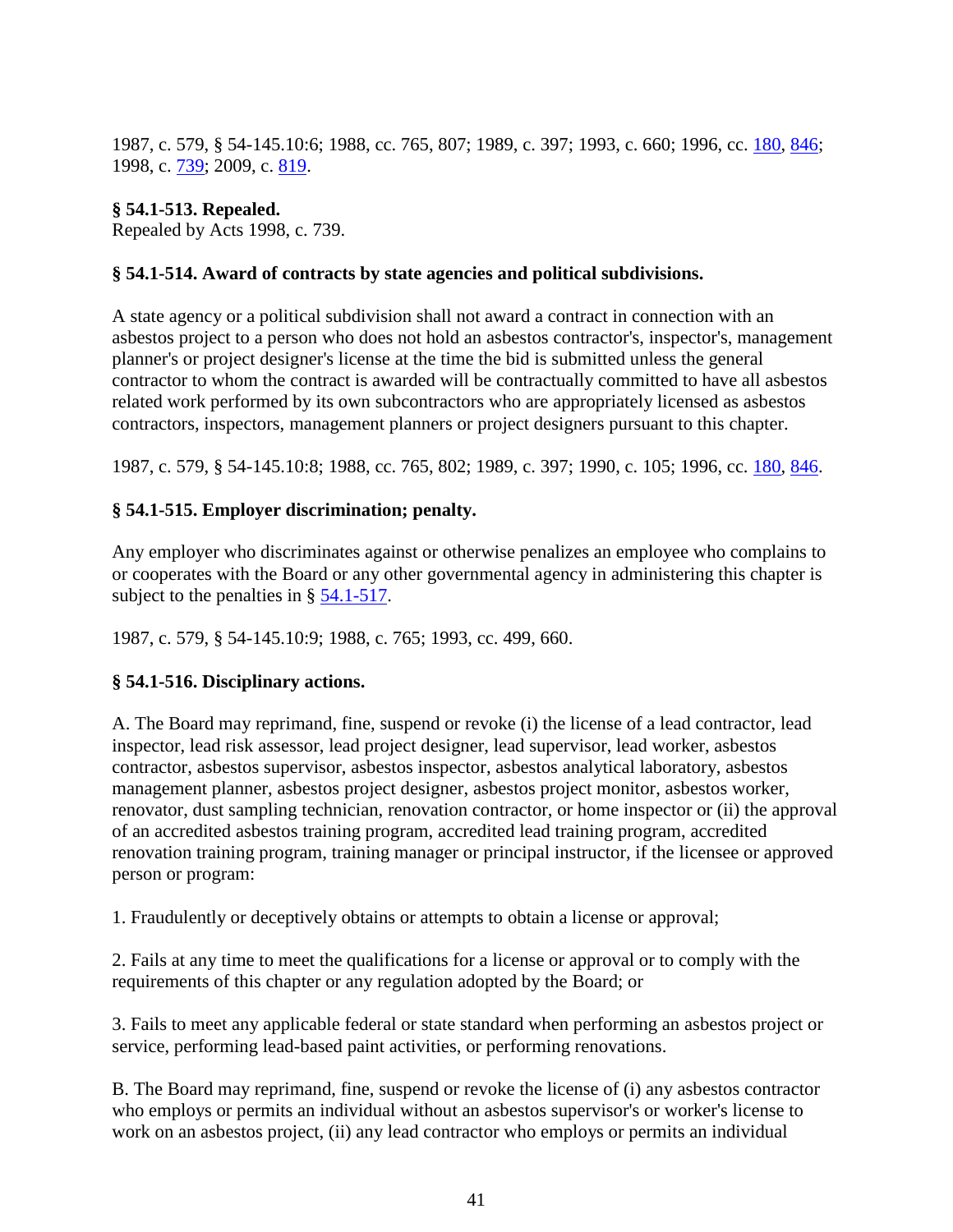1987, c. 579, § 54-145.10:6; 1988, cc. 765, 807; 1989, c. 397; 1993, c. 660; 1996, cc. 180, 846; 1998, c. 739; 2009, c. 819.

**§ 54.1-513. Repealed.**
Repealed by Acts 1998, c. 739.

**§ 54.1-514. Award of contracts by state agencies and political subdivisions.**

A state agency or a political subdivision shall not award a contract in connection with an asbestos project to a person who does not hold an asbestos contractor's, inspector's, management planner's or project designer's license at the time the bid is submitted unless the general contractor to whom the contract is awarded will be contractually committed to have all asbestos related work performed by its own subcontractors who are appropriately licensed as asbestos contractors, inspectors, management planners or project designers pursuant to this chapter.

1987, c. 579, § 54-145.10:8; 1988, cc. 765, 802; 1989, c. 397; 1990, c. 105; 1996, cc. 180, 846.

**§ 54.1-515. Employer discrimination; penalty.**

Any employer who discriminates against or otherwise penalizes an employee who complains to or cooperates with the Board or any other governmental agency in administering this chapter is subject to the penalties in § 54.1-517.

1987, c. 579, § 54-145.10:9; 1988, c. 765; 1993, cc. 499, 660.

**§ 54.1-516. Disciplinary actions.**

A. The Board may reprimand, fine, suspend or revoke (i) the license of a lead contractor, lead inspector, lead risk assessor, lead project designer, lead supervisor, lead worker, asbestos contractor, asbestos supervisor, asbestos inspector, asbestos analytical laboratory, asbestos management planner, asbestos project designer, asbestos project monitor, asbestos worker, renovator, dust sampling technician, renovation contractor, or home inspector or (ii) the approval of an accredited asbestos training program, accredited lead training program, accredited renovation training program, training manager or principal instructor, if the licensee or approved person or program:

1. Fraudulently or deceptively obtains or attempts to obtain a license or approval;

2. Fails at any time to meet the qualifications for a license or approval or to comply with the requirements of this chapter or any regulation adopted by the Board; or

3. Fails to meet any applicable federal or state standard when performing an asbestos project or service, performing lead-based paint activities, or performing renovations.

B. The Board may reprimand, fine, suspend or revoke the license of (i) any asbestos contractor who employs or permits an individual without an asbestos supervisor's or worker's license to work on an asbestos project, (ii) any lead contractor who employs or permits an individual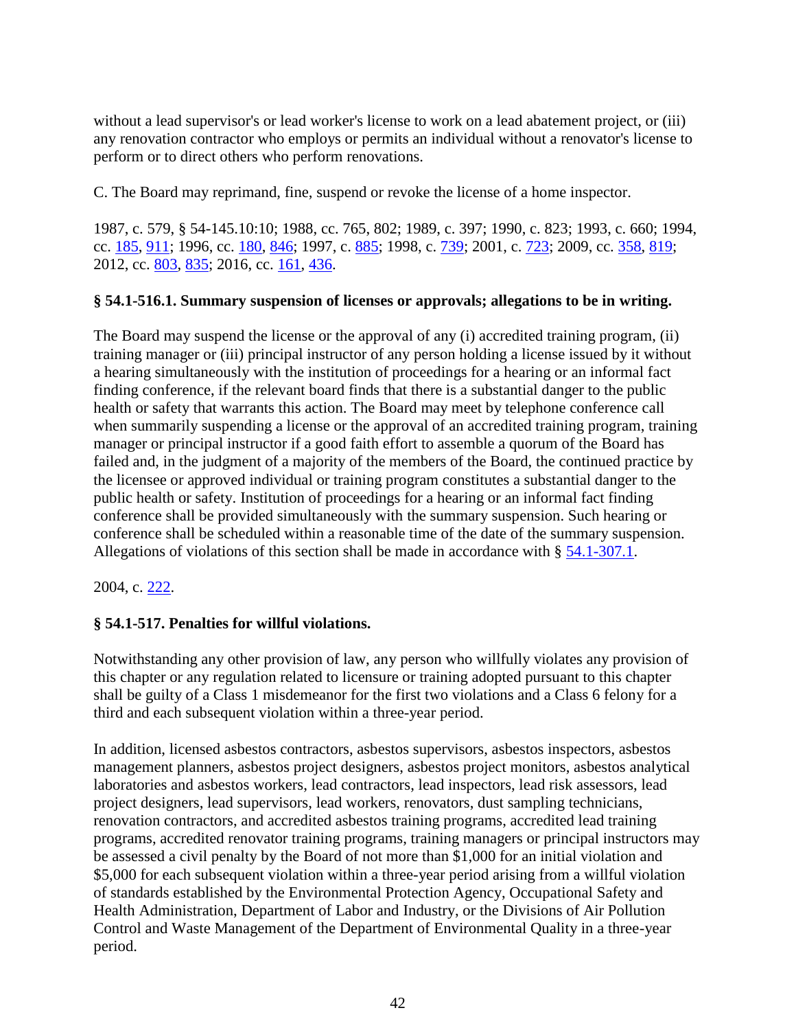without a lead supervisor's or lead worker's license to work on a lead abatement project, or (iii) any renovation contractor who employs or permits an individual without a renovator's license to perform or to direct others who perform renovations.

C. The Board may reprimand, fine, suspend or revoke the license of a home inspector.

1987, c. 579, § 54-145.10:10; 1988, cc. 765, 802; 1989, c. 397; 1990, c. 823; 1993, c. 660; 1994, cc. 185, 911; 1996, cc. 180, 846; 1997, c. 885; 1998, c. 739; 2001, c. 723; 2009, cc. 358, 819; 2012, cc. 803, 835; 2016, cc. 161, 436.

**§ 54.1-516.1. Summary suspension of licenses or approvals; allegations to be in writing.**

The Board may suspend the license or the approval of any (i) accredited training program, (ii) training manager or (iii) principal instructor of any person holding a license issued by it without a hearing simultaneously with the institution of proceedings for a hearing or an informal fact finding conference, if the relevant board finds that there is a substantial danger to the public health or safety that warrants this action. The Board may meet by telephone conference call when summarily suspending a license or the approval of an accredited training program, training manager or principal instructor if a good faith effort to assemble a quorum of the Board has failed and, in the judgment of a majority of the members of the Board, the continued practice by the licensee or approved individual or training program constitutes a substantial danger to the public health or safety. Institution of proceedings for a hearing or an informal fact finding conference shall be provided simultaneously with the summary suspension. Such hearing or conference shall be scheduled within a reasonable time of the date of the summary suspension. Allegations of violations of this section shall be made in accordance with § 54.1-307.1.

2004, c. 222.

**§ 54.1-517. Penalties for willful violations.**

Notwithstanding any other provision of law, any person who willfully violates any provision of this chapter or any regulation related to licensure or training adopted pursuant to this chapter shall be guilty of a Class 1 misdemeanor for the first two violations and a Class 6 felony for a third and each subsequent violation within a three-year period.

In addition, licensed asbestos contractors, asbestos supervisors, asbestos inspectors, asbestos management planners, asbestos project designers, asbestos project monitors, asbestos analytical laboratories and asbestos workers, lead contractors, lead inspectors, lead risk assessors, lead project designers, lead supervisors, lead workers, renovators, dust sampling technicians, renovation contractors, and accredited asbestos training programs, accredited lead training programs, accredited renovator training programs, training managers or principal instructors may be assessed a civil penalty by the Board of not more than $1,000 for an initial violation and $5,000 for each subsequent violation within a three-year period arising from a willful violation of standards established by the Environmental Protection Agency, Occupational Safety and Health Administration, Department of Labor and Industry, or the Divisions of Air Pollution Control and Waste Management of the Department of Environmental Quality in a three-year period.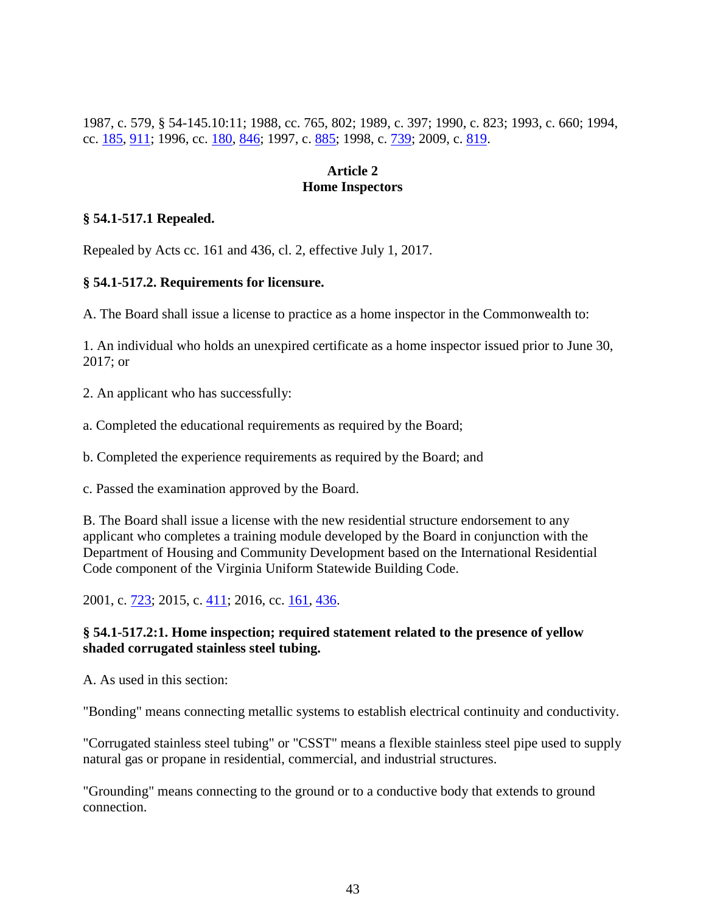1987, c. 579, § 54-145.10:11; 1988, cc. 765, 802; 1989, c. 397; 1990, c. 823; 1993, c. 660; 1994, cc. 185, 911; 1996, cc. 180, 846; 1997, c. 885; 1998, c. 739; 2009, c. 819.

## Article 2
## Home Inspectors

### § 54.1-517.1 Repealed.

Repealed by Acts cc. 161 and 436, cl. 2, effective July 1, 2017.

### § 54.1-517.2. Requirements for licensure.

A. The Board shall issue a license to practice as a home inspector in the Commonwealth to:

1. An individual who holds an unexpired certificate as a home inspector issued prior to June 30, 2017; or

2. An applicant who has successfully:

a. Completed the educational requirements as required by the Board;

b. Completed the experience requirements as required by the Board; and

c. Passed the examination approved by the Board.

B. The Board shall issue a license with the new residential structure endorsement to any applicant who completes a training module developed by the Board in conjunction with the Department of Housing and Community Development based on the International Residential Code component of the Virginia Uniform Statewide Building Code.

2001, c. 723; 2015, c. 411; 2016, cc. 161, 436.

### § 54.1-517.2:1. Home inspection; required statement related to the presence of yellow shaded corrugated stainless steel tubing.

A. As used in this section:

"Bonding" means connecting metallic systems to establish electrical continuity and conductivity.

"Corrugated stainless steel tubing" or "CSST" means a flexible stainless steel pipe used to supply natural gas or propane in residential, commercial, and industrial structures.

"Grounding" means connecting to the ground or to a conductive body that extends to ground connection.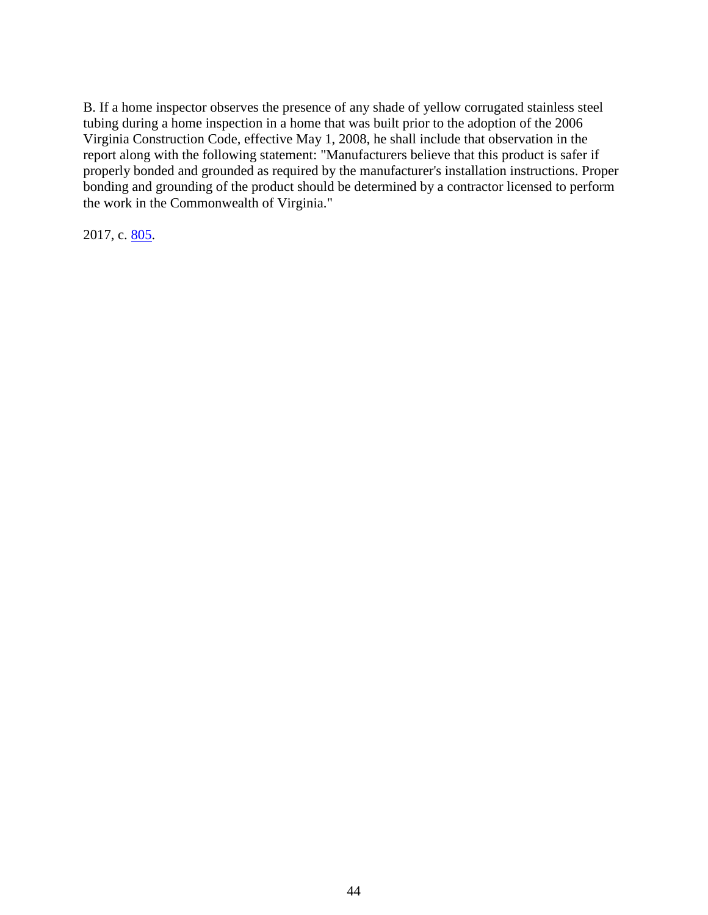B. If a home inspector observes the presence of any shade of yellow corrugated stainless steel tubing during a home inspection in a home that was built prior to the adoption of the 2006 Virginia Construction Code, effective May 1, 2008, he shall include that observation in the report along with the following statement: "Manufacturers believe that this product is safer if properly bonded and grounded as required by the manufacturer's installation instructions. Proper bonding and grounding of the product should be determined by a contractor licensed to perform the work in the Commonwealth of Virginia."

2017, c. 805.